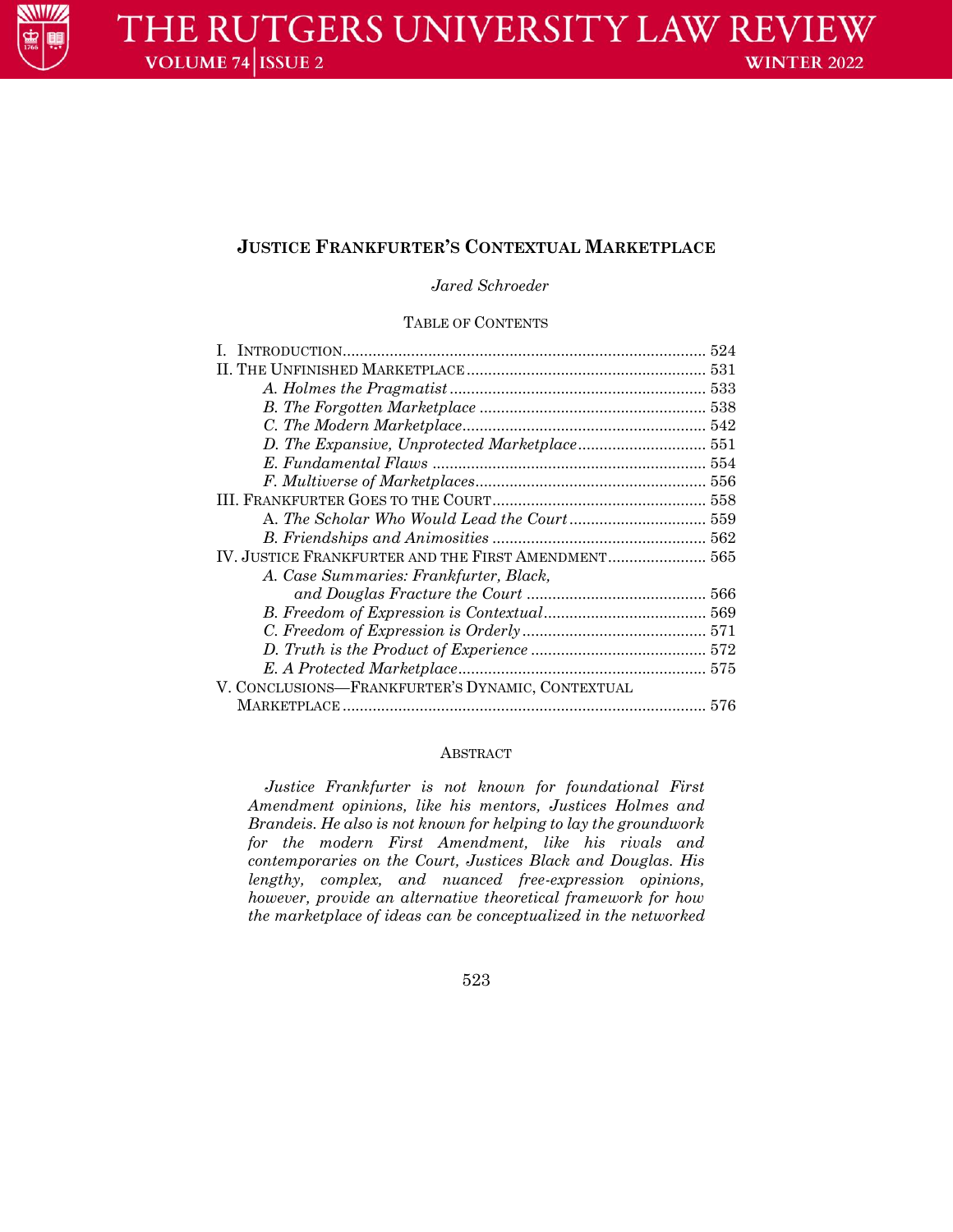# JUSTICE FRANKFURTER'S CONTEXTUAL MARKETPLACE

*Jared Schroeder*

TABLE OF CONTENTS

I. INTRODUCTION ..... 524
II. THE UNFINISHED MARKETPLACE ..... 531
  *A. Holmes the Pragmatist* ..... 533
  *B. The Forgotten Marketplace* ..... 538
  *C. The Modern Marketplace* ..... 542
  *D. The Expansive, Unprotected Marketplace* ..... 551
  *E. Fundamental Flaws* ..... 554
  *F. Multiverse of Marketplaces* ..... 556
III. FRANKFURTER GOES TO THE COURT ..... 558
  A. *The Scholar Who Would Lead the Court* ..... 559
  *B. Friendships and Animosities* ..... 562
IV. JUSTICE FRANKFURTER AND THE FIRST AMENDMENT ..... 565
  *A. Case Summaries: Frankfurter, Black, and Douglas Fracture the Court* ..... 566
  *B. Freedom of Expression is Contextual* ..... 569
  *C. Freedom of Expression is Orderly* ..... 571
  *D. Truth is the Product of Experience* ..... 572
  *E. A Protected Marketplace* ..... 575
V. CONCLUSIONS—FRANKFURTER'S DYNAMIC, CONTEXTUAL MARKETPLACE ..... 576

ABSTRACT

*Justice Frankfurter is not known for foundational First Amendment opinions, like his mentors, Justices Holmes and Brandeis. He also is not known for helping to lay the groundwork for the modern First Amendment, like his rivals and contemporaries on the Court, Justices Black and Douglas. His lengthy, complex, and nuanced free-expression opinions, however, provide an alternative theoretical framework for how the marketplace of ideas can be conceptualized in the networked*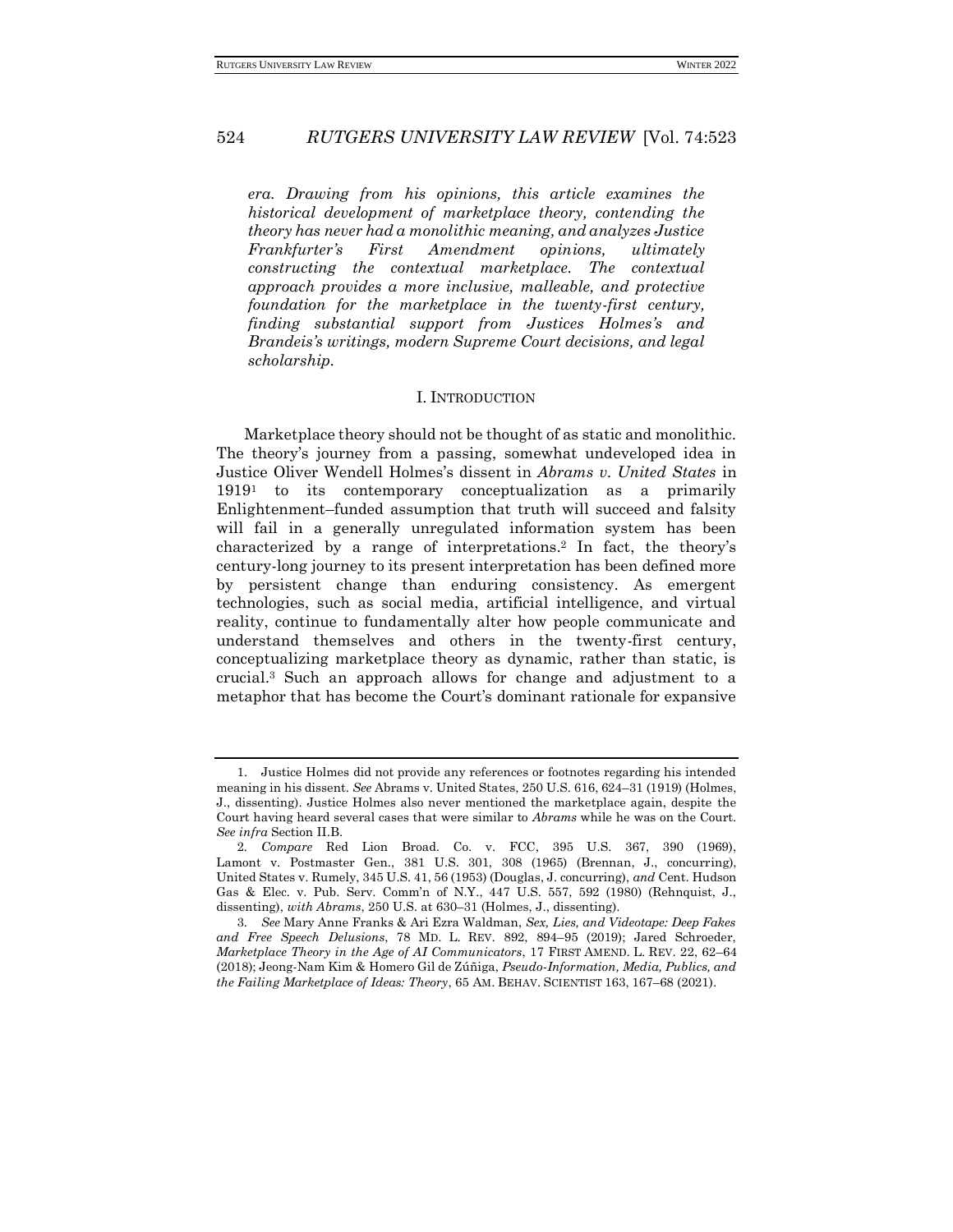*era. Drawing from his opinions, this article examines the historical development of marketplace theory, contending the theory has never had a monolithic meaning, and analyzes Justice Frankfurter's First Amendment opinions, ultimately constructing the contextual marketplace. The contextual approach provides a more inclusive, malleable, and protective foundation for the marketplace in the twenty-first century, finding substantial support from Justices Holmes's and Brandeis's writings, modern Supreme Court decisions, and legal scholarship.*

## I. INTRODUCTION

Marketplace theory should not be thought of as static and monolithic. The theory's journey from a passing, somewhat undeveloped idea in Justice Oliver Wendell Holmes's dissent in *Abrams v. United States* in 1919[1] to its contemporary conceptualization as a primarily Enlightenment–funded assumption that truth will succeed and falsity will fail in a generally unregulated information system has been characterized by a range of interpretations.[2] In fact, the theory's century-long journey to its present interpretation has been defined more by persistent change than enduring consistency. As emergent technologies, such as social media, artificial intelligence, and virtual reality, continue to fundamentally alter how people communicate and understand themselves and others in the twenty-first century, conceptualizing marketplace theory as dynamic, rather than static, is crucial.[3] Such an approach allows for change and adjustment to a metaphor that has become the Court's dominant rationale for expansive

---

1. Justice Holmes did not provide any references or footnotes regarding his intended meaning in his dissent. *See* Abrams v. United States, 250 U.S. 616, 624–31 (1919) (Holmes, J., dissenting). Justice Holmes also never mentioned the marketplace again, despite the Court having heard several cases that were similar to *Abrams* while he was on the Court. *See infra* Section II.B.

2. *Compare* Red Lion Broad. Co. v. FCC, 395 U.S. 367, 390 (1969), Lamont v. Postmaster Gen., 381 U.S. 301, 308 (1965) (Brennan, J., concurring), United States v. Rumely, 345 U.S. 41, 56 (1953) (Douglas, J. concurring), *and* Cent. Hudson Gas & Elec. v. Pub. Serv. Comm'n of N.Y., 447 U.S. 557, 592 (1980) (Rehnquist, J., dissenting), *with Abrams*, 250 U.S. at 630–31 (Holmes, J., dissenting).

3. *See* Mary Anne Franks & Ari Ezra Waldman, *Sex, Lies, and Videotape: Deep Fakes and Free Speech Delusions*, 78 MD. L. REV. 892, 894–95 (2019); Jared Schroeder, *Marketplace Theory in the Age of AI Communicators*, 17 FIRST AMEND. L. REV. 22, 62–64 (2018); Jeong-Nam Kim & Homero Gil de Zúñiga, *Pseudo-Information, Media, Publics, and the Failing Marketplace of Ideas: Theory*, 65 AM. BEHAV. SCIENTIST 163, 167–68 (2021).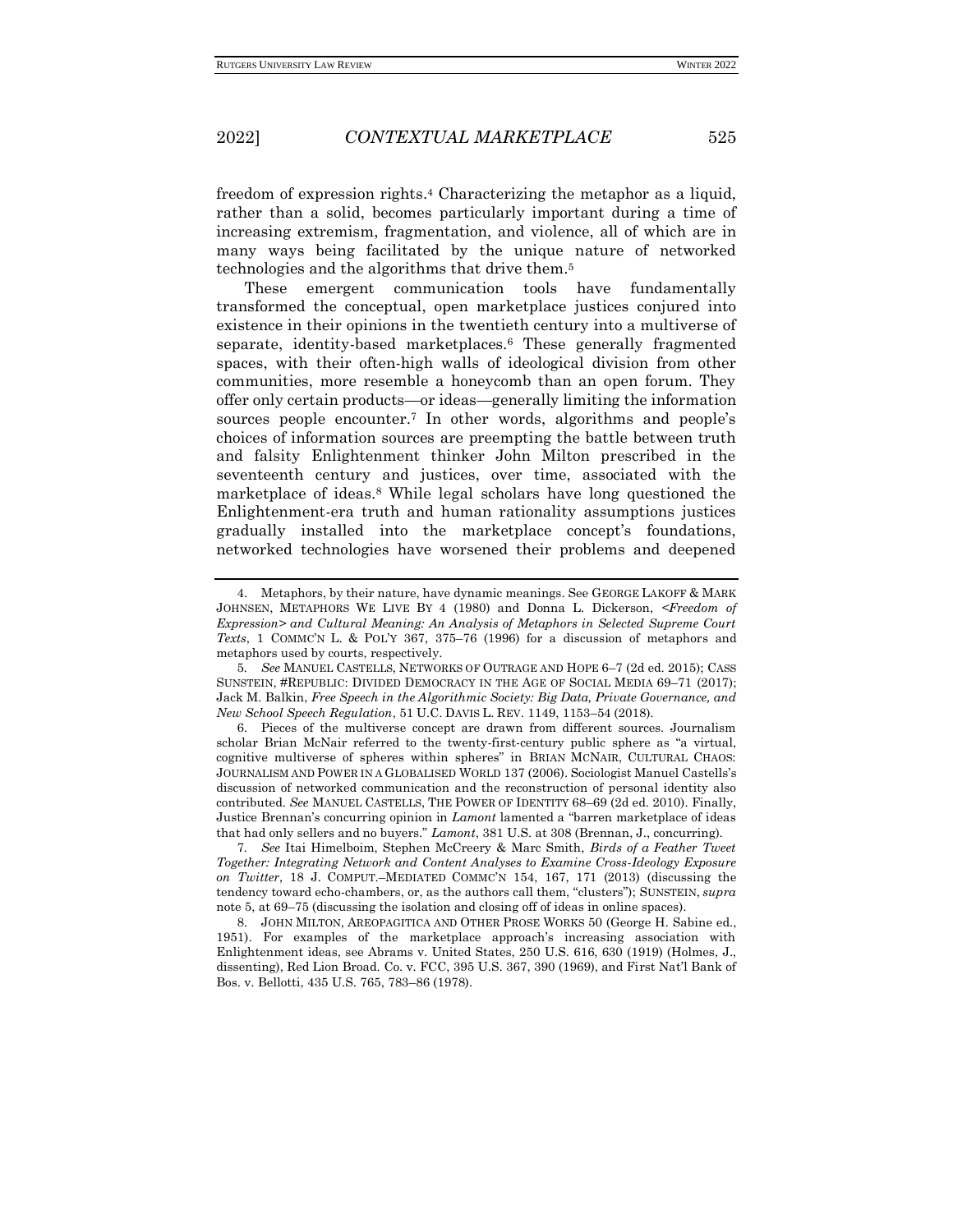freedom of expression rights.[4] Characterizing the metaphor as a liquid, rather than a solid, becomes particularly important during a time of increasing extremism, fragmentation, and violence, all of which are in many ways being facilitated by the unique nature of networked technologies and the algorithms that drive them.[5]

These emergent communication tools have fundamentally transformed the conceptual, open marketplace justices conjured into existence in their opinions in the twentieth century into a multiverse of separate, identity-based marketplaces.[6] These generally fragmented spaces, with their often-high walls of ideological division from other communities, more resemble a honeycomb than an open forum. They offer only certain products—or ideas—generally limiting the information sources people encounter.[7] In other words, algorithms and people's choices of information sources are preempting the battle between truth and falsity Enlightenment thinker John Milton prescribed in the seventeenth century and justices, over time, associated with the marketplace of ideas.[8] While legal scholars have long questioned the Enlightenment-era truth and human rationality assumptions justices gradually installed into the marketplace concept's foundations, networked technologies have worsened their problems and deepened

---

4. Metaphors, by their nature, have dynamic meanings. See GEORGE LAKOFF & MARK JOHNSEN, METAPHORS WE LIVE BY 4 (1980) and Donna L. Dickerson, *<Freedom of Expression> and Cultural Meaning: An Analysis of Metaphors in Selected Supreme Court Texts*, 1 COMMC'N L. & POL'Y 367, 375–76 (1996) for a discussion of metaphors and metaphors used by courts, respectively.

5. *See* MANUEL CASTELLS, NETWORKS OF OUTRAGE AND HOPE 6–7 (2d ed. 2015); CASS SUNSTEIN, #REPUBLIC: DIVIDED DEMOCRACY IN THE AGE OF SOCIAL MEDIA 69–71 (2017); Jack M. Balkin, *Free Speech in the Algorithmic Society: Big Data, Private Governance, and New School Speech Regulation*, 51 U.C. DAVIS L. REV. 1149, 1153–54 (2018).

6. Pieces of the multiverse concept are drawn from different sources. Journalism scholar Brian McNair referred to the twenty-first-century public sphere as "a virtual, cognitive multiverse of spheres within spheres" in BRIAN MCNAIR, CULTURAL CHAOS: JOURNALISM AND POWER IN A GLOBALISED WORLD 137 (2006). Sociologist Manuel Castells's discussion of networked communication and the reconstruction of personal identity also contributed. *See* MANUEL CASTELLS, THE POWER OF IDENTITY 68–69 (2d ed. 2010). Finally, Justice Brennan's concurring opinion in *Lamont* lamented a "barren marketplace of ideas that had only sellers and no buyers." *Lamont*, 381 U.S. at 308 (Brennan, J., concurring).

7. *See* Itai Himelboim, Stephen McCreery & Marc Smith, *Birds of a Feather Tweet Together: Integrating Network and Content Analyses to Examine Cross-Ideology Exposure on Twitter*, 18 J. COMPUT.–MEDIATED COMMC'N 154, 167, 171 (2013) (discussing the tendency toward echo-chambers, or, as the authors call them, "clusters"); SUNSTEIN, *supra* note 5, at 69–75 (discussing the isolation and closing off of ideas in online spaces).

8. JOHN MILTON, AREOPAGITICA AND OTHER PROSE WORKS 50 (George H. Sabine ed., 1951). For examples of the marketplace approach's increasing association with Enlightenment ideas, see Abrams v. United States, 250 U.S. 616, 630 (1919) (Holmes, J., dissenting), Red Lion Broad. Co. v. FCC, 395 U.S. 367, 390 (1969), and First Nat'l Bank of Bos. v. Bellotti, 435 U.S. 765, 783–86 (1978).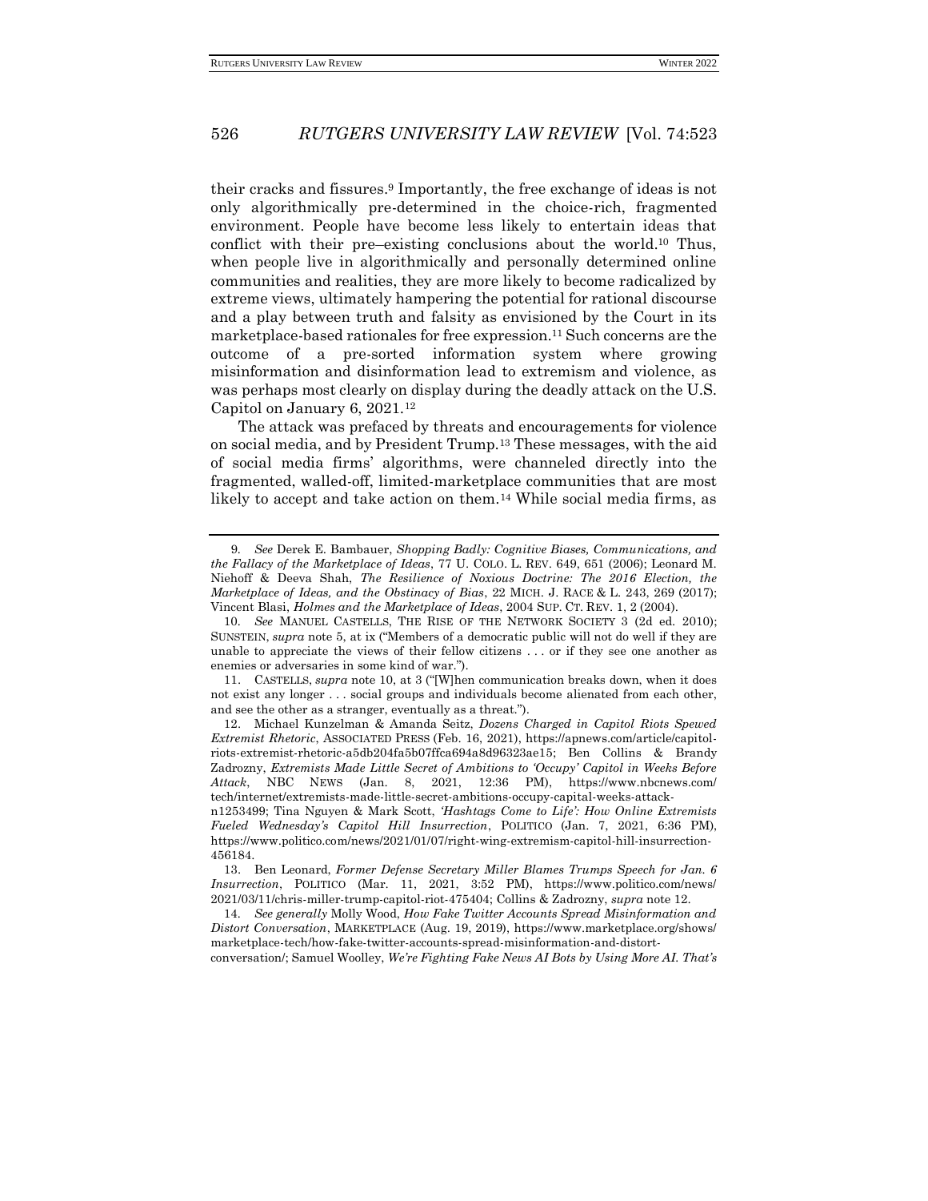their cracks and fissures.[9] Importantly, the free exchange of ideas is not only algorithmically pre-determined in the choice-rich, fragmented environment. People have become less likely to entertain ideas that conflict with their pre–existing conclusions about the world.[10] Thus, when people live in algorithmically and personally determined online communities and realities, they are more likely to become radicalized by extreme views, ultimately hampering the potential for rational discourse and a play between truth and falsity as envisioned by the Court in its marketplace-based rationales for free expression.[11] Such concerns are the outcome of a pre-sorted information system where growing misinformation and disinformation lead to extremism and violence, as was perhaps most clearly on display during the deadly attack on the U.S. Capitol on January 6, 2021.[12]

The attack was prefaced by threats and encouragements for violence on social media, and by President Trump.[13] These messages, with the aid of social media firms' algorithms, were channeled directly into the fragmented, walled-off, limited-marketplace communities that are most likely to accept and take action on them.[14] While social media firms, as

---

9. *See* Derek E. Bambauer, *Shopping Badly: Cognitive Biases, Communications, and the Fallacy of the Marketplace of Ideas*, 77 U. COLO. L. REV. 649, 651 (2006); Leonard M. Niehoff & Deeva Shah, *The Resilience of Noxious Doctrine: The 2016 Election, the Marketplace of Ideas, and the Obstinacy of Bias*, 22 MICH. J. RACE & L. 243, 269 (2017); Vincent Blasi, *Holmes and the Marketplace of Ideas*, 2004 SUP. CT. REV. 1, 2 (2004).

10. *See* MANUEL CASTELLS, THE RISE OF THE NETWORK SOCIETY 3 (2d ed. 2010); SUNSTEIN, *supra* note 5, at ix ("Members of a democratic public will not do well if they are unable to appreciate the views of their fellow citizens . . . or if they see one another as enemies or adversaries in some kind of war.").

11. CASTELLS, *supra* note 10, at 3 ("[W]hen communication breaks down, when it does not exist any longer . . . social groups and individuals become alienated from each other, and see the other as a stranger, eventually as a threat.").

12. Michael Kunzelman & Amanda Seitz, *Dozens Charged in Capitol Riots Spewed Extremist Rhetoric*, ASSOCIATED PRESS (Feb. 16, 2021), https://apnews.com/article/capitol-riots-extremist-rhetoric-a5db204fa5b07ffca694a8d96323ae15; Ben Collins & Brandy Zadrozny, *Extremists Made Little Secret of Ambitions to 'Occupy' Capitol in Weeks Before Attack*, NBC NEWS (Jan. 8, 2021, 12:36 PM), https://www.nbcnews.com/tech/internet/extremists-made-little-secret-ambitions-occupy-capital-weeks-attack-n1253499; Tina Nguyen & Mark Scott, *'Hashtags Come to Life': How Online Extremists Fueled Wednesday's Capitol Hill Insurrection*, POLITICO (Jan. 7, 2021, 6:36 PM), https://www.politico.com/news/2021/01/07/right-wing-extremism-capitol-hill-insurrection-456184.

13. Ben Leonard, *Former Defense Secretary Miller Blames Trumps Speech for Jan. 6 Insurrection*, POLITICO (Mar. 11, 2021, 3:52 PM), https://www.politico.com/news/2021/03/11/chris-miller-trump-capitol-riot-475404; Collins & Zadrozny, *supra* note 12.

14. *See generally* Molly Wood, *How Fake Twitter Accounts Spread Misinformation and Distort Conversation*, MARKETPLACE (Aug. 19, 2019), https://www.marketplace.org/shows/marketplace-tech/how-fake-twitter-accounts-spread-misinformation-and-distort-conversation/; Samuel Woolley, *We're Fighting Fake News AI Bots by Using More AI. That's*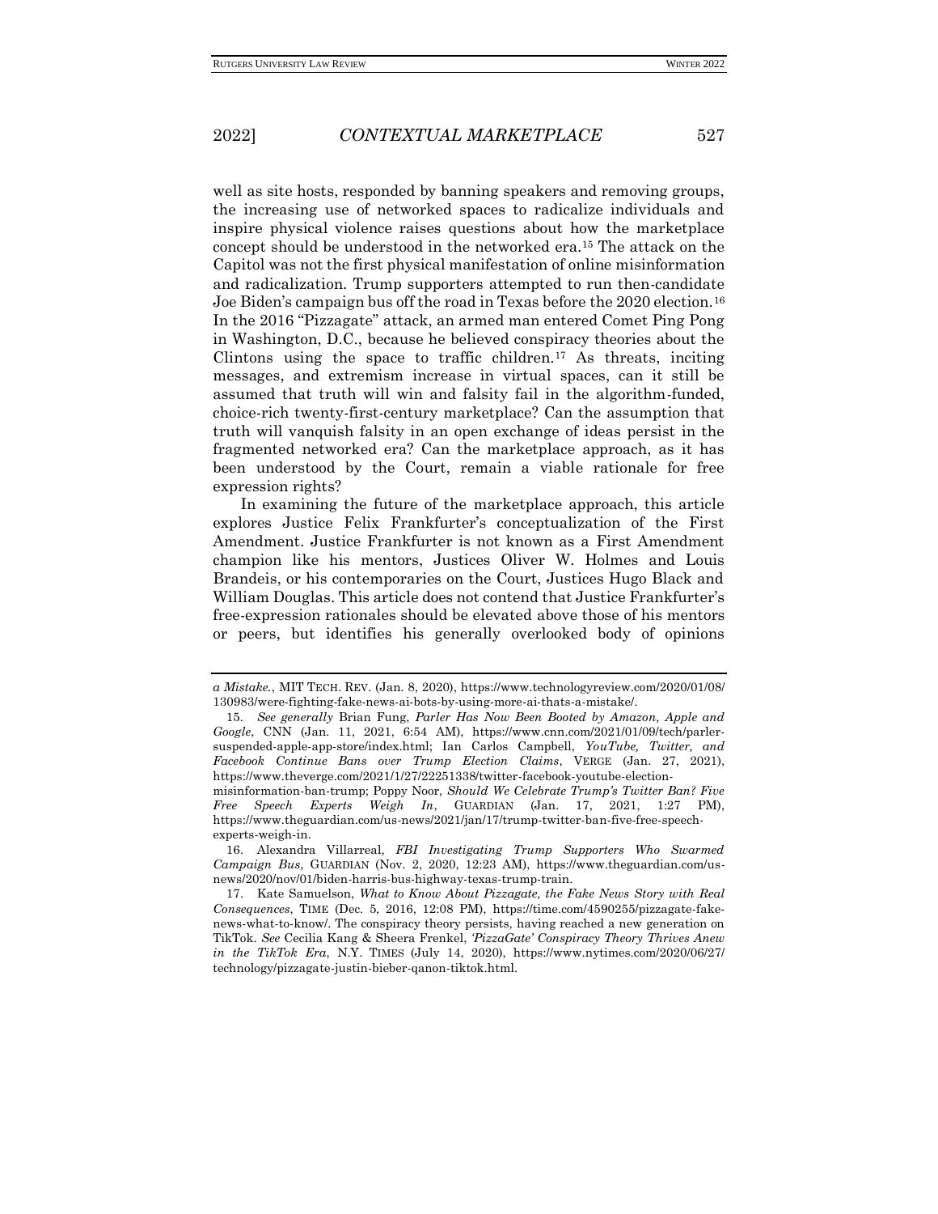well as site hosts, responded by banning speakers and removing groups, the increasing use of networked spaces to radicalize individuals and inspire physical violence raises questions about how the marketplace concept should be understood in the networked era.[15] The attack on the Capitol was not the first physical manifestation of online misinformation and radicalization. Trump supporters attempted to run then-candidate Joe Biden's campaign bus off the road in Texas before the 2020 election.[16] In the 2016 "Pizzagate" attack, an armed man entered Comet Ping Pong in Washington, D.C., because he believed conspiracy theories about the Clintons using the space to traffic children.[17] As threats, inciting messages, and extremism increase in virtual spaces, can it still be assumed that truth will win and falsity fail in the algorithm-funded, choice-rich twenty-first-century marketplace? Can the assumption that truth will vanquish falsity in an open exchange of ideas persist in the fragmented networked era? Can the marketplace approach, as it has been understood by the Court, remain a viable rationale for free expression rights?

In examining the future of the marketplace approach, this article explores Justice Felix Frankfurter's conceptualization of the First Amendment. Justice Frankfurter is not known as a First Amendment champion like his mentors, Justices Oliver W. Holmes and Louis Brandeis, or his contemporaries on the Court, Justices Hugo Black and William Douglas. This article does not contend that Justice Frankfurter's free-expression rationales should be elevated above those of his mentors or peers, but identifies his generally overlooked body of opinions

---

*a Mistake.*, MIT TECH. REV. (Jan. 8, 2020), https://www.technologyreview.com/2020/01/08/130983/were-fighting-fake-news-ai-bots-by-using-more-ai-thats-a-mistake/.

15. *See generally* Brian Fung, *Parler Has Now Been Booted by Amazon, Apple and Google*, CNN (Jan. 11, 2021, 6:54 AM), https://www.cnn.com/2021/01/09/tech/parler-suspended-apple-app-store/index.html; Ian Carlos Campbell, *YouTube, Twitter, and Facebook Continue Bans over Trump Election Claims*, VERGE (Jan. 27, 2021), https://www.theverge.com/2021/1/27/22251338/twitter-facebook-youtube-election-misinformation-ban-trump; Poppy Noor, *Should We Celebrate Trump's Twitter Ban? Five Free Speech Experts Weigh In*, GUARDIAN (Jan. 17, 2021, 1:27 PM), https://www.theguardian.com/us-news/2021/jan/17/trump-twitter-ban-five-free-speech-experts-weigh-in.

16. Alexandra Villarreal, *FBI Investigating Trump Supporters Who Swarmed Campaign Bus*, GUARDIAN (Nov. 2, 2020, 12:23 AM), https://www.theguardian.com/us-news/2020/nov/01/biden-harris-bus-highway-texas-trump-train.

17. Kate Samuelson, *What to Know About Pizzagate, the Fake News Story with Real Consequences*, TIME (Dec. 5, 2016, 12:08 PM), https://time.com/4590255/pizzagate-fake-news-what-to-know/. The conspiracy theory persists, having reached a new generation on TikTok. *See* Cecilia Kang & Sheera Frenkel, *'PizzaGate' Conspiracy Theory Thrives Anew in the TikTok Era*, N.Y. TIMES (July 14, 2020), https://www.nytimes.com/2020/06/27/technology/pizzagate-justin-bieber-qanon-tiktok.html.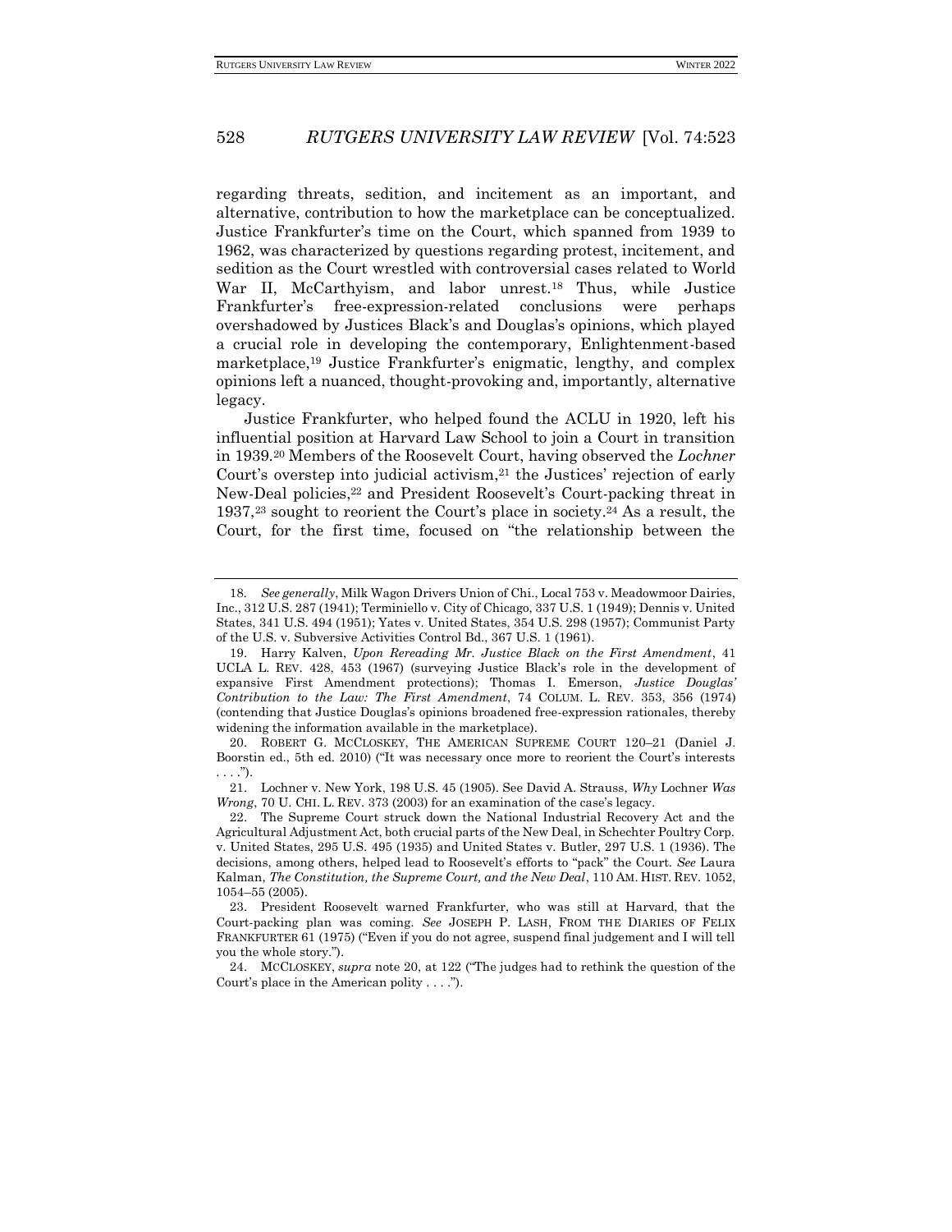regarding threats, sedition, and incitement as an important, and alternative, contribution to how the marketplace can be conceptualized. Justice Frankfurter's time on the Court, which spanned from 1939 to 1962, was characterized by questions regarding protest, incitement, and sedition as the Court wrestled with controversial cases related to World War II, McCarthyism, and labor unrest.[18] Thus, while Justice Frankfurter's free-expression-related conclusions were perhaps overshadowed by Justices Black's and Douglas's opinions, which played a crucial role in developing the contemporary, Enlightenment-based marketplace,[19] Justice Frankfurter's enigmatic, lengthy, and complex opinions left a nuanced, thought-provoking and, importantly, alternative legacy.

Justice Frankfurter, who helped found the ACLU in 1920, left his influential position at Harvard Law School to join a Court in transition in 1939.[20] Members of the Roosevelt Court, having observed the *Lochner* Court's overstep into judicial activism,[21] the Justices' rejection of early New-Deal policies,[22] and President Roosevelt's Court-packing threat in 1937,[23] sought to reorient the Court's place in society.[24] As a result, the Court, for the first time, focused on "the relationship between the

---

18. *See generally*, Milk Wagon Drivers Union of Chi., Local 753 v. Meadowmoor Dairies, Inc., 312 U.S. 287 (1941); Terminiello v. City of Chicago, 337 U.S. 1 (1949); Dennis v. United States, 341 U.S. 494 (1951); Yates v. United States, 354 U.S. 298 (1957); Communist Party of the U.S. v. Subversive Activities Control Bd., 367 U.S. 1 (1961).

19. Harry Kalven, *Upon Rereading Mr. Justice Black on the First Amendment*, 41 UCLA L. REV. 428, 453 (1967) (surveying Justice Black's role in the development of expansive First Amendment protections); Thomas I. Emerson, *Justice Douglas' Contribution to the Law: The First Amendment*, 74 COLUM. L. REV. 353, 356 (1974) (contending that Justice Douglas's opinions broadened free-expression rationales, thereby widening the information available in the marketplace).

20. ROBERT G. MCCLOSKEY, THE AMERICAN SUPREME COURT 120–21 (Daniel J. Boorstin ed., 5th ed. 2010) ("It was necessary once more to reorient the Court's interests . . . .").

21. Lochner v. New York, 198 U.S. 45 (1905). See David A. Strauss, *Why* Lochner *Was Wrong*, 70 U. CHI. L. REV. 373 (2003) for an examination of the case's legacy.

22. The Supreme Court struck down the National Industrial Recovery Act and the Agricultural Adjustment Act, both crucial parts of the New Deal, in Schechter Poultry Corp. v. United States, 295 U.S. 495 (1935) and United States v. Butler, 297 U.S. 1 (1936). The decisions, among others, helped lead to Roosevelt's efforts to "pack" the Court. *See* Laura Kalman, *The Constitution, the Supreme Court, and the New Deal*, 110 AM. HIST. REV. 1052, 1054–55 (2005).

23. President Roosevelt warned Frankfurter, who was still at Harvard, that the Court-packing plan was coming. *See* JOSEPH P. LASH, FROM THE DIARIES OF FELIX FRANKFURTER 61 (1975) ("Even if you do not agree, suspend final judgement and I will tell you the whole story.").

24. MCCLOSKEY, *supra* note 20, at 122 ("The judges had to rethink the question of the Court's place in the American polity . . . .").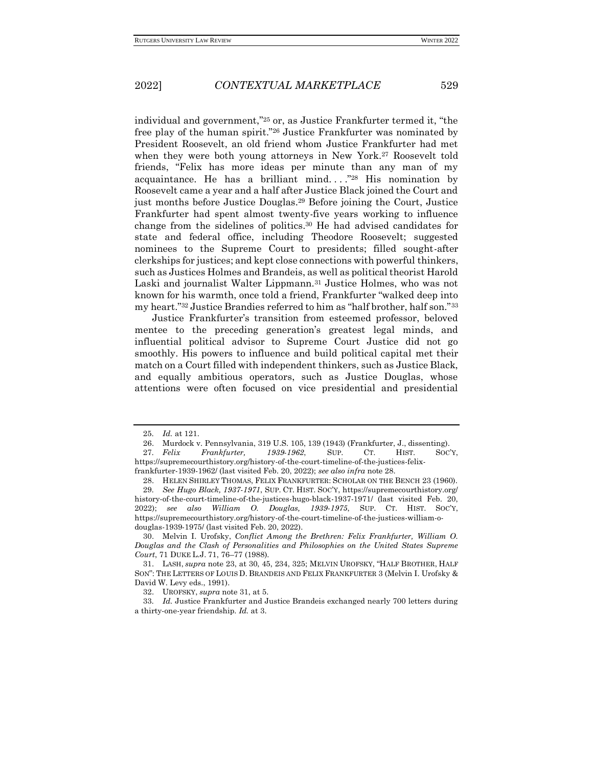individual and government,"[25] or, as Justice Frankfurter termed it, "the free play of the human spirit."[26] Justice Frankfurter was nominated by President Roosevelt, an old friend whom Justice Frankfurter had met when they were both young attorneys in New York.[27] Roosevelt told friends, "Felix has more ideas per minute than any man of my acquaintance. He has a brilliant mind. . . ."[28] His nomination by Roosevelt came a year and a half after Justice Black joined the Court and just months before Justice Douglas.[29] Before joining the Court, Justice Frankfurter had spent almost twenty-five years working to influence change from the sidelines of politics.[30] He had advised candidates for state and federal office, including Theodore Roosevelt; suggested nominees to the Supreme Court to presidents; filled sought-after clerkships for justices; and kept close connections with powerful thinkers, such as Justices Holmes and Brandeis, as well as political theorist Harold Laski and journalist Walter Lippmann.[31] Justice Holmes, who was not known for his warmth, once told a friend, Frankfurter "walked deep into my heart."[32] Justice Brandies referred to him as "half brother, half son."[33]

Justice Frankfurter's transition from esteemed professor, beloved mentee to the preceding generation's greatest legal minds, and influential political advisor to Supreme Court Justice did not go smoothly. His powers to influence and build political capital met their match on a Court filled with independent thinkers, such as Justice Black, and equally ambitious operators, such as Justice Douglas, whose attentions were often focused on vice presidential and presidential

---

25. *Id.* at 121.

26. Murdock v. Pennsylvania, 319 U.S. 105, 139 (1943) (Frankfurter, J., dissenting).

27. *Felix Frankfurter, 1939-1962*, SUP. CT. HIST. SOC'Y, https://supremecourthistory.org/history-of-the-court-timeline-of-the-justices-felix-frankfurter-1939-1962/ (last visited Feb. 20, 2022); *see also infra* note 28.

28. HELEN SHIRLEY THOMAS, FELIX FRANKFURTER: SCHOLAR ON THE BENCH 23 (1960).

29. *See Hugo Black, 1937-1971*, SUP. CT. HIST. SOC'Y, https://supremecourthistory.org/history-of-the-court-timeline-of-the-justices-hugo-black-1937-1971/ (last visited Feb. 20, 2022); *see also William O. Douglas, 1939-1975*, SUP. CT. HIST. SOC'Y, https://supremecourthistory.org/history-of-the-court-timeline-of-the-justices-william-o-douglas-1939-1975/ (last visited Feb. 20, 2022).

30. Melvin I. Urofsky, *Conflict Among the Brethren: Felix Frankfurter, William O. Douglas and the Clash of Personalities and Philosophies on the United States Supreme Court*, 71 DUKE L.J. 71, 76–77 (1988).

31. LASH, *supra* note 23, at 30, 45, 234, 325; MELVIN UROFSKY, "HALF BROTHER, HALF SON": THE LETTERS OF LOUIS D. BRANDEIS AND FELIX FRANKFURTER 3 (Melvin I. Urofsky & David W. Levy eds., 1991).

32. UROFSKY, *supra* note 31, at 5.

33. *Id.* Justice Frankfurter and Justice Brandeis exchanged nearly 700 letters during a thirty-one-year friendship. *Id.* at 3.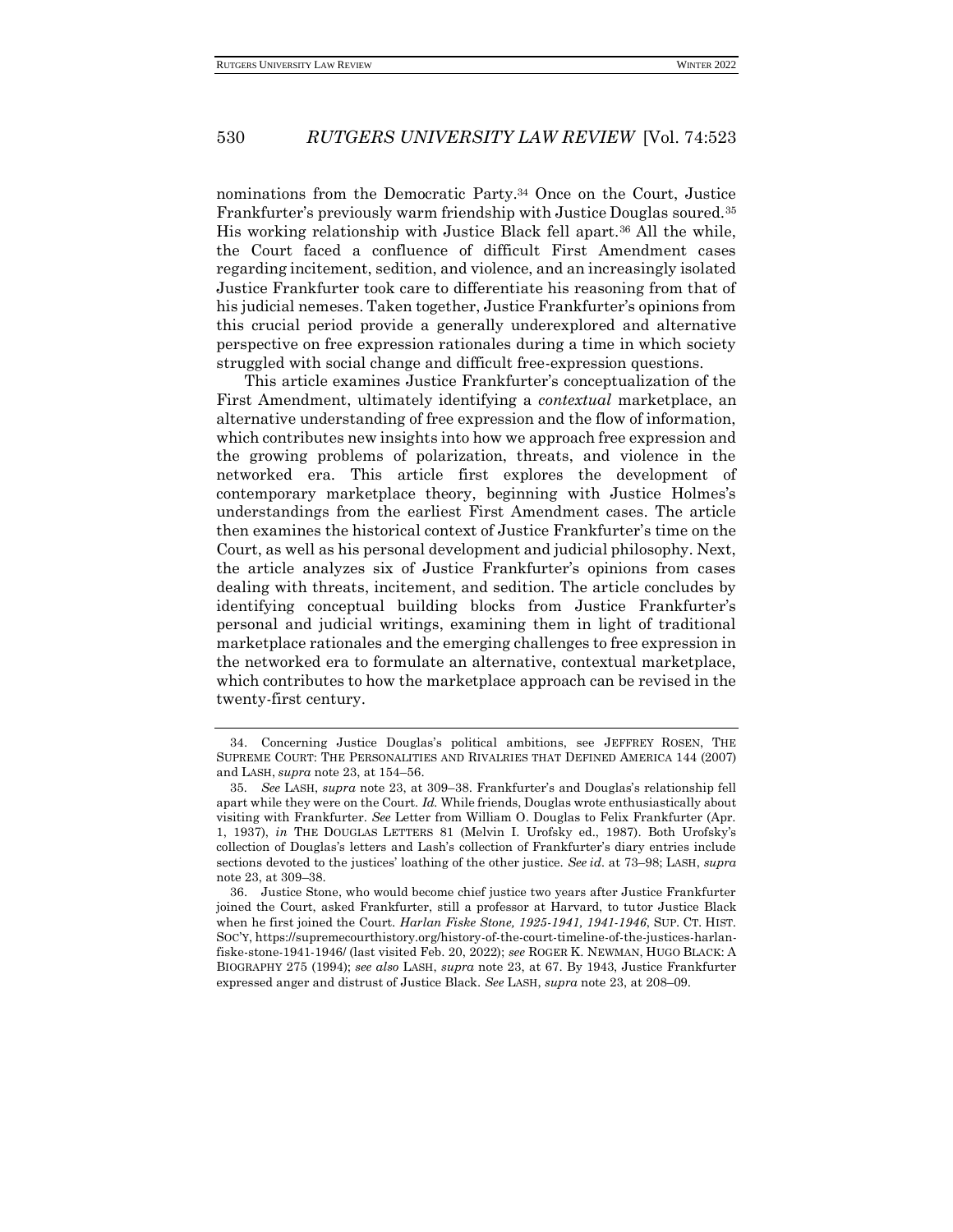nominations from the Democratic Party.[34] Once on the Court, Justice Frankfurter's previously warm friendship with Justice Douglas soured.[35] His working relationship with Justice Black fell apart.[36] All the while, the Court faced a confluence of difficult First Amendment cases regarding incitement, sedition, and violence, and an increasingly isolated Justice Frankfurter took care to differentiate his reasoning from that of his judicial nemeses. Taken together, Justice Frankfurter's opinions from this crucial period provide a generally underexplored and alternative perspective on free expression rationales during a time in which society struggled with social change and difficult free-expression questions.

This article examines Justice Frankfurter's conceptualization of the First Amendment, ultimately identifying a *contextual* marketplace, an alternative understanding of free expression and the flow of information, which contributes new insights into how we approach free expression and the growing problems of polarization, threats, and violence in the networked era. This article first explores the development of contemporary marketplace theory, beginning with Justice Holmes's understandings from the earliest First Amendment cases. The article then examines the historical context of Justice Frankfurter's time on the Court, as well as his personal development and judicial philosophy. Next, the article analyzes six of Justice Frankfurter's opinions from cases dealing with threats, incitement, and sedition. The article concludes by identifying conceptual building blocks from Justice Frankfurter's personal and judicial writings, examining them in light of traditional marketplace rationales and the emerging challenges to free expression in the networked era to formulate an alternative, contextual marketplace, which contributes to how the marketplace approach can be revised in the twenty-first century.

---

34. Concerning Justice Douglas's political ambitions, see JEFFREY ROSEN, THE SUPREME COURT: THE PERSONALITIES AND RIVALRIES THAT DEFINED AMERICA 144 (2007) and LASH, *supra* note 23, at 154–56.

35. *See* LASH, *supra* note 23, at 309–38. Frankfurter's and Douglas's relationship fell apart while they were on the Court. *Id.* While friends, Douglas wrote enthusiastically about visiting with Frankfurter. *See* Letter from William O. Douglas to Felix Frankfurter (Apr. 1, 1937), *in* THE DOUGLAS LETTERS 81 (Melvin I. Urofsky ed., 1987). Both Urofsky's collection of Douglas's letters and Lash's collection of Frankfurter's diary entries include sections devoted to the justices' loathing of the other justice. *See id.* at 73–98; LASH, *supra* note 23, at 309–38.

36. Justice Stone, who would become chief justice two years after Justice Frankfurter joined the Court, asked Frankfurter, still a professor at Harvard, to tutor Justice Black when he first joined the Court. *Harlan Fiske Stone, 1925-1941, 1941-1946*, SUP. CT. HIST. SOC'Y, https://supremecourthistory.org/history-of-the-court-timeline-of-the-justices-harlan-fiske-stone-1941-1946/ (last visited Feb. 20, 2022); *see* ROGER K. NEWMAN, HUGO BLACK: A BIOGRAPHY 275 (1994); *see also* LASH, *supra* note 23, at 67. By 1943, Justice Frankfurter expressed anger and distrust of Justice Black. *See* LASH, *supra* note 23, at 208–09.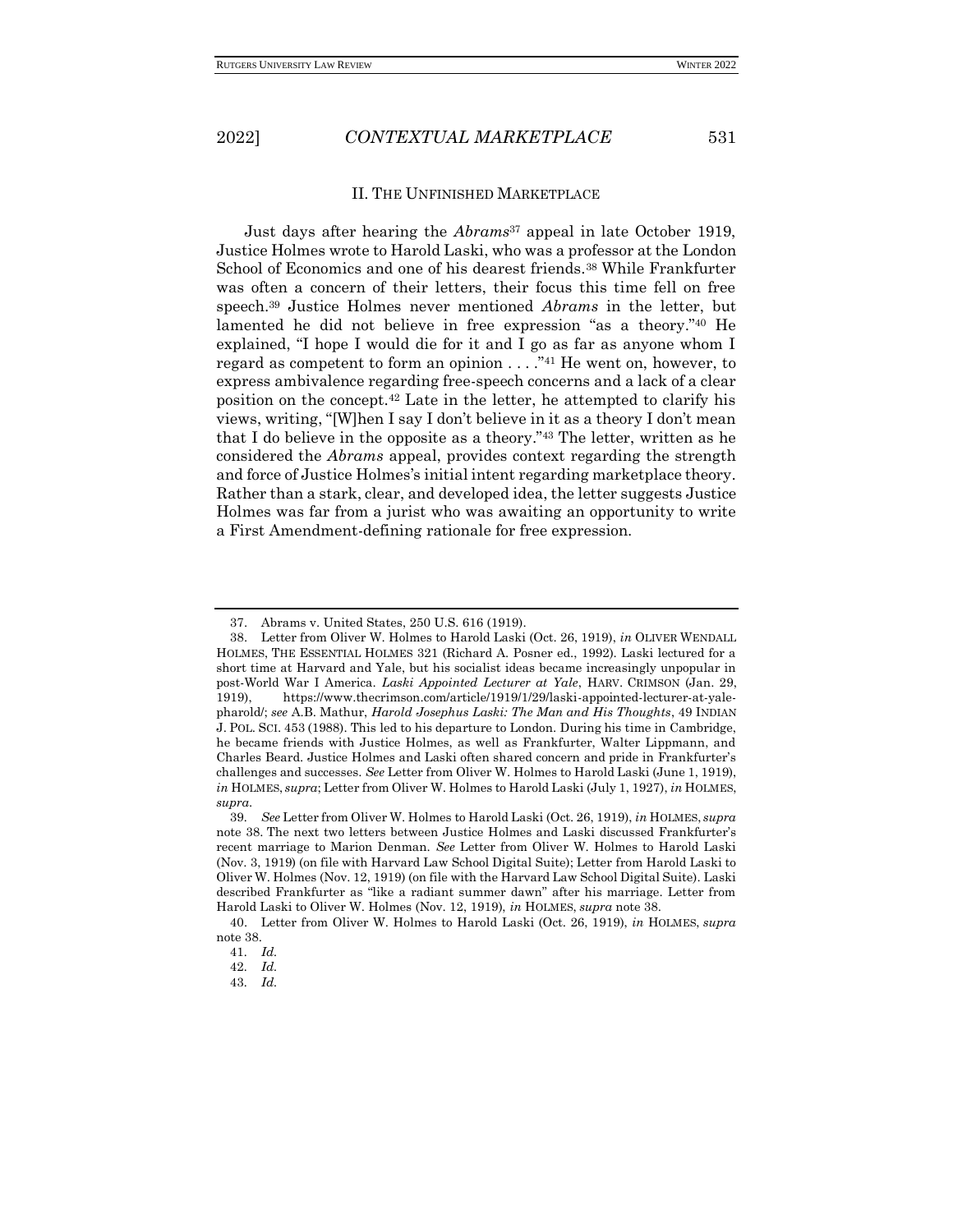## II. THE UNFINISHED MARKETPLACE

Just days after hearing the *Abrams*[37] appeal in late October 1919, Justice Holmes wrote to Harold Laski, who was a professor at the London School of Economics and one of his dearest friends.[38] While Frankfurter was often a concern of their letters, their focus this time fell on free speech.[39] Justice Holmes never mentioned *Abrams* in the letter, but lamented he did not believe in free expression "as a theory."[40] He explained, "I hope I would die for it and I go as far as anyone whom I regard as competent to form an opinion . . . ."[41] He went on, however, to express ambivalence regarding free-speech concerns and a lack of a clear position on the concept.[42] Late in the letter, he attempted to clarify his views, writing, "[W]hen I say I don't believe in it as a theory I don't mean that I do believe in the opposite as a theory."[43] The letter, written as he considered the *Abrams* appeal, provides context regarding the strength and force of Justice Holmes's initial intent regarding marketplace theory. Rather than a stark, clear, and developed idea, the letter suggests Justice Holmes was far from a jurist who was awaiting an opportunity to write a First Amendment-defining rationale for free expression.

---

37. Abrams v. United States, 250 U.S. 616 (1919).

38. Letter from Oliver W. Holmes to Harold Laski (Oct. 26, 1919), *in* OLIVER WENDALL HOLMES, THE ESSENTIAL HOLMES 321 (Richard A. Posner ed., 1992). Laski lectured for a short time at Harvard and Yale, but his socialist ideas became increasingly unpopular in post-World War I America. *Laski Appointed Lecturer at Yale*, HARV. CRIMSON (Jan. 29, 1919), https://www.thecrimson.com/article/1919/1/29/laski-appointed-lecturer-at-yale-pharold/; *see* A.B. Mathur, *Harold Josephus Laski: The Man and His Thoughts*, 49 INDIAN J. POL. SCI. 453 (1988). This led to his departure to London. During his time in Cambridge, he became friends with Justice Holmes, as well as Frankfurter, Walter Lippmann, and Charles Beard. Justice Holmes and Laski often shared concern and pride in Frankfurter's challenges and successes. *See* Letter from Oliver W. Holmes to Harold Laski (June 1, 1919), *in* HOLMES, *supra*; Letter from Oliver W. Holmes to Harold Laski (July 1, 1927), *in* HOLMES, *supra*.

39. *See* Letter from Oliver W. Holmes to Harold Laski (Oct. 26, 1919), *in* HOLMES, *supra* note 38. The next two letters between Justice Holmes and Laski discussed Frankfurter's recent marriage to Marion Denman. *See* Letter from Oliver W. Holmes to Harold Laski (Nov. 3, 1919) (on file with Harvard Law School Digital Suite); Letter from Harold Laski to Oliver W. Holmes (Nov. 12, 1919) (on file with the Harvard Law School Digital Suite). Laski described Frankfurter as "like a radiant summer dawn" after his marriage. Letter from Harold Laski to Oliver W. Holmes (Nov. 12, 1919), *in* HOLMES, *supra* note 38.

40. Letter from Oliver W. Holmes to Harold Laski (Oct. 26, 1919), *in* HOLMES, *supra* note 38.

41. *Id.*

42. *Id.*

43. *Id.*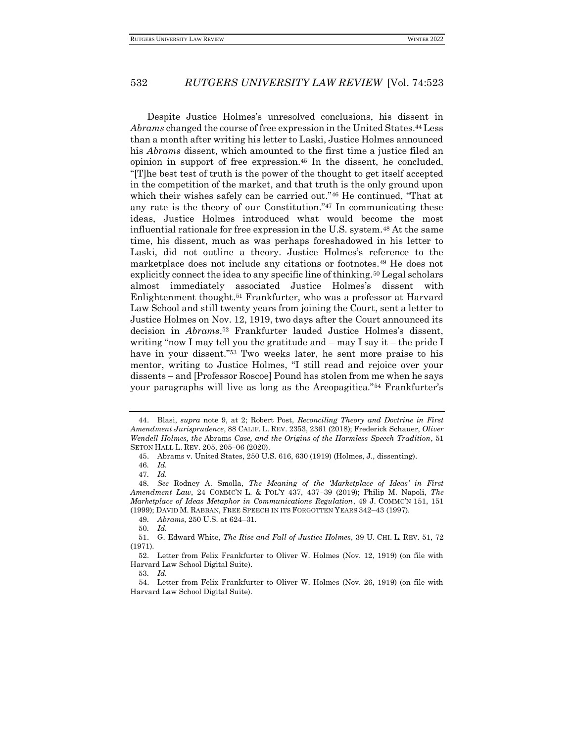Despite Justice Holmes's unresolved conclusions, his dissent in *Abrams* changed the course of free expression in the United States.[44] Less than a month after writing his letter to Laski, Justice Holmes announced his *Abrams* dissent, which amounted to the first time a justice filed an opinion in support of free expression.[45] In the dissent, he concluded, "[T]he best test of truth is the power of the thought to get itself accepted in the competition of the market, and that truth is the only ground upon which their wishes safely can be carried out."[46] He continued, "That at any rate is the theory of our Constitution."[47] In communicating these ideas, Justice Holmes introduced what would become the most influential rationale for free expression in the U.S. system.[48] At the same time, his dissent, much as was perhaps foreshadowed in his letter to Laski, did not outline a theory. Justice Holmes's reference to the marketplace does not include any citations or footnotes.[49] He does not explicitly connect the idea to any specific line of thinking.[50] Legal scholars almost immediately associated Justice Holmes's dissent with Enlightenment thought.[51] Frankfurter, who was a professor at Harvard Law School and still twenty years from joining the Court, sent a letter to Justice Holmes on Nov. 12, 1919, two days after the Court announced its decision in *Abrams*.[52] Frankfurter lauded Justice Holmes's dissent, writing "now I may tell you the gratitude and – may I say it – the pride I have in your dissent."[53] Two weeks later, he sent more praise to his mentor, writing to Justice Holmes, "I still read and rejoice over your dissents – and [Professor Roscoe] Pound has stolen from me when he says your paragraphs will live as long as the Areopagitica."[54] Frankfurter's

---

44. Blasi, *supra* note 9, at 2; Robert Post, *Reconciling Theory and Doctrine in First Amendment Jurisprudence*, 88 CALIF. L. REV. 2353, 2361 (2018); Frederick Schauer, *Oliver Wendell Holmes, the* Abrams *Case, and the Origins of the Harmless Speech Tradition*, 51 SETON HALL L. REV. 205, 205–06 (2020).

45. Abrams v. United States, 250 U.S. 616, 630 (1919) (Holmes, J., dissenting).

46. *Id.*

47. *Id.*

48. *See* Rodney A. Smolla, *The Meaning of the 'Marketplace of Ideas' in First Amendment Law*, 24 COMMC'N L. & POL'Y 437, 437–39 (2019); Philip M. Napoli, *The Marketplace of Ideas Metaphor in Communications Regulation*, 49 J. COMMC'N 151, 151 (1999); DAVID M. RABBAN, FREE SPEECH IN ITS FORGOTTEN YEARS 342–43 (1997).

49. *Abrams*, 250 U.S. at 624–31.

50. *Id.*

51. G. Edward White, *The Rise and Fall of Justice Holmes*, 39 U. CHI. L. REV. 51, 72 (1971).

52. Letter from Felix Frankfurter to Oliver W. Holmes (Nov. 12, 1919) (on file with Harvard Law School Digital Suite).

53. *Id.*

54. Letter from Felix Frankfurter to Oliver W. Holmes (Nov. 26, 1919) (on file with Harvard Law School Digital Suite).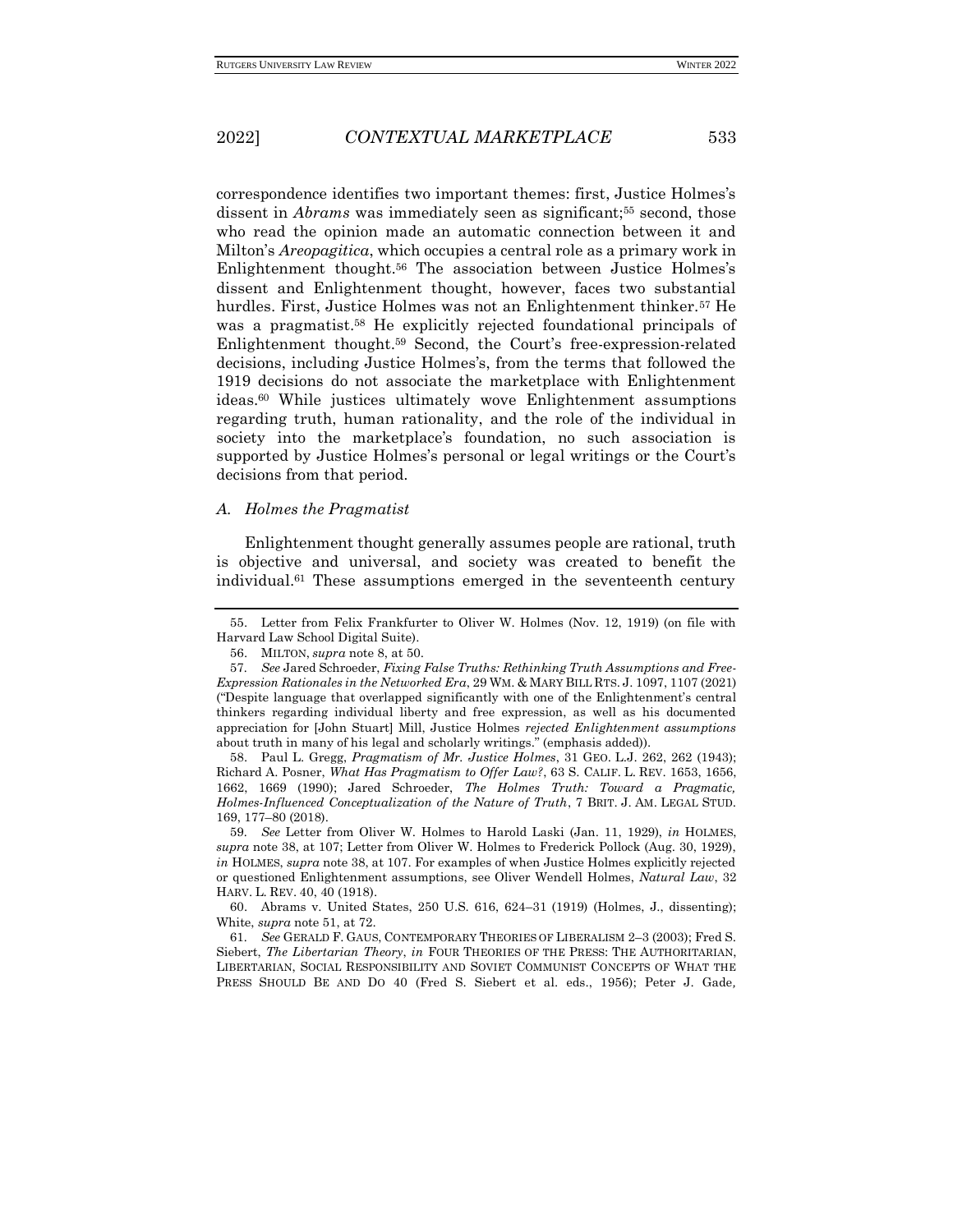correspondence identifies two important themes: first, Justice Holmes's dissent in *Abrams* was immediately seen as significant;[55] second, those who read the opinion made an automatic connection between it and Milton's *Areopagitica*, which occupies a central role as a primary work in Enlightenment thought.[56] The association between Justice Holmes's dissent and Enlightenment thought, however, faces two substantial hurdles. First, Justice Holmes was not an Enlightenment thinker.[57] He was a pragmatist.[58] He explicitly rejected foundational principals of Enlightenment thought.[59] Second, the Court's free-expression-related decisions, including Justice Holmes's, from the terms that followed the 1919 decisions do not associate the marketplace with Enlightenment ideas.[60] While justices ultimately wove Enlightenment assumptions regarding truth, human rationality, and the role of the individual in society into the marketplace's foundation, no such association is supported by Justice Holmes's personal or legal writings or the Court's decisions from that period.

### A. Holmes the Pragmatist

Enlightenment thought generally assumes people are rational, truth is objective and universal, and society was created to benefit the individual.[61] These assumptions emerged in the seventeenth century

---

55. Letter from Felix Frankfurter to Oliver W. Holmes (Nov. 12, 1919) (on file with Harvard Law School Digital Suite).

56. MILTON, *supra* note 8, at 50.

57. *See* Jared Schroeder, *Fixing False Truths: Rethinking Truth Assumptions and Free-Expression Rationales in the Networked Era*, 29 WM. & MARY BILL RTS. J. 1097, 1107 (2021) ("Despite language that overlapped significantly with one of the Enlightenment's central thinkers regarding individual liberty and free expression, as well as his documented appreciation for [John Stuart] Mill, Justice Holmes *rejected Enlightenment assumptions* about truth in many of his legal and scholarly writings." (emphasis added)).

58. Paul L. Gregg, *Pragmatism of Mr. Justice Holmes*, 31 GEO. L.J. 262, 262 (1943); Richard A. Posner, *What Has Pragmatism to Offer Law?*, 63 S. CALIF. L. REV. 1653, 1656, 1662, 1669 (1990); Jared Schroeder, *The Holmes Truth: Toward a Pragmatic, Holmes-Influenced Conceptualization of the Nature of Truth*, 7 BRIT. J. AM. LEGAL STUD. 169, 177–80 (2018).

59. *See* Letter from Oliver W. Holmes to Harold Laski (Jan. 11, 1929), *in* HOLMES, *supra* note 38, at 107; Letter from Oliver W. Holmes to Frederick Pollock (Aug. 30, 1929), *in* HOLMES, *supra* note 38, at 107. For examples of when Justice Holmes explicitly rejected or questioned Enlightenment assumptions, see Oliver Wendell Holmes, *Natural Law*, 32 HARV. L. REV. 40, 40 (1918).

60. Abrams v. United States, 250 U.S. 616, 624–31 (1919) (Holmes, J., dissenting); White, *supra* note 51, at 72.

61. *See* GERALD F. GAUS, CONTEMPORARY THEORIES OF LIBERALISM 2–3 (2003); Fred S. Siebert, *The Libertarian Theory*, *in* FOUR THEORIES OF THE PRESS: THE AUTHORITARIAN, LIBERTARIAN, SOCIAL RESPONSIBILITY AND SOVIET COMMUNIST CONCEPTS OF WHAT THE PRESS SHOULD BE AND DO 40 (Fred S. Siebert et al. eds., 1956); Peter J. Gade,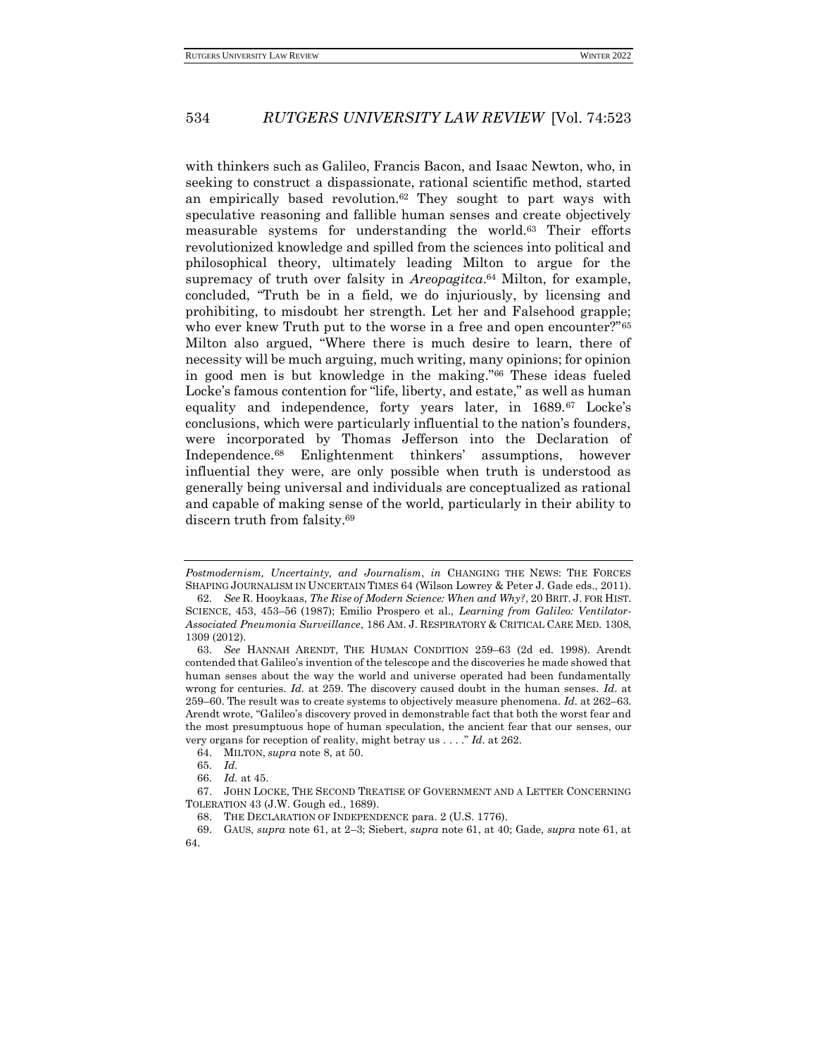with thinkers such as Galileo, Francis Bacon, and Isaac Newton, who, in seeking to construct a dispassionate, rational scientific method, started an empirically based revolution.[62] They sought to part ways with speculative reasoning and fallible human senses and create objectively measurable systems for understanding the world.[63] Their efforts revolutionized knowledge and spilled from the sciences into political and philosophical theory, ultimately leading Milton to argue for the supremacy of truth over falsity in *Areopagitca*.[64] Milton, for example, concluded, "Truth be in a field, we do injuriously, by licensing and prohibiting, to misdoubt her strength. Let her and Falsehood grapple; who ever knew Truth put to the worse in a free and open encounter?"[65] Milton also argued, "Where there is much desire to learn, there of necessity will be much arguing, much writing, many opinions; for opinion in good men is but knowledge in the making."[66] These ideas fueled Locke's famous contention for "life, liberty, and estate," as well as human equality and independence, forty years later, in 1689.[67] Locke's conclusions, which were particularly influential to the nation's founders, were incorporated by Thomas Jefferson into the Declaration of Independence.[68] Enlightenment thinkers' assumptions, however influential they were, are only possible when truth is understood as generally being universal and individuals are conceptualized as rational and capable of making sense of the world, particularly in their ability to discern truth from falsity.[69]

---

*Postmodernism, Uncertainty, and Journalism*, *in* CHANGING THE NEWS: THE FORCES SHAPING JOURNALISM IN UNCERTAIN TIMES 64 (Wilson Lowrey & Peter J. Gade eds., 2011).

62. *See* R. Hooykaas, *The Rise of Modern Science: When and Why?*, 20 BRIT. J. FOR HIST. SCIENCE, 453, 453–56 (1987); Emilio Prospero et al., *Learning from Galileo: Ventilator-Associated Pneumonia Surveillance*, 186 AM. J. RESPIRATORY & CRITICAL CARE MED. 1308, 1309 (2012).

63. *See* HANNAH ARENDT, THE HUMAN CONDITION 259–63 (2d ed. 1998). Arendt contended that Galileo's invention of the telescope and the discoveries he made showed that human senses about the way the world and universe operated had been fundamentally wrong for centuries. *Id.* at 259. The discovery caused doubt in the human senses. *Id.* at 259–60. The result was to create systems to objectively measure phenomena. *Id.* at 262–63. Arendt wrote, "Galileo's discovery proved in demonstrable fact that both the worst fear and the most presumptuous hope of human speculation, the ancient fear that our senses, our very organs for reception of reality, might betray us . . . ." *Id.* at 262.

64. MILTON, *supra* note 8, at 50.

65. *Id.*

66. *Id.* at 45.

67. JOHN LOCKE, THE SECOND TREATISE OF GOVERNMENT AND A LETTER CONCERNING TOLERATION 43 (J.W. Gough ed., 1689).

68. THE DECLARATION OF INDEPENDENCE para. 2 (U.S. 1776).

69. GAUS, *supra* note 61, at 2–3; Siebert, *supra* note 61, at 40; Gade, *supra* note 61, at 64.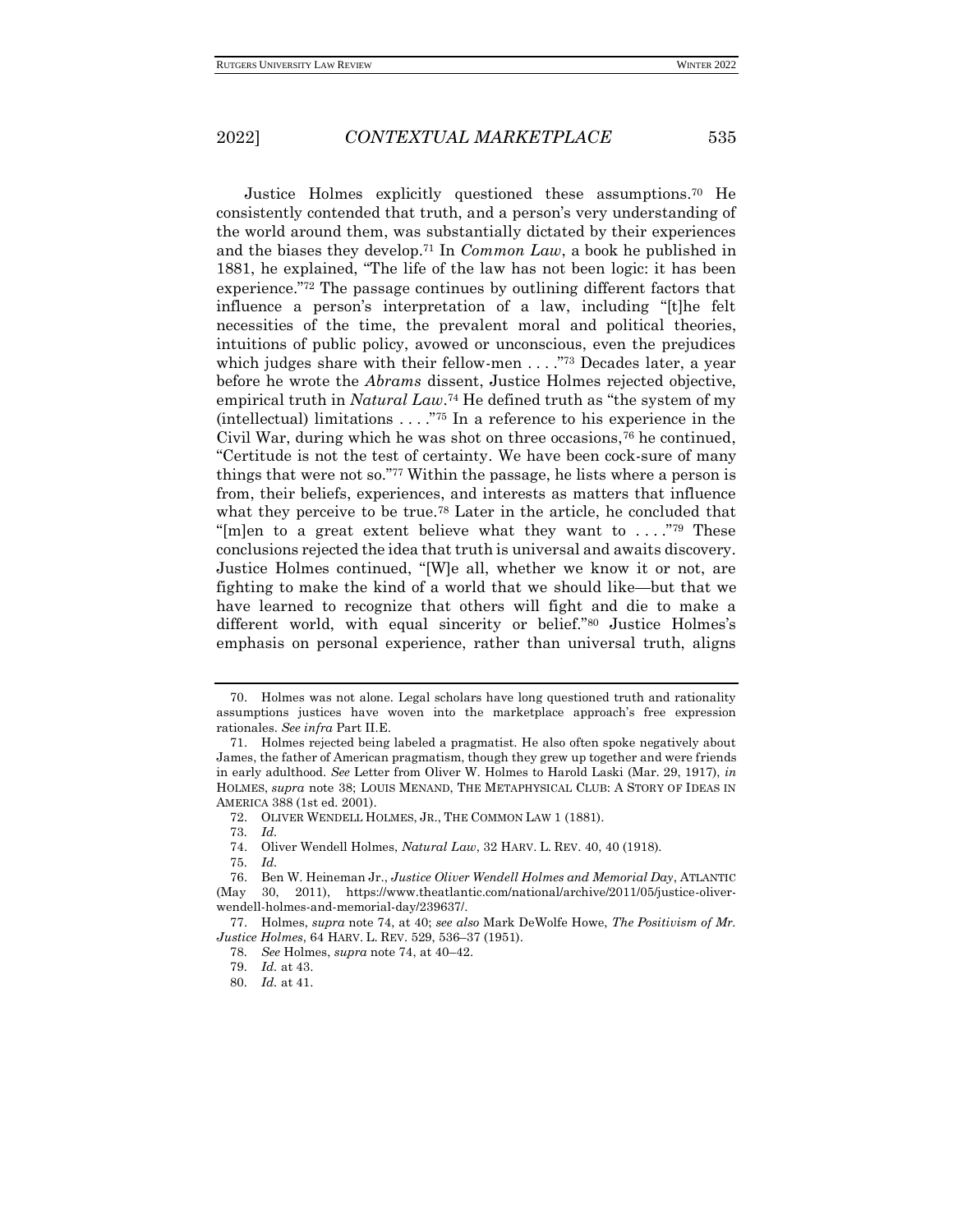Justice Holmes explicitly questioned these assumptions.[70] He consistently contended that truth, and a person's very understanding of the world around them, was substantially dictated by their experiences and the biases they develop.[71] In *Common Law*, a book he published in 1881, he explained, "The life of the law has not been logic: it has been experience."[72] The passage continues by outlining different factors that influence a person's interpretation of a law, including "[t]he felt necessities of the time, the prevalent moral and political theories, intuitions of public policy, avowed or unconscious, even the prejudices which judges share with their fellow-men . . . ."[73] Decades later, a year before he wrote the *Abrams* dissent, Justice Holmes rejected objective, empirical truth in *Natural Law*.[74] He defined truth as "the system of my (intellectual) limitations . . . ."[75] In a reference to his experience in the Civil War, during which he was shot on three occasions,[76] he continued, "Certitude is not the test of certainty. We have been cock-sure of many things that were not so."[77] Within the passage, he lists where a person is from, their beliefs, experiences, and interests as matters that influence what they perceive to be true.[78] Later in the article, he concluded that "[m]en to a great extent believe what they want to . . . ."[79] These conclusions rejected the idea that truth is universal and awaits discovery. Justice Holmes continued, "[W]e all, whether we know it or not, are fighting to make the kind of a world that we should like—but that we have learned to recognize that others will fight and die to make a different world, with equal sincerity or belief."[80] Justice Holmes's emphasis on personal experience, rather than universal truth, aligns

---

70. Holmes was not alone. Legal scholars have long questioned truth and rationality assumptions justices have woven into the marketplace approach's free expression rationales. *See infra* Part II.E.

71. Holmes rejected being labeled a pragmatist. He also often spoke negatively about James, the father of American pragmatism, though they grew up together and were friends in early adulthood. *See* Letter from Oliver W. Holmes to Harold Laski (Mar. 29, 1917), *in* HOLMES, *supra* note 38; LOUIS MENAND, THE METAPHYSICAL CLUB: A STORY OF IDEAS IN AMERICA 388 (1st ed. 2001).

72. OLIVER WENDELL HOLMES, JR., THE COMMON LAW 1 (1881).

73. *Id.*

74. Oliver Wendell Holmes, *Natural Law*, 32 HARV. L. REV. 40, 40 (1918).

75. *Id.*

76. Ben W. Heineman Jr., *Justice Oliver Wendell Holmes and Memorial Day*, ATLANTIC (May 30, 2011), https://www.theatlantic.com/national/archive/2011/05/justice-oliver-wendell-holmes-and-memorial-day/239637/.

77. Holmes, *supra* note 74, at 40; *see also* Mark DeWolfe Howe, *The Positivism of Mr. Justice Holmes*, 64 HARV. L. REV. 529, 536–37 (1951).

78. *See* Holmes, *supra* note 74, at 40–42.

79. *Id.* at 43.

80. *Id.* at 41.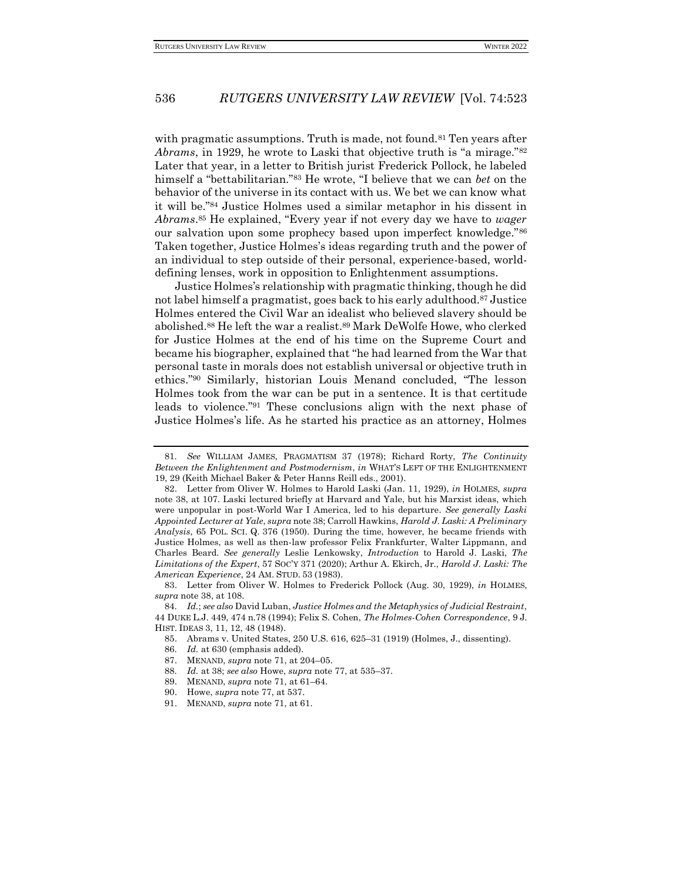with pragmatic assumptions. Truth is made, not found.[81] Ten years after *Abrams*, in 1929, he wrote to Laski that objective truth is "a mirage."[82] Later that year, in a letter to British jurist Frederick Pollock, he labeled himself a "bettabilitarian."[83] He wrote, "I believe that we can *bet* on the behavior of the universe in its contact with us. We bet we can know what it will be."[84] Justice Holmes used a similar metaphor in his dissent in *Abrams*.[85] He explained, "Every year if not every day we have to *wager* our salvation upon some prophecy based upon imperfect knowledge."[86] Taken together, Justice Holmes's ideas regarding truth and the power of an individual to step outside of their personal, experience-based, world-defining lenses, work in opposition to Enlightenment assumptions.

Justice Holmes's relationship with pragmatic thinking, though he did not label himself a pragmatist, goes back to his early adulthood.[87] Justice Holmes entered the Civil War an idealist who believed slavery should be abolished.[88] He left the war a realist.[89] Mark DeWolfe Howe, who clerked for Justice Holmes at the end of his time on the Supreme Court and became his biographer, explained that "he had learned from the War that personal taste in morals does not establish universal or objective truth in ethics."[90] Similarly, historian Louis Menand concluded, "The lesson Holmes took from the war can be put in a sentence. It is that certitude leads to violence."[91] These conclusions align with the next phase of Justice Holmes's life. As he started his practice as an attorney, Holmes

---

81. *See* WILLIAM JAMES, PRAGMATISM 37 (1978); Richard Rorty, *The Continuity Between the Enlightenment and Postmodernism*, *in* WHAT'S LEFT OF THE ENLIGHTENMENT 19, 29 (Keith Michael Baker & Peter Hanns Reill eds., 2001).

82. Letter from Oliver W. Holmes to Harold Laski (Jan. 11, 1929), *in* HOLMES, *supra* note 38, at 107. Laski lectured briefly at Harvard and Yale, but his Marxist ideas, which were unpopular in post-World War I America, led to his departure. *See generally Laski Appointed Lecturer at Yale*, *supra* note 38; Carroll Hawkins, *Harold J. Laski: A Preliminary Analysis*, 65 POL. SCI. Q. 376 (1950). During the time, however, he became friends with Justice Holmes, as well as then-law professor Felix Frankfurter, Walter Lippmann, and Charles Beard. *See generally* Leslie Lenkowsky, *Introduction* to Harold J. Laski, *The Limitations of the Expert*, 57 SOC'Y 371 (2020); Arthur A. Ekirch, Jr., *Harold J. Laski: The American Experience*, 24 AM. STUD. 53 (1983).

83. Letter from Oliver W. Holmes to Frederick Pollock (Aug. 30, 1929), *in* HOLMES, *supra* note 38, at 108.

84. *Id.*; *see also* David Luban, *Justice Holmes and the Metaphysics of Judicial Restraint*, 44 DUKE L.J. 449, 474 n.78 (1994); Felix S. Cohen, *The Holmes-Cohen Correspondence*, 9 J. HIST. IDEAS 3, 11, 12, 48 (1948).

85. Abrams v. United States, 250 U.S. 616, 625–31 (1919) (Holmes, J., dissenting).

86. *Id.* at 630 (emphasis added).

87. MENAND, *supra* note 71, at 204–05.

88. *Id.* at 38; *see also* Howe, *supra* note 77, at 535–37.

89. MENAND, *supra* note 71, at 61–64.

90. Howe, *supra* note 77, at 537.

91. MENAND, *supra* note 71, at 61.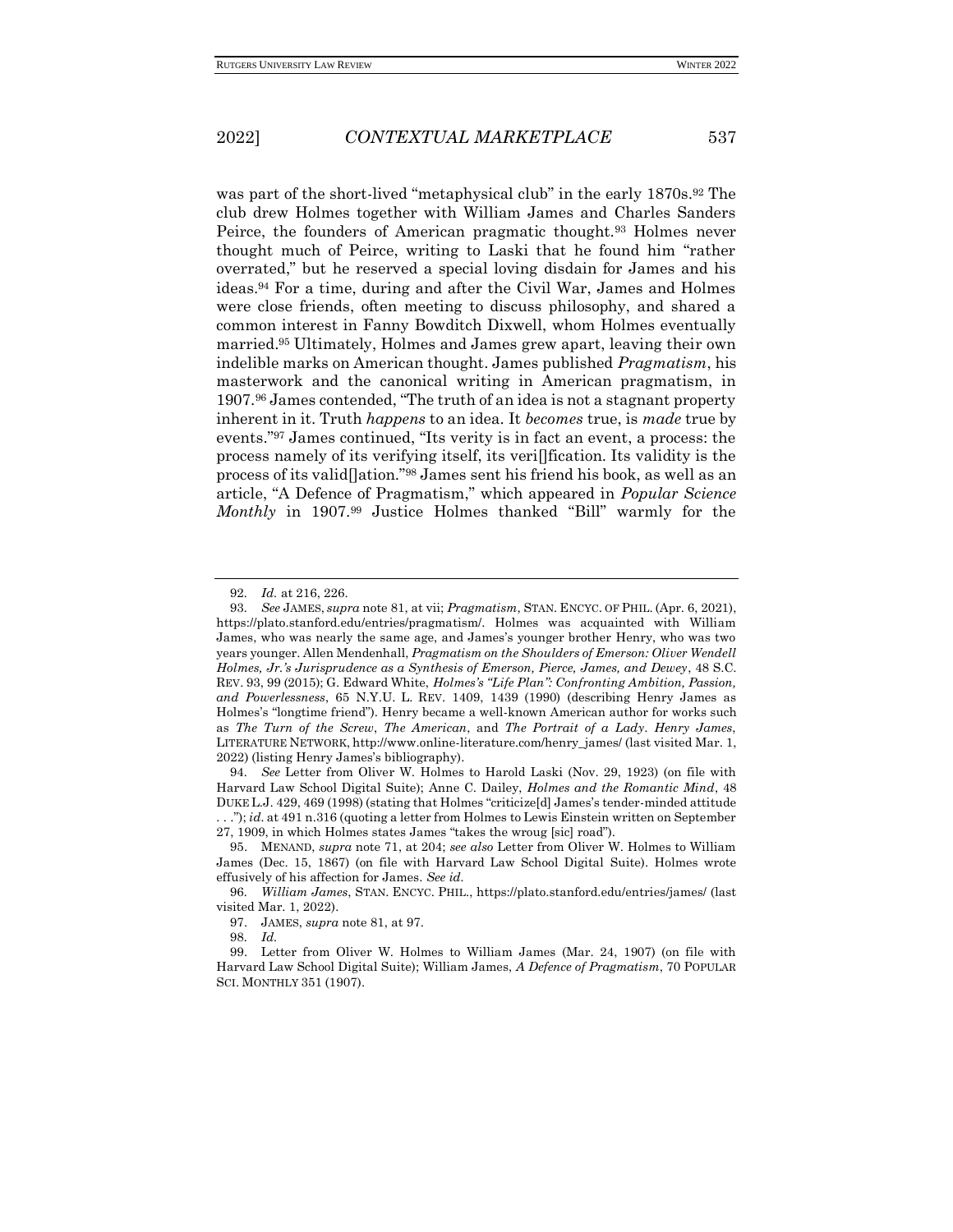was part of the short-lived "metaphysical club" in the early 1870s.[92] The club drew Holmes together with William James and Charles Sanders Peirce, the founders of American pragmatic thought.[93] Holmes never thought much of Peirce, writing to Laski that he found him "rather overrated," but he reserved a special loving disdain for James and his ideas.[94] For a time, during and after the Civil War, James and Holmes were close friends, often meeting to discuss philosophy, and shared a common interest in Fanny Bowditch Dixwell, whom Holmes eventually married.[95] Ultimately, Holmes and James grew apart, leaving their own indelible marks on American thought. James published *Pragmatism*, his masterwork and the canonical writing in American pragmatism, in 1907.[96] James contended, "The truth of an idea is not a stagnant property inherent in it. Truth *happens* to an idea. It *becomes* true, is *made* true by events."[97] James continued, "Its verity is in fact an event, a process: the process namely of its verifying itself, its veri[]fication. Its validity is the process of its valid[]ation."[98] James sent his friend his book, as well as an article, "A Defence of Pragmatism," which appeared in *Popular Science Monthly* in 1907.[99] Justice Holmes thanked "Bill" warmly for the

---

92. *Id.* at 216, 226.

93. *See* JAMES, *supra* note 81, at vii; *Pragmatism*, STAN. ENCYC. OF PHIL. (Apr. 6, 2021), https://plato.stanford.edu/entries/pragmatism/. Holmes was acquainted with William James, who was nearly the same age, and James's younger brother Henry, who was two years younger. Allen Mendenhall, *Pragmatism on the Shoulders of Emerson: Oliver Wendell Holmes, Jr.'s Jurisprudence as a Synthesis of Emerson, Pierce, James, and Dewey*, 48 S.C. REV. 93, 99 (2015); G. Edward White, *Holmes's "Life Plan": Confronting Ambition, Passion, and Powerlessness*, 65 N.Y.U. L. REV. 1409, 1439 (1990) (describing Henry James as Holmes's "longtime friend"). Henry became a well-known American author for works such as *The Turn of the Screw*, *The American*, and *The Portrait of a Lady*. *Henry James*, LITERATURE NETWORK, http://www.online-literature.com/henry_james/ (last visited Mar. 1, 2022) (listing Henry James's bibliography).

94. *See* Letter from Oliver W. Holmes to Harold Laski (Nov. 29, 1923) (on file with Harvard Law School Digital Suite); Anne C. Dailey, *Holmes and the Romantic Mind*, 48 DUKE L.J. 429, 469 (1998) (stating that Holmes "criticize[d] James's tender-minded attitude . . ."); *id.* at 491 n.316 (quoting a letter from Holmes to Lewis Einstein written on September 27, 1909, in which Holmes states James "takes the wroug [sic] road").

95. MENAND, *supra* note 71, at 204; *see also* Letter from Oliver W. Holmes to William James (Dec. 15, 1867) (on file with Harvard Law School Digital Suite). Holmes wrote effusively of his affection for James. *See id.*

96. *William James*, STAN. ENCYC. PHIL., https://plato.stanford.edu/entries/james/ (last visited Mar. 1, 2022).

97. JAMES, *supra* note 81, at 97.

98. *Id.*

99. Letter from Oliver W. Holmes to William James (Mar. 24, 1907) (on file with Harvard Law School Digital Suite); William James, *A Defence of Pragmatism*, 70 POPULAR SCI. MONTHLY 351 (1907).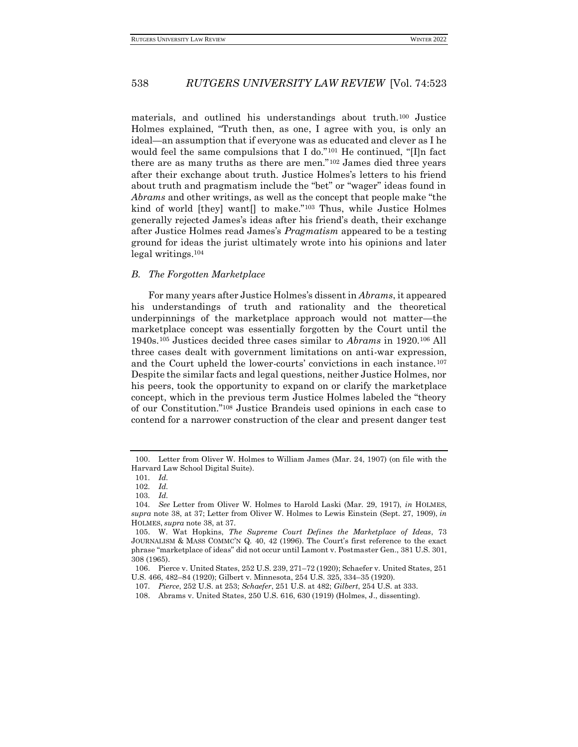materials, and outlined his understandings about truth.[100] Justice Holmes explained, "Truth then, as one, I agree with you, is only an ideal—an assumption that if everyone was as educated and clever as I he would feel the same compulsions that I do."[101] He continued, "[I]n fact there are as many truths as there are men."[102] James died three years after their exchange about truth. Justice Holmes's letters to his friend about truth and pragmatism include the "bet" or "wager" ideas found in *Abrams* and other writings, as well as the concept that people make "the kind of world [they] want[] to make."[103] Thus, while Justice Holmes generally rejected James's ideas after his friend's death, their exchange after Justice Holmes read James's *Pragmatism* appeared to be a testing ground for ideas the jurist ultimately wrote into his opinions and later legal writings.[104]

### *B. The Forgotten Marketplace*

For many years after Justice Holmes's dissent in *Abrams*, it appeared his understandings of truth and rationality and the theoretical underpinnings of the marketplace approach would not matter—the marketplace concept was essentially forgotten by the Court until the 1940s.[105] Justices decided three cases similar to *Abrams* in 1920.[106] All three cases dealt with government limitations on anti-war expression, and the Court upheld the lower-courts' convictions in each instance.[107] Despite the similar facts and legal questions, neither Justice Holmes, nor his peers, took the opportunity to expand on or clarify the marketplace concept, which in the previous term Justice Holmes labeled the "theory of our Constitution."[108] Justice Brandeis used opinions in each case to contend for a narrower construction of the clear and present danger test

---

100. Letter from Oliver W. Holmes to William James (Mar. 24, 1907) (on file with the Harvard Law School Digital Suite).

101. *Id.*

102. *Id.*

103. *Id.*

104. *See* Letter from Oliver W. Holmes to Harold Laski (Mar. 29, 1917), *in* HOLMES, *supra* note 38, at 37; Letter from Oliver W. Holmes to Lewis Einstein (Sept. 27, 1909), *in* HOLMES, *supra* note 38, at 37.

105. W. Wat Hopkins, *The Supreme Court Defines the Marketplace of Ideas*, 73 JOURNALISM & MASS COMMC'N Q. 40, 42 (1996). The Court's first reference to the exact phrase "marketplace of ideas" did not occur until Lamont v. Postmaster Gen., 381 U.S. 301, 308 (1965).

106. Pierce v. United States, 252 U.S. 239, 271–72 (1920); Schaefer v. United States, 251 U.S. 466, 482–84 (1920); Gilbert v. Minnesota, 254 U.S. 325, 334–35 (1920).

107. *Pierce*, 252 U.S. at 253; *Schaefer*, 251 U.S. at 482; *Gilbert*, 254 U.S. at 333.

108. Abrams v. United States, 250 U.S. 616, 630 (1919) (Holmes, J., dissenting).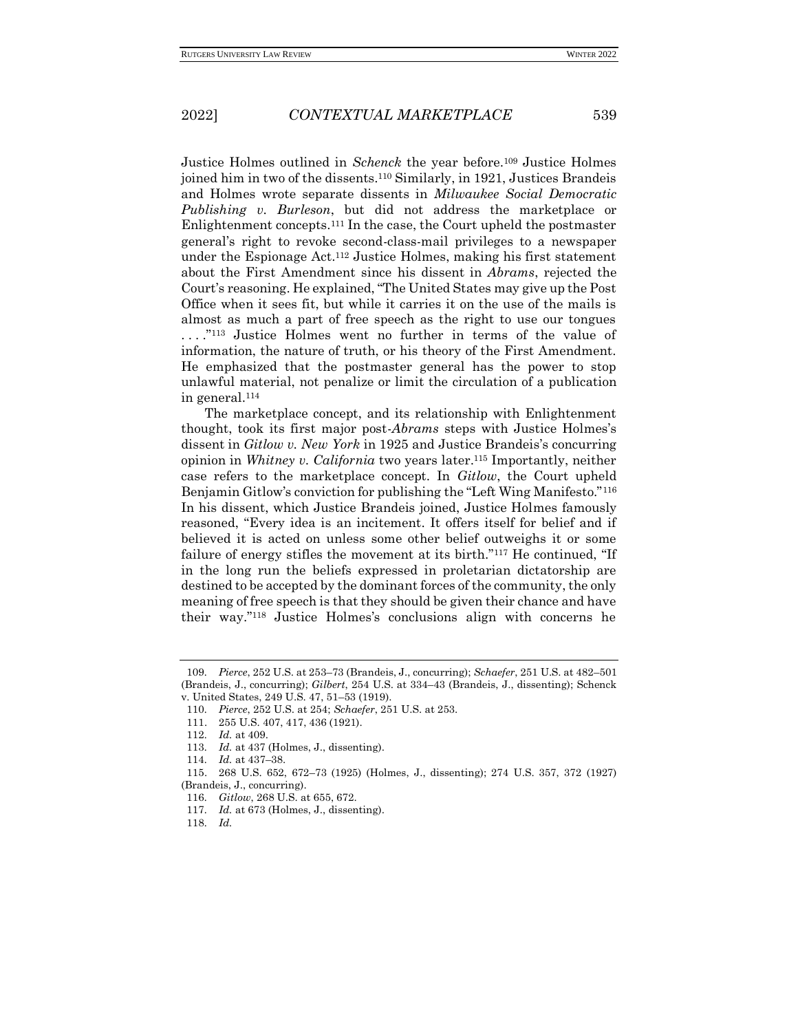Justice Holmes outlined in *Schenck* the year before.[109] Justice Holmes joined him in two of the dissents.[110] Similarly, in 1921, Justices Brandeis and Holmes wrote separate dissents in *Milwaukee Social Democratic Publishing v. Burleson*, but did not address the marketplace or Enlightenment concepts.[111] In the case, the Court upheld the postmaster general's right to revoke second-class-mail privileges to a newspaper under the Espionage Act.[112] Justice Holmes, making his first statement about the First Amendment since his dissent in *Abrams*, rejected the Court's reasoning. He explained, "The United States may give up the Post Office when it sees fit, but while it carries it on the use of the mails is almost as much a part of free speech as the right to use our tongues . . . ."[113] Justice Holmes went no further in terms of the value of information, the nature of truth, or his theory of the First Amendment. He emphasized that the postmaster general has the power to stop unlawful material, not penalize or limit the circulation of a publication in general.[114]

The marketplace concept, and its relationship with Enlightenment thought, took its first major post-*Abrams* steps with Justice Holmes's dissent in *Gitlow v. New York* in 1925 and Justice Brandeis's concurring opinion in *Whitney v. California* two years later.[115] Importantly, neither case refers to the marketplace concept. In *Gitlow*, the Court upheld Benjamin Gitlow's conviction for publishing the "Left Wing Manifesto."[116] In his dissent, which Justice Brandeis joined, Justice Holmes famously reasoned, "Every idea is an incitement. It offers itself for belief and if believed it is acted on unless some other belief outweighs it or some failure of energy stifles the movement at its birth."[117] He continued, "If in the long run the beliefs expressed in proletarian dictatorship are destined to be accepted by the dominant forces of the community, the only meaning of free speech is that they should be given their chance and have their way."[118] Justice Holmes's conclusions align with concerns he

---

109. *Pierce*, 252 U.S. at 253–73 (Brandeis, J., concurring); *Schaefer*, 251 U.S. at 482–501 (Brandeis, J., concurring); *Gilbert*, 254 U.S. at 334–43 (Brandeis, J., dissenting); Schenck v. United States, 249 U.S. 47, 51–53 (1919).

110. *Pierce*, 252 U.S. at 254; *Schaefer*, 251 U.S. at 253.

111. 255 U.S. 407, 417, 436 (1921).

112. *Id.* at 409.

113. *Id.* at 437 (Holmes, J., dissenting).

114. *Id.* at 437–38.

115. 268 U.S. 652, 672–73 (1925) (Holmes, J., dissenting); 274 U.S. 357, 372 (1927) (Brandeis, J., concurring).

116. *Gitlow*, 268 U.S. at 655, 672.

117. *Id.* at 673 (Holmes, J., dissenting).

118. *Id.*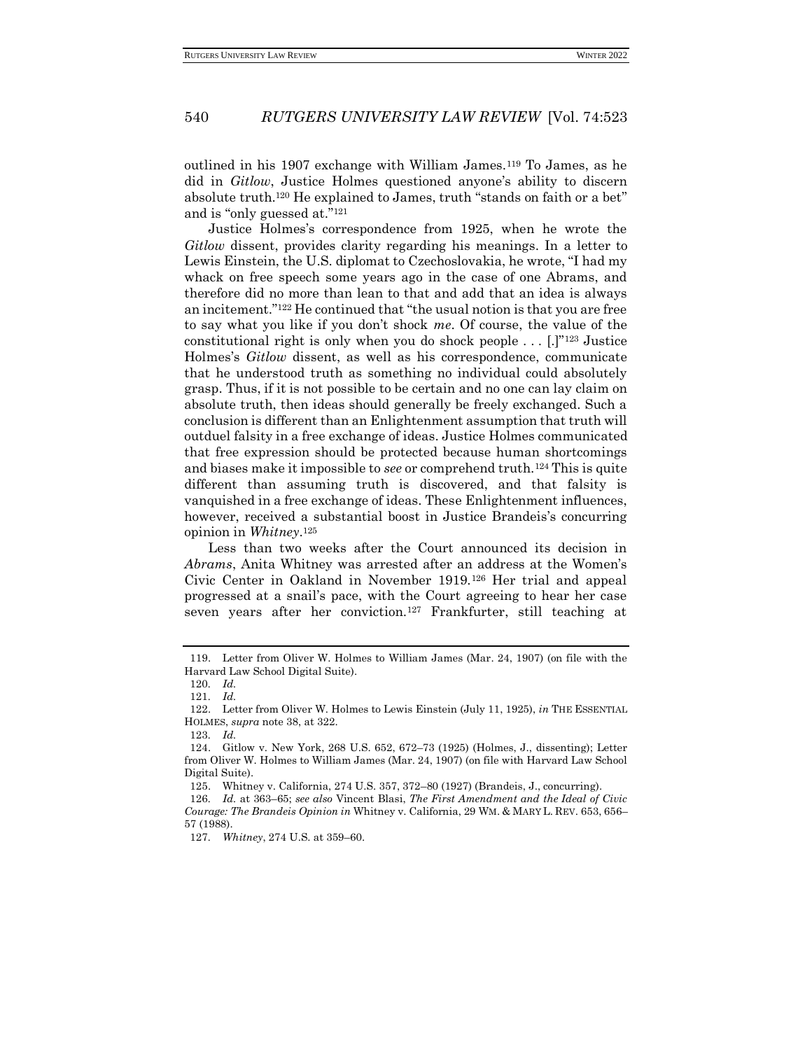outlined in his 1907 exchange with William James.[119] To James, as he did in *Gitlow*, Justice Holmes questioned anyone's ability to discern absolute truth.[120] He explained to James, truth "stands on faith or a bet" and is "only guessed at."[121]

Justice Holmes's correspondence from 1925, when he wrote the *Gitlow* dissent, provides clarity regarding his meanings. In a letter to Lewis Einstein, the U.S. diplomat to Czechoslovakia, he wrote, "I had my whack on free speech some years ago in the case of one Abrams, and therefore did no more than lean to that and add that an idea is always an incitement."[122] He continued that "the usual notion is that you are free to say what you like if you don't shock *me*. Of course, the value of the constitutional right is only when you do shock people . . . [.]"[123] Justice Holmes's *Gitlow* dissent, as well as his correspondence, communicate that he understood truth as something no individual could absolutely grasp. Thus, if it is not possible to be certain and no one can lay claim on absolute truth, then ideas should generally be freely exchanged. Such a conclusion is different than an Enlightenment assumption that truth will outduel falsity in a free exchange of ideas. Justice Holmes communicated that free expression should be protected because human shortcomings and biases make it impossible to *see* or comprehend truth.[124] This is quite different than assuming truth is discovered, and that falsity is vanquished in a free exchange of ideas. These Enlightenment influences, however, received a substantial boost in Justice Brandeis's concurring opinion in *Whitney*.[125]

Less than two weeks after the Court announced its decision in *Abrams*, Anita Whitney was arrested after an address at the Women's Civic Center in Oakland in November 1919.[126] Her trial and appeal progressed at a snail's pace, with the Court agreeing to hear her case seven years after her conviction.[127] Frankfurter, still teaching at

---

119. Letter from Oliver W. Holmes to William James (Mar. 24, 1907) (on file with the Harvard Law School Digital Suite).

120. *Id.*

121. *Id.*

122. Letter from Oliver W. Holmes to Lewis Einstein (July 11, 1925), *in* THE ESSENTIAL HOLMES, *supra* note 38, at 322.

123. *Id.*

124. Gitlow v. New York, 268 U.S. 652, 672–73 (1925) (Holmes, J., dissenting); Letter from Oliver W. Holmes to William James (Mar. 24, 1907) (on file with Harvard Law School Digital Suite).

125. Whitney v. California, 274 U.S. 357, 372–80 (1927) (Brandeis, J., concurring).

126. *Id.* at 363–65; *see also* Vincent Blasi, *The First Amendment and the Ideal of Civic Courage: The Brandeis Opinion in* Whitney v. California, 29 WM. & MARY L. REV. 653, 656–57 (1988).

127. *Whitney*, 274 U.S. at 359–60.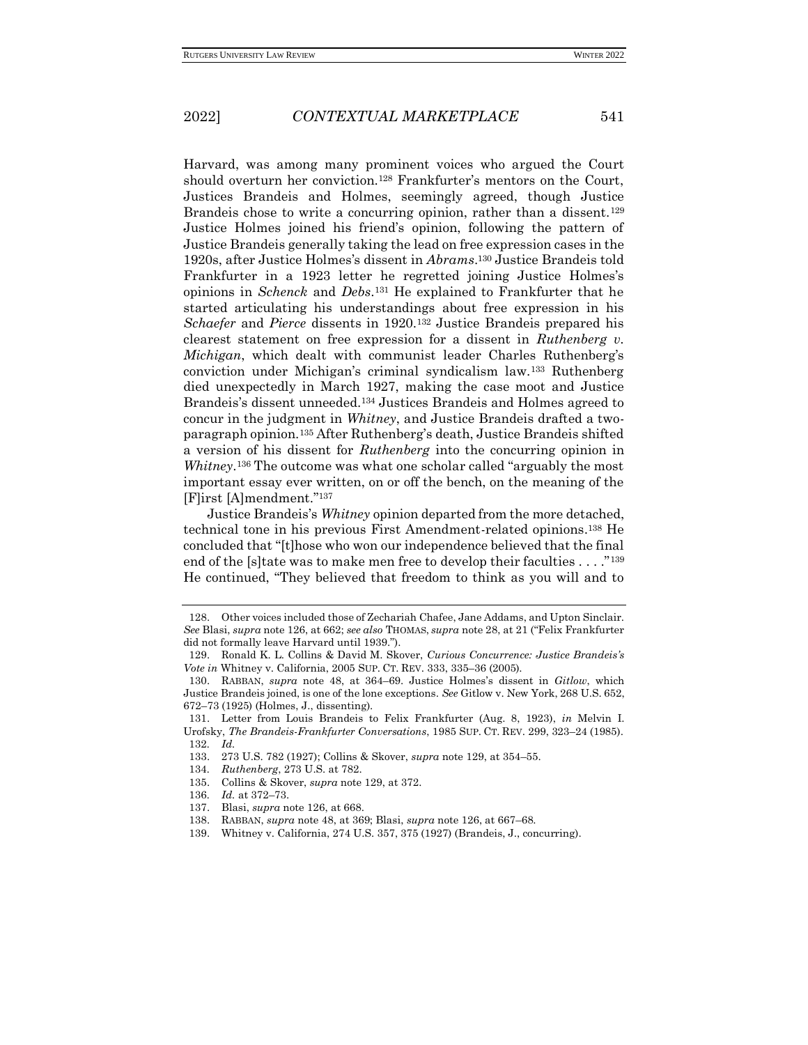Harvard, was among many prominent voices who argued the Court should overturn her conviction.[128] Frankfurter's mentors on the Court, Justices Brandeis and Holmes, seemingly agreed, though Justice Brandeis chose to write a concurring opinion, rather than a dissent.[129] Justice Holmes joined his friend's opinion, following the pattern of Justice Brandeis generally taking the lead on free expression cases in the 1920s, after Justice Holmes's dissent in *Abrams*.[130] Justice Brandeis told Frankfurter in a 1923 letter he regretted joining Justice Holmes's opinions in *Schenck* and *Debs*.[131] He explained to Frankfurter that he started articulating his understandings about free expression in his *Schaefer* and *Pierce* dissents in 1920.[132] Justice Brandeis prepared his clearest statement on free expression for a dissent in *Ruthenberg v. Michigan*, which dealt with communist leader Charles Ruthenberg's conviction under Michigan's criminal syndicalism law.[133] Ruthenberg died unexpectedly in March 1927, making the case moot and Justice Brandeis's dissent unneeded.[134] Justices Brandeis and Holmes agreed to concur in the judgment in *Whitney*, and Justice Brandeis drafted a two-paragraph opinion.[135] After Ruthenberg's death, Justice Brandeis shifted a version of his dissent for *Ruthenberg* into the concurring opinion in *Whitney*.[136] The outcome was what one scholar called "arguably the most important essay ever written, on or off the bench, on the meaning of the [F]irst [A]mendment."[137]

Justice Brandeis's *Whitney* opinion departed from the more detached, technical tone in his previous First Amendment-related opinions.[138] He concluded that "[t]hose who won our independence believed that the final end of the [s]tate was to make men free to develop their faculties . . . ."[139] He continued, "They believed that freedom to think as you will and to

---

128. Other voices included those of Zechariah Chafee, Jane Addams, and Upton Sinclair. *See* Blasi, *supra* note 126, at 662; *see also* THOMAS, *supra* note 28, at 21 ("Felix Frankfurter did not formally leave Harvard until 1939.").

129. Ronald K. L. Collins & David M. Skover, *Curious Concurrence: Justice Brandeis's Vote in* Whitney v. California, 2005 SUP. CT. REV. 333, 335–36 (2005).

130. RABBAN, *supra* note 48, at 364–69. Justice Holmes's dissent in *Gitlow*, which Justice Brandeis joined, is one of the lone exceptions. *See* Gitlow v. New York, 268 U.S. 652, 672–73 (1925) (Holmes, J., dissenting).

131. Letter from Louis Brandeis to Felix Frankfurter (Aug. 8, 1923), *in* Melvin I. Urofsky, *The Brandeis-Frankfurter Conversations*, 1985 SUP. CT. REV. 299, 323–24 (1985).

132. *Id.*

133. 273 U.S. 782 (1927); Collins & Skover, *supra* note 129, at 354–55.

134. *Ruthenberg*, 273 U.S. at 782.

135. Collins & Skover, *supra* note 129, at 372.

136. *Id.* at 372–73.

137. Blasi, *supra* note 126, at 668.

138. RABBAN, *supra* note 48, at 369; Blasi, *supra* note 126, at 667–68.

139. Whitney v. California, 274 U.S. 357, 375 (1927) (Brandeis, J., concurring).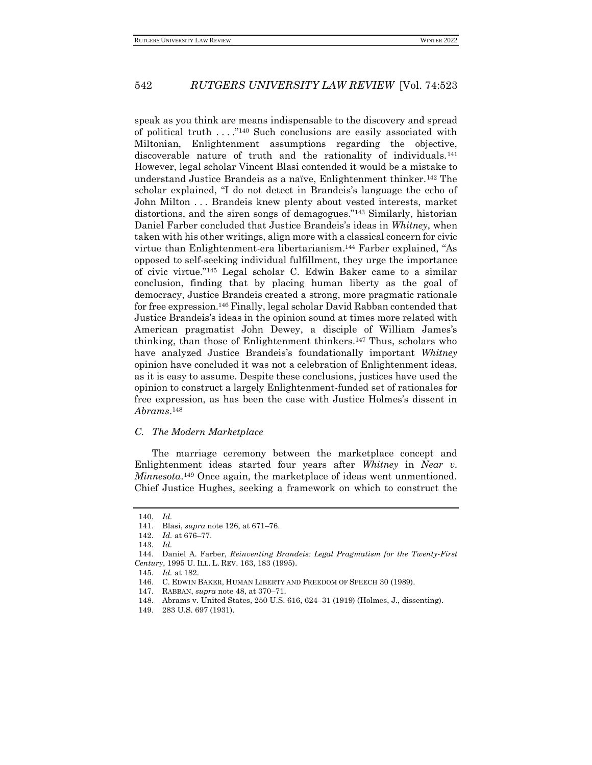speak as you think are means indispensable to the discovery and spread of political truth . . . ."[140] Such conclusions are easily associated with Miltonian, Enlightenment assumptions regarding the objective, discoverable nature of truth and the rationality of individuals.[141] However, legal scholar Vincent Blasi contended it would be a mistake to understand Justice Brandeis as a naïve, Enlightenment thinker.[142] The scholar explained, "I do not detect in Brandeis's language the echo of John Milton . . . Brandeis knew plenty about vested interests, market distortions, and the siren songs of demagogues."[143] Similarly, historian Daniel Farber concluded that Justice Brandeis's ideas in *Whitney*, when taken with his other writings, align more with a classical concern for civic virtue than Enlightenment-era libertarianism.[144] Farber explained, "As opposed to self-seeking individual fulfillment, they urge the importance of civic virtue."[145] Legal scholar C. Edwin Baker came to a similar conclusion, finding that by placing human liberty as the goal of democracy, Justice Brandeis created a strong, more pragmatic rationale for free expression.[146] Finally, legal scholar David Rabban contended that Justice Brandeis's ideas in the opinion sound at times more related with American pragmatist John Dewey, a disciple of William James's thinking, than those of Enlightenment thinkers.[147] Thus, scholars who have analyzed Justice Brandeis's foundationally important *Whitney* opinion have concluded it was not a celebration of Enlightenment ideas, as it is easy to assume. Despite these conclusions, justices have used the opinion to construct a largely Enlightenment-funded set of rationales for free expression, as has been the case with Justice Holmes's dissent in *Abrams*.[148]

### *C. The Modern Marketplace*

The marriage ceremony between the marketplace concept and Enlightenment ideas started four years after *Whitney* in *Near v. Minnesota*.[149] Once again, the marketplace of ideas went unmentioned. Chief Justice Hughes, seeking a framework on which to construct the

---

140. *Id.*
141. Blasi, *supra* note 126, at 671–76.
142. *Id.* at 676–77.
143. *Id.*
144. Daniel A. Farber, *Reinventing Brandeis: Legal Pragmatism for the Twenty-First Century*, 1995 U. ILL. L. REV. 163, 183 (1995).
145. *Id.* at 182.
146. C. EDWIN BAKER, HUMAN LIBERTY AND FREEDOM OF SPEECH 30 (1989).
147. RABBAN, *supra* note 48, at 370–71.
148. Abrams v. United States, 250 U.S. 616, 624–31 (1919) (Holmes, J., dissenting).
149. 283 U.S. 697 (1931).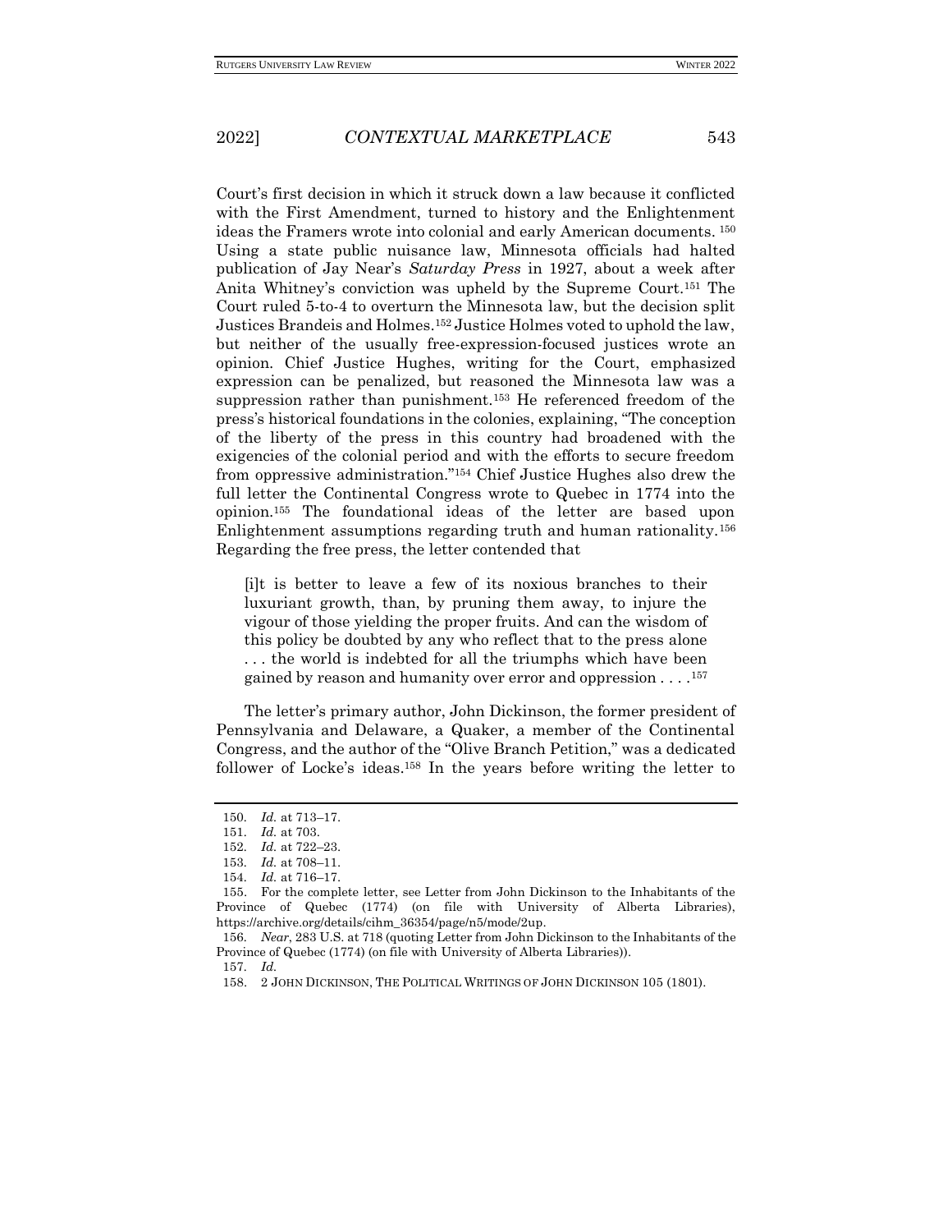Court's first decision in which it struck down a law because it conflicted with the First Amendment, turned to history and the Enlightenment ideas the Framers wrote into colonial and early American documents.[150] Using a state public nuisance law, Minnesota officials had halted publication of Jay Near's *Saturday Press* in 1927, about a week after Anita Whitney's conviction was upheld by the Supreme Court.[151] The Court ruled 5-to-4 to overturn the Minnesota law, but the decision split Justices Brandeis and Holmes.[152] Justice Holmes voted to uphold the law, but neither of the usually free-expression-focused justices wrote an opinion. Chief Justice Hughes, writing for the Court, emphasized expression can be penalized, but reasoned the Minnesota law was a suppression rather than punishment.[153] He referenced freedom of the press's historical foundations in the colonies, explaining, "The conception of the liberty of the press in this country had broadened with the exigencies of the colonial period and with the efforts to secure freedom from oppressive administration."[154] Chief Justice Hughes also drew the full letter the Continental Congress wrote to Quebec in 1774 into the opinion.[155] The foundational ideas of the letter are based upon Enlightenment assumptions regarding truth and human rationality.[156] Regarding the free press, the letter contended that

> [i]t is better to leave a few of its noxious branches to their luxuriant growth, than, by pruning them away, to injure the vigour of those yielding the proper fruits. And can the wisdom of this policy be doubted by any who reflect that to the press alone . . . the world is indebted for all the triumphs which have been gained by reason and humanity over error and oppression . . . .[157]

The letter's primary author, John Dickinson, the former president of Pennsylvania and Delaware, a Quaker, a member of the Continental Congress, and the author of the "Olive Branch Petition," was a dedicated follower of Locke's ideas.[158] In the years before writing the letter to

---

150. *Id.* at 713–17.

151. *Id.* at 703.

152. *Id.* at 722–23.

153. *Id.* at 708–11.

154. *Id.* at 716–17.

155. For the complete letter, see Letter from John Dickinson to the Inhabitants of the Province of Quebec (1774) (on file with University of Alberta Libraries), https://archive.org/details/cihm_36354/page/n5/mode/2up.

156. *Near*, 283 U.S. at 718 (quoting Letter from John Dickinson to the Inhabitants of the Province of Quebec (1774) (on file with University of Alberta Libraries)).

157. *Id.*

158. 2 JOHN DICKINSON, THE POLITICAL WRITINGS OF JOHN DICKINSON 105 (1801).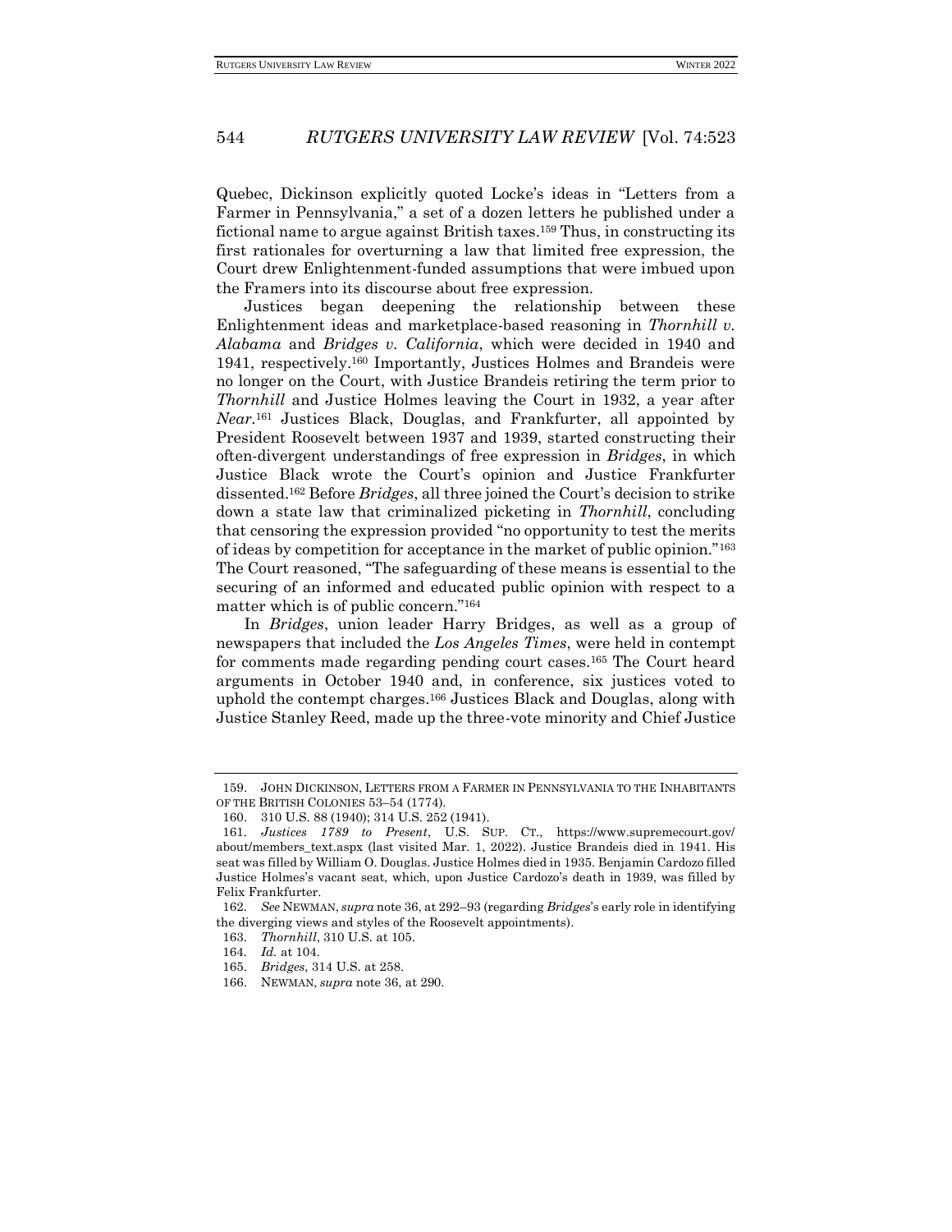Quebec, Dickinson explicitly quoted Locke's ideas in "Letters from a Farmer in Pennsylvania," a set of a dozen letters he published under a fictional name to argue against British taxes.[159] Thus, in constructing its first rationales for overturning a law that limited free expression, the Court drew Enlightenment-funded assumptions that were imbued upon the Framers into its discourse about free expression.

Justices began deepening the relationship between these Enlightenment ideas and marketplace-based reasoning in *Thornhill v. Alabama* and *Bridges v. California*, which were decided in 1940 and 1941, respectively.[160] Importantly, Justices Holmes and Brandeis were no longer on the Court, with Justice Brandeis retiring the term prior to *Thornhill* and Justice Holmes leaving the Court in 1932, a year after *Near*.[161] Justices Black, Douglas, and Frankfurter, all appointed by President Roosevelt between 1937 and 1939, started constructing their often-divergent understandings of free expression in *Bridges*, in which Justice Black wrote the Court's opinion and Justice Frankfurter dissented.[162] Before *Bridges*, all three joined the Court's decision to strike down a state law that criminalized picketing in *Thornhill*, concluding that censoring the expression provided "no opportunity to test the merits of ideas by competition for acceptance in the market of public opinion."[163] The Court reasoned, "The safeguarding of these means is essential to the securing of an informed and educated public opinion with respect to a matter which is of public concern."[164]

In *Bridges*, union leader Harry Bridges, as well as a group of newspapers that included the *Los Angeles Times*, were held in contempt for comments made regarding pending court cases.[165] The Court heard arguments in October 1940 and, in conference, six justices voted to uphold the contempt charges.[166] Justices Black and Douglas, along with Justice Stanley Reed, made up the three-vote minority and Chief Justice

---

159. JOHN DICKINSON, LETTERS FROM A FARMER IN PENNSYLVANIA TO THE INHABITANTS OF THE BRITISH COLONIES 53–54 (1774).

160. 310 U.S. 88 (1940); 314 U.S. 252 (1941).

161. *Justices 1789 to Present*, U.S. SUP. CT., https://www.supremecourt.gov/about/members_text.aspx (last visited Mar. 1, 2022). Justice Brandeis died in 1941. His seat was filled by William O. Douglas. Justice Holmes died in 1935. Benjamin Cardozo filled Justice Holmes's vacant seat, which, upon Justice Cardozo's death in 1939, was filled by Felix Frankfurter.

162. *See* NEWMAN, *supra* note 36, at 292–93 (regarding *Bridges*'s early role in identifying the diverging views and styles of the Roosevelt appointments).

163. *Thornhill*, 310 U.S. at 105.

164. *Id.* at 104.

165. *Bridges*, 314 U.S. at 258.

166. NEWMAN, *supra* note 36, at 290.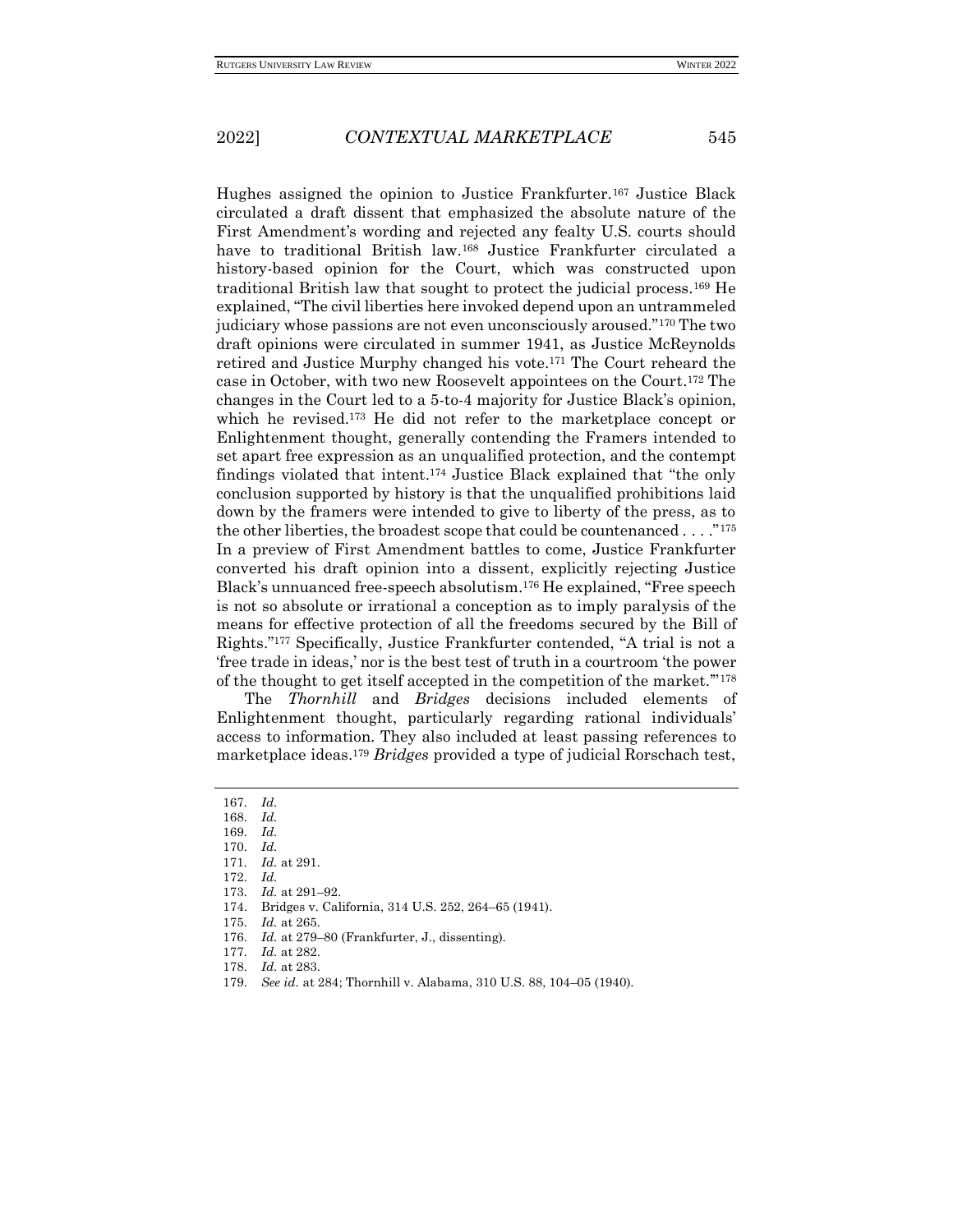Hughes assigned the opinion to Justice Frankfurter.[167] Justice Black circulated a draft dissent that emphasized the absolute nature of the First Amendment's wording and rejected any fealty U.S. courts should have to traditional British law.[168] Justice Frankfurter circulated a history-based opinion for the Court, which was constructed upon traditional British law that sought to protect the judicial process.[169] He explained, "The civil liberties here invoked depend upon an untrammeled judiciary whose passions are not even unconsciously aroused."[170] The two draft opinions were circulated in summer 1941, as Justice McReynolds retired and Justice Murphy changed his vote.[171] The Court reheard the case in October, with two new Roosevelt appointees on the Court.[172] The changes in the Court led to a 5-to-4 majority for Justice Black's opinion, which he revised.[173] He did not refer to the marketplace concept or Enlightenment thought, generally contending the Framers intended to set apart free expression as an unqualified protection, and the contempt findings violated that intent.[174] Justice Black explained that "the only conclusion supported by history is that the unqualified prohibitions laid down by the framers were intended to give to liberty of the press, as to the other liberties, the broadest scope that could be countenanced . . . ."[175] In a preview of First Amendment battles to come, Justice Frankfurter converted his draft opinion into a dissent, explicitly rejecting Justice Black's unnuanced free-speech absolutism.[176] He explained, "Free speech is not so absolute or irrational a conception as to imply paralysis of the means for effective protection of all the freedoms secured by the Bill of Rights."[177] Specifically, Justice Frankfurter contended, "A trial is not a 'free trade in ideas,' nor is the best test of truth in a courtroom 'the power of the thought to get itself accepted in the competition of the market.'"[178]

The *Thornhill* and *Bridges* decisions included elements of Enlightenment thought, particularly regarding rational individuals' access to information. They also included at least passing references to marketplace ideas.[179] *Bridges* provided a type of judicial Rorschach test,

---

167. *Id.*
168. *Id.*
169. *Id.*
170. *Id.*
171. *Id.* at 291.
172. *Id.*
173. *Id.* at 291–92.
174. Bridges v. California, 314 U.S. 252, 264–65 (1941).
175. *Id.* at 265.
176. *Id.* at 279–80 (Frankfurter, J., dissenting).
177. *Id.* at 282.
178. *Id.* at 283.
179. *See id.* at 284; Thornhill v. Alabama, 310 U.S. 88, 104–05 (1940).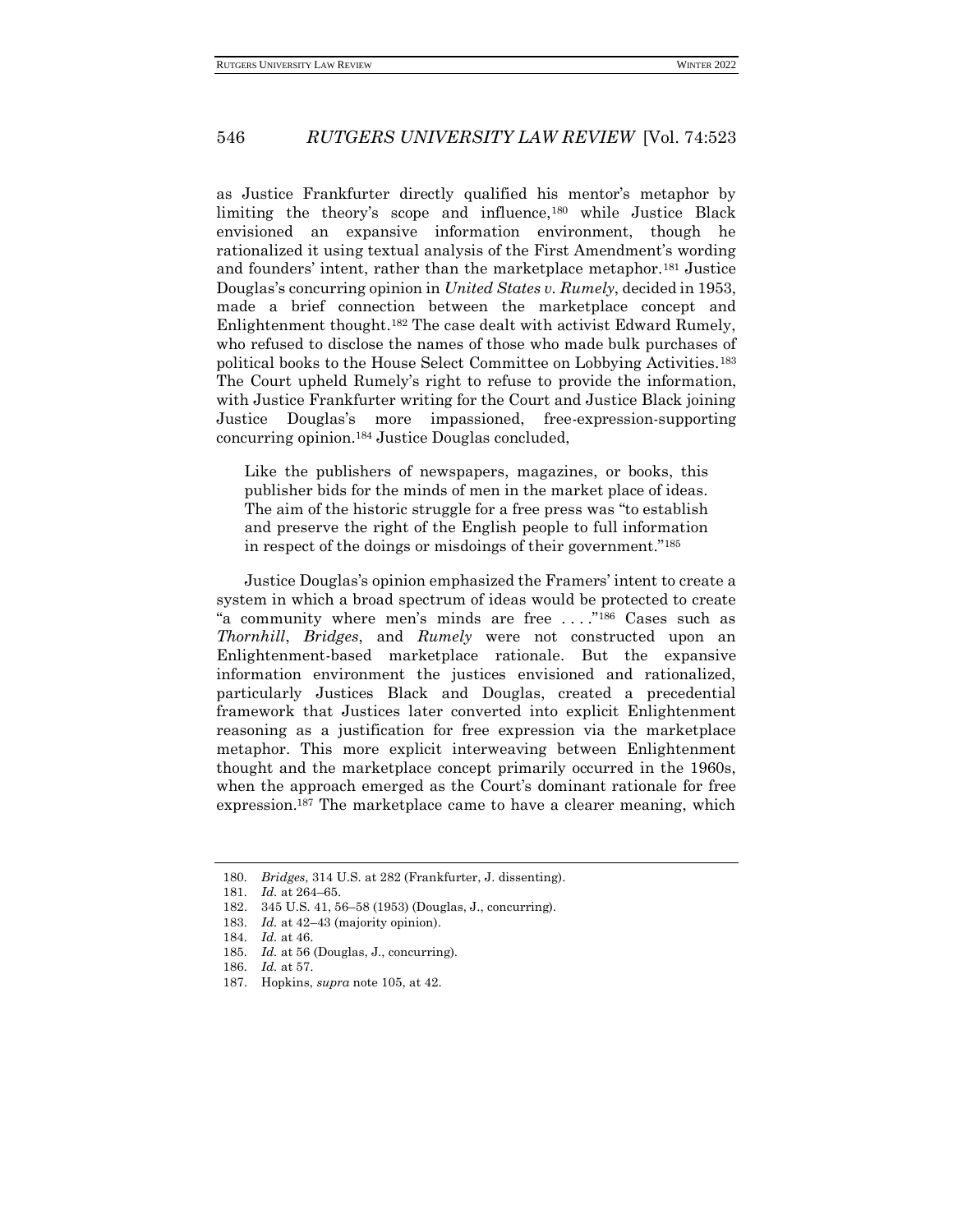as Justice Frankfurter directly qualified his mentor's metaphor by limiting the theory's scope and influence,[180] while Justice Black envisioned an expansive information environment, though he rationalized it using textual analysis of the First Amendment's wording and founders' intent, rather than the marketplace metaphor.[181] Justice Douglas's concurring opinion in *United States v. Rumely*, decided in 1953, made a brief connection between the marketplace concept and Enlightenment thought.[182] The case dealt with activist Edward Rumely, who refused to disclose the names of those who made bulk purchases of political books to the House Select Committee on Lobbying Activities.[183] The Court upheld Rumely's right to refuse to provide the information, with Justice Frankfurter writing for the Court and Justice Black joining Justice Douglas's more impassioned, free-expression-supporting concurring opinion.[184] Justice Douglas concluded,

> Like the publishers of newspapers, magazines, or books, this publisher bids for the minds of men in the market place of ideas. The aim of the historic struggle for a free press was "to establish and preserve the right of the English people to full information in respect of the doings or misdoings of their government."[185]

Justice Douglas's opinion emphasized the Framers' intent to create a system in which a broad spectrum of ideas would be protected to create "a community where men's minds are free . . . ."[186] Cases such as *Thornhill*, *Bridges*, and *Rumely* were not constructed upon an Enlightenment-based marketplace rationale. But the expansive information environment the justices envisioned and rationalized, particularly Justices Black and Douglas, created a precedential framework that Justices later converted into explicit Enlightenment reasoning as a justification for free expression via the marketplace metaphor. This more explicit interweaving between Enlightenment thought and the marketplace concept primarily occurred in the 1960s, when the approach emerged as the Court's dominant rationale for free expression.[187] The marketplace came to have a clearer meaning, which

---

180. *Bridges*, 314 U.S. at 282 (Frankfurter, J. dissenting).
181. *Id.* at 264–65.
182. 345 U.S. 41, 56–58 (1953) (Douglas, J., concurring).
183. *Id.* at 42–43 (majority opinion).
184. *Id.* at 46.
185. *Id.* at 56 (Douglas, J., concurring).
186. *Id.* at 57.
187. Hopkins, *supra* note 105, at 42.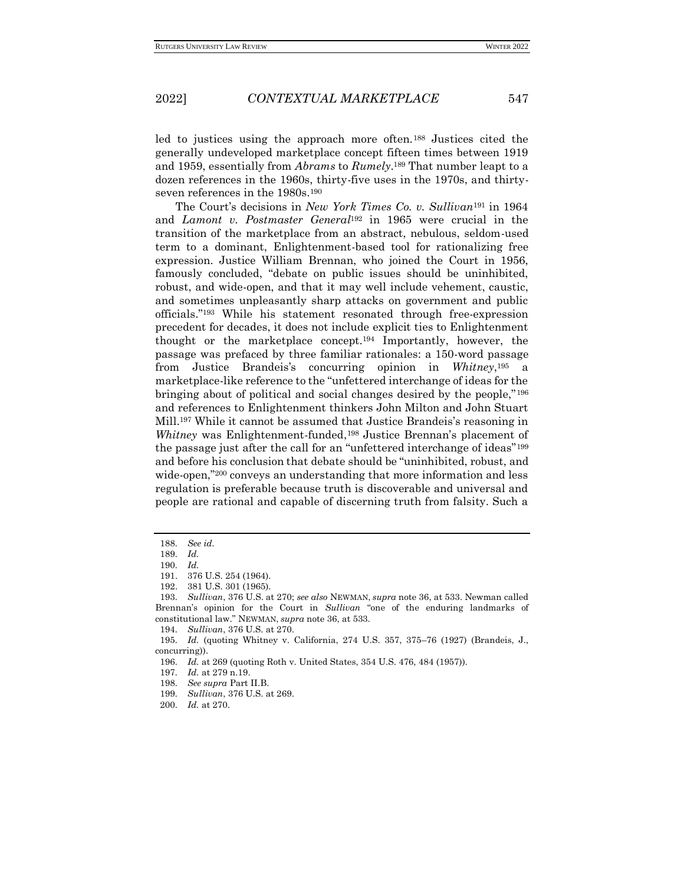led to justices using the approach more often.[188] Justices cited the generally undeveloped marketplace concept fifteen times between 1919 and 1959, essentially from *Abrams* to *Rumely*.[189] That number leapt to a dozen references in the 1960s, thirty-five uses in the 1970s, and thirty-seven references in the 1980s.[190]

The Court's decisions in *New York Times Co. v. Sullivan*[191] in 1964 and *Lamont v. Postmaster General*[192] in 1965 were crucial in the transition of the marketplace from an abstract, nebulous, seldom-used term to a dominant, Enlightenment-based tool for rationalizing free expression. Justice William Brennan, who joined the Court in 1956, famously concluded, "debate on public issues should be uninhibited, robust, and wide-open, and that it may well include vehement, caustic, and sometimes unpleasantly sharp attacks on government and public officials."[193] While his statement resonated through free-expression precedent for decades, it does not include explicit ties to Enlightenment thought or the marketplace concept.[194] Importantly, however, the passage was prefaced by three familiar rationales: a 150-word passage from Justice Brandeis's concurring opinion in *Whitney*,[195] a marketplace-like reference to the "unfettered interchange of ideas for the bringing about of political and social changes desired by the people,"[196] and references to Enlightenment thinkers John Milton and John Stuart Mill.[197] While it cannot be assumed that Justice Brandeis's reasoning in *Whitney* was Enlightenment-funded,[198] Justice Brennan's placement of the passage just after the call for an "unfettered interchange of ideas"[199] and before his conclusion that debate should be "uninhibited, robust, and wide-open,"[200] conveys an understanding that more information and less regulation is preferable because truth is discoverable and universal and people are rational and capable of discerning truth from falsity. Such a

---

188. *See id.*

189. *Id.*

190. *Id.*

191. 376 U.S. 254 (1964).

192. 381 U.S. 301 (1965).

193. *Sullivan*, 376 U.S. at 270; *see also* NEWMAN, *supra* note 36, at 533. Newman called Brennan's opinion for the Court in *Sullivan* "one of the enduring landmarks of constitutional law." NEWMAN, *supra* note 36, at 533.

194. *Sullivan*, 376 U.S. at 270.

195. *Id.* (quoting Whitney v. California, 274 U.S. 357, 375–76 (1927) (Brandeis, J., concurring)).

196. *Id.* at 269 (quoting Roth v. United States, 354 U.S. 476, 484 (1957)).

197. *Id.* at 279 n.19.

198. *See supra* Part II.B.

199. *Sullivan*, 376 U.S. at 269.

200. *Id.* at 270.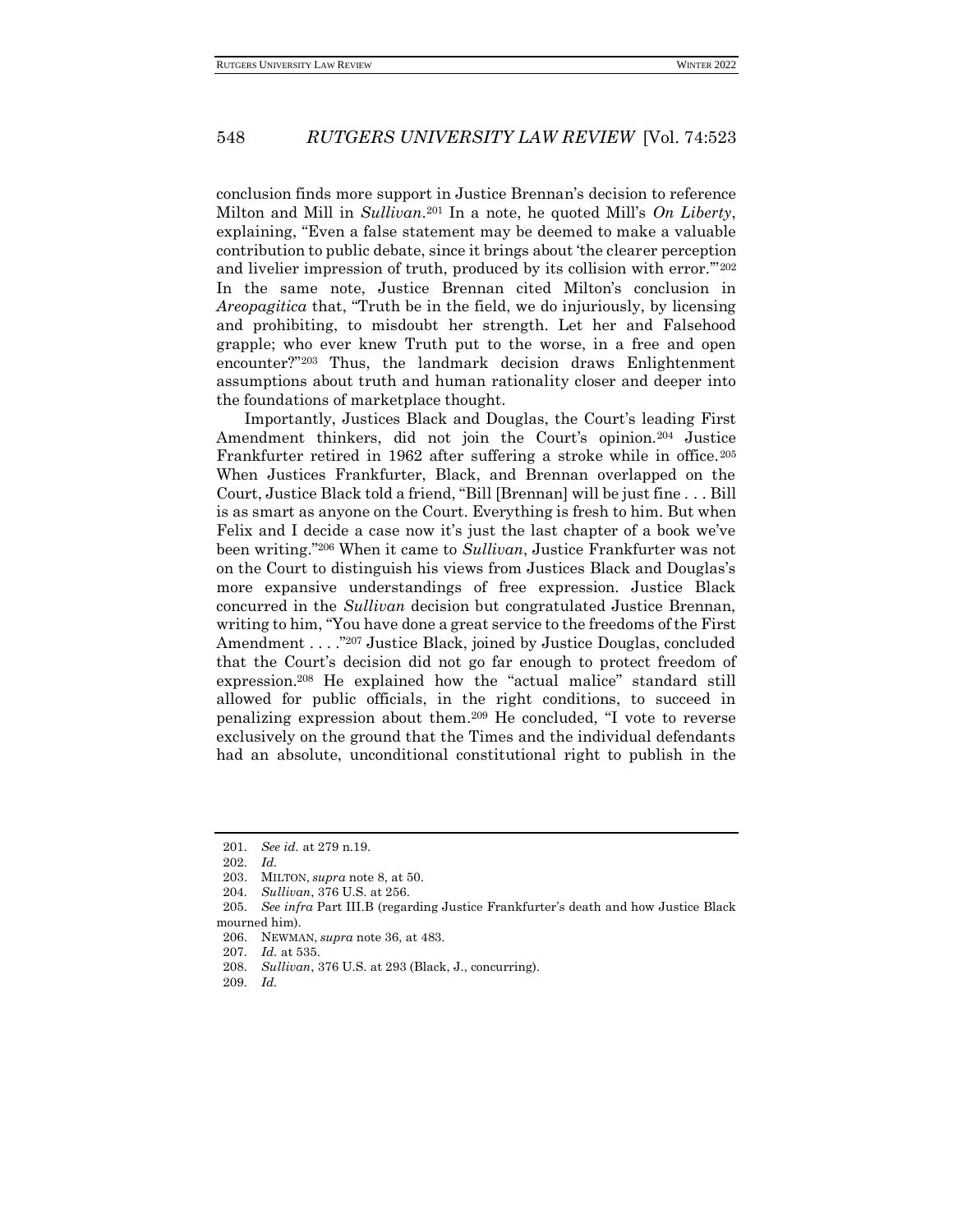conclusion finds more support in Justice Brennan's decision to reference Milton and Mill in *Sullivan*.[201] In a note, he quoted Mill's *On Liberty*, explaining, "Even a false statement may be deemed to make a valuable contribution to public debate, since it brings about 'the clearer perception and livelier impression of truth, produced by its collision with error.'"[202] In the same note, Justice Brennan cited Milton's conclusion in *Areopagitica* that, "Truth be in the field, we do injuriously, by licensing and prohibiting, to misdoubt her strength. Let her and Falsehood grapple; who ever knew Truth put to the worse, in a free and open encounter?"[203] Thus, the landmark decision draws Enlightenment assumptions about truth and human rationality closer and deeper into the foundations of marketplace thought.

Importantly, Justices Black and Douglas, the Court's leading First Amendment thinkers, did not join the Court's opinion.[204] Justice Frankfurter retired in 1962 after suffering a stroke while in office.[205] When Justices Frankfurter, Black, and Brennan overlapped on the Court, Justice Black told a friend, "Bill [Brennan] will be just fine . . . Bill is as smart as anyone on the Court. Everything is fresh to him. But when Felix and I decide a case now it's just the last chapter of a book we've been writing."[206] When it came to *Sullivan*, Justice Frankfurter was not on the Court to distinguish his views from Justices Black and Douglas's more expansive understandings of free expression. Justice Black concurred in the *Sullivan* decision but congratulated Justice Brennan, writing to him, "You have done a great service to the freedoms of the First Amendment . . . ."[207] Justice Black, joined by Justice Douglas, concluded that the Court's decision did not go far enough to protect freedom of expression.[208] He explained how the "actual malice" standard still allowed for public officials, in the right conditions, to succeed in penalizing expression about them.[209] He concluded, "I vote to reverse exclusively on the ground that the Times and the individual defendants had an absolute, unconditional constitutional right to publish in the

---

201. *See id.* at 279 n.19.

202. *Id.*

203. MILTON, *supra* note 8, at 50.

204. *Sullivan*, 376 U.S. at 256.

205. *See infra* Part III.B (regarding Justice Frankfurter's death and how Justice Black mourned him).

206. NEWMAN, *supra* note 36, at 483.

207. *Id.* at 535.

208. *Sullivan*, 376 U.S. at 293 (Black, J., concurring).

209. *Id.*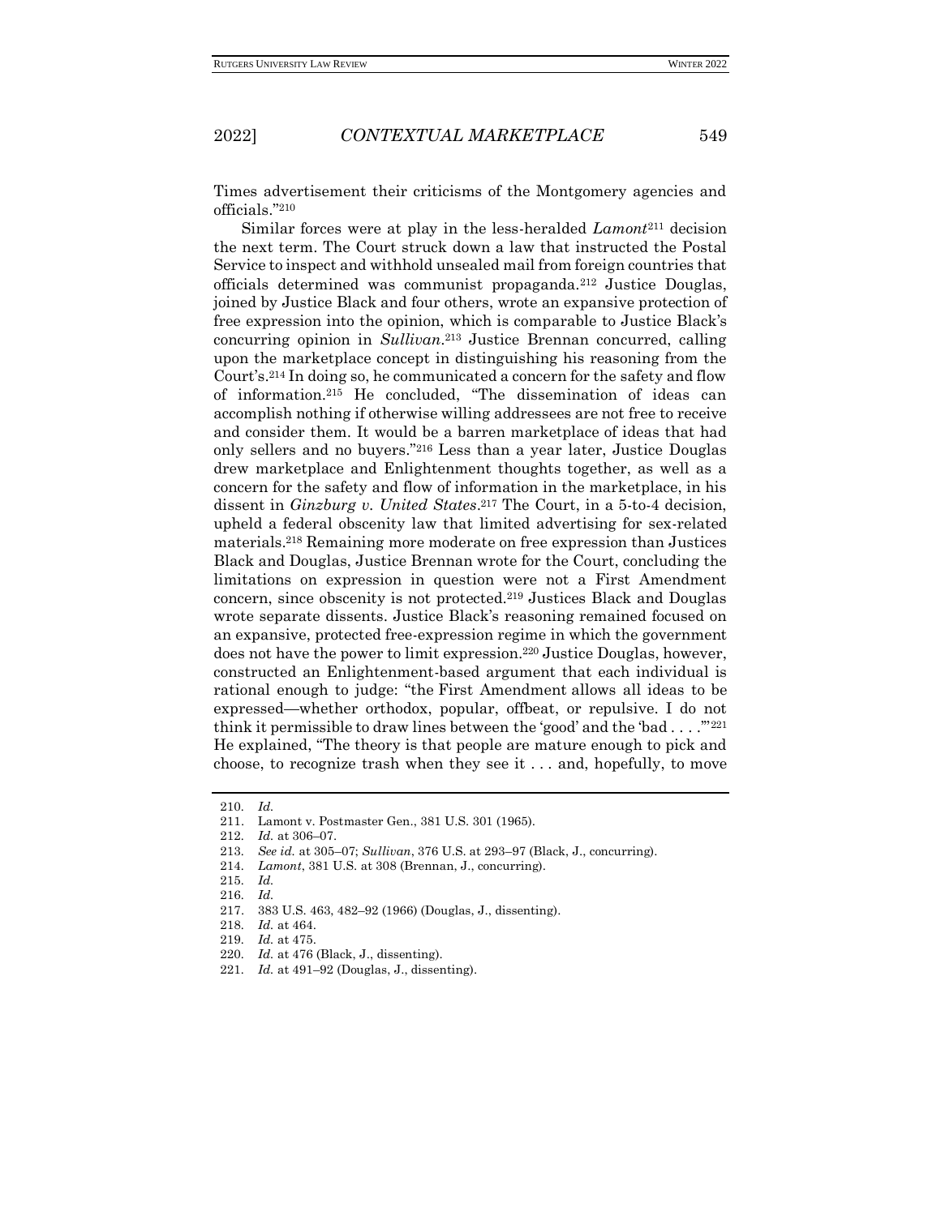Times advertisement their criticisms of the Montgomery agencies and officials."[210]

Similar forces were at play in the less-heralded *Lamont*[211] decision the next term. The Court struck down a law that instructed the Postal Service to inspect and withhold unsealed mail from foreign countries that officials determined was communist propaganda.[212] Justice Douglas, joined by Justice Black and four others, wrote an expansive protection of free expression into the opinion, which is comparable to Justice Black's concurring opinion in *Sullivan*.[213] Justice Brennan concurred, calling upon the marketplace concept in distinguishing his reasoning from the Court's.[214] In doing so, he communicated a concern for the safety and flow of information.[215] He concluded, "The dissemination of ideas can accomplish nothing if otherwise willing addressees are not free to receive and consider them. It would be a barren marketplace of ideas that had only sellers and no buyers."[216] Less than a year later, Justice Douglas drew marketplace and Enlightenment thoughts together, as well as a concern for the safety and flow of information in the marketplace, in his dissent in *Ginzburg v. United States*.[217] The Court, in a 5-to-4 decision, upheld a federal obscenity law that limited advertising for sex-related materials.[218] Remaining more moderate on free expression than Justices Black and Douglas, Justice Brennan wrote for the Court, concluding the limitations on expression in question were not a First Amendment concern, since obscenity is not protected.[219] Justices Black and Douglas wrote separate dissents. Justice Black's reasoning remained focused on an expansive, protected free-expression regime in which the government does not have the power to limit expression.[220] Justice Douglas, however, constructed an Enlightenment-based argument that each individual is rational enough to judge: "the First Amendment allows all ideas to be expressed—whether orthodox, popular, offbeat, or repulsive. I do not think it permissible to draw lines between the 'good' and the 'bad . . . .'"[221] He explained, "The theory is that people are mature enough to pick and choose, to recognize trash when they see it . . . and, hopefully, to move

---

210. *Id.*

211. Lamont v. Postmaster Gen., 381 U.S. 301 (1965).

212. *Id.* at 306–07.

213. *See id.* at 305–07; *Sullivan*, 376 U.S. at 293–97 (Black, J., concurring).

214. *Lamont*, 381 U.S. at 308 (Brennan, J., concurring).

215. *Id.*

216. *Id.*

217. 383 U.S. 463, 482–92 (1966) (Douglas, J., dissenting).

218. *Id.* at 464.

219. *Id.* at 475.

220. *Id.* at 476 (Black, J., dissenting).

221. *Id.* at 491–92 (Douglas, J., dissenting).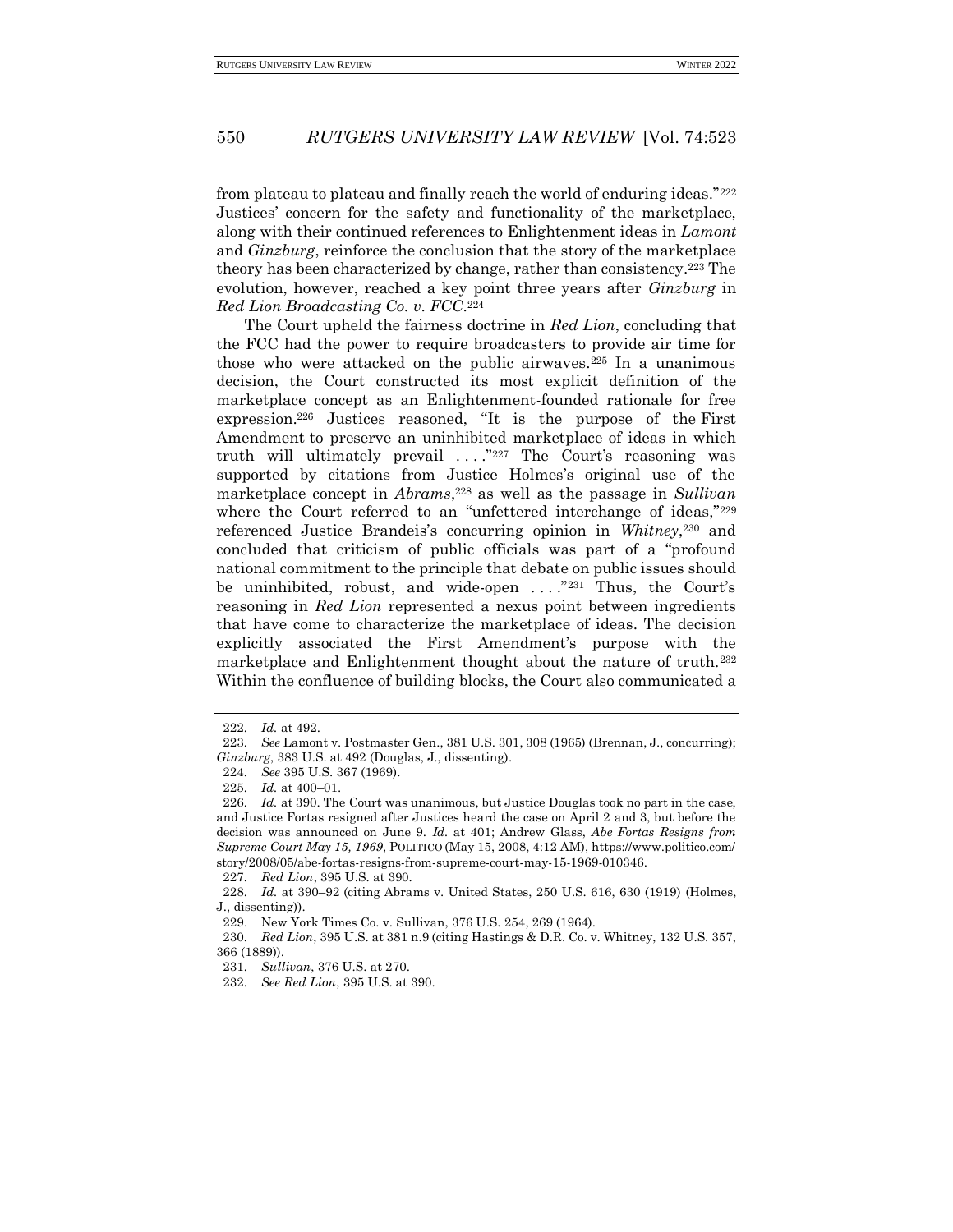from plateau to plateau and finally reach the world of enduring ideas."[222] Justices' concern for the safety and functionality of the marketplace, along with their continued references to Enlightenment ideas in *Lamont* and *Ginzburg*, reinforce the conclusion that the story of the marketplace theory has been characterized by change, rather than consistency.[223] The evolution, however, reached a key point three years after *Ginzburg* in *Red Lion Broadcasting Co. v. FCC*.[224]

The Court upheld the fairness doctrine in *Red Lion*, concluding that the FCC had the power to require broadcasters to provide air time for those who were attacked on the public airwaves.[225] In a unanimous decision, the Court constructed its most explicit definition of the marketplace concept as an Enlightenment-founded rationale for free expression.[226] Justices reasoned, "It is the purpose of the First Amendment to preserve an uninhibited marketplace of ideas in which truth will ultimately prevail . . . ."[227] The Court's reasoning was supported by citations from Justice Holmes's original use of the marketplace concept in *Abrams*,[228] as well as the passage in *Sullivan* where the Court referred to an "unfettered interchange of ideas,"[229] referenced Justice Brandeis's concurring opinion in *Whitney*,[230] and concluded that criticism of public officials was part of a "profound national commitment to the principle that debate on public issues should be uninhibited, robust, and wide-open . . . ."[231] Thus, the Court's reasoning in *Red Lion* represented a nexus point between ingredients that have come to characterize the marketplace of ideas. The decision explicitly associated the First Amendment's purpose with the marketplace and Enlightenment thought about the nature of truth.[232] Within the confluence of building blocks, the Court also communicated a

---

222. *Id.* at 492.

223. *See* Lamont v. Postmaster Gen., 381 U.S. 301, 308 (1965) (Brennan, J., concurring); *Ginzburg*, 383 U.S. at 492 (Douglas, J., dissenting).

224. *See* 395 U.S. 367 (1969).

225. *Id.* at 400–01.

226. *Id.* at 390. The Court was unanimous, but Justice Douglas took no part in the case, and Justice Fortas resigned after Justices heard the case on April 2 and 3, but before the decision was announced on June 9. *Id.* at 401; Andrew Glass, *Abe Fortas Resigns from Supreme Court May 15, 1969*, POLITICO (May 15, 2008, 4:12 AM), https://www.politico.com/story/2008/05/abe-fortas-resigns-from-supreme-court-may-15-1969-010346.

227. *Red Lion*, 395 U.S. at 390.

228. *Id.* at 390–92 (citing Abrams v. United States, 250 U.S. 616, 630 (1919) (Holmes, J., dissenting)).

229. New York Times Co. v. Sullivan, 376 U.S. 254, 269 (1964).

230. *Red Lion*, 395 U.S. at 381 n.9 (citing Hastings & D.R. Co. v. Whitney, 132 U.S. 357, 366 (1889)).

231. *Sullivan*, 376 U.S. at 270.

232. *See Red Lion*, 395 U.S. at 390.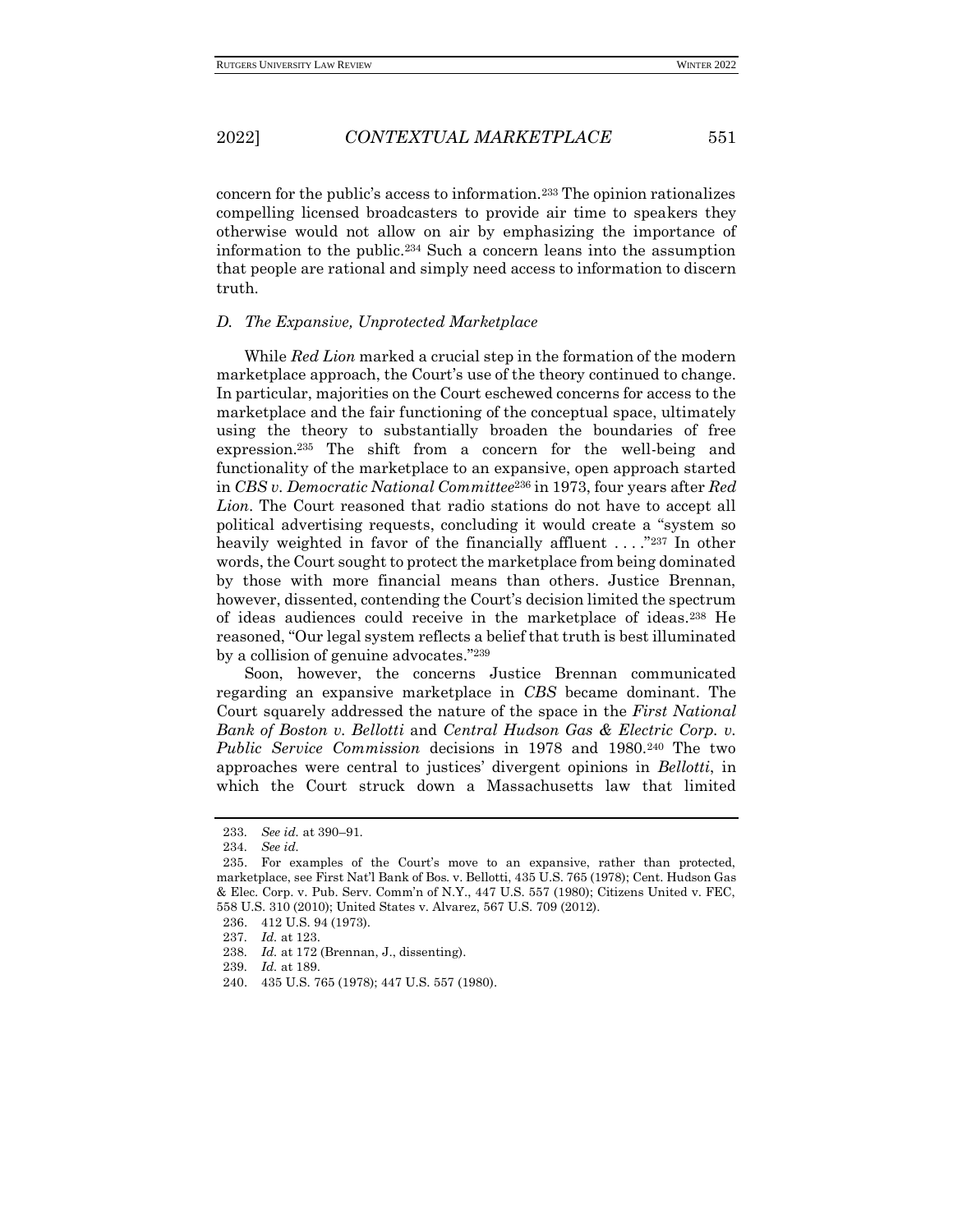concern for the public's access to information.[233] The opinion rationalizes compelling licensed broadcasters to provide air time to speakers they otherwise would not allow on air by emphasizing the importance of information to the public.[234] Such a concern leans into the assumption that people are rational and simply need access to information to discern truth.

### *D. The Expansive, Unprotected Marketplace*

While *Red Lion* marked a crucial step in the formation of the modern marketplace approach, the Court's use of the theory continued to change. In particular, majorities on the Court eschewed concerns for access to the marketplace and the fair functioning of the conceptual space, ultimately using the theory to substantially broaden the boundaries of free expression.[235] The shift from a concern for the well-being and functionality of the marketplace to an expansive, open approach started in *CBS v. Democratic National Committee*[236] in 1973, four years after *Red Lion*. The Court reasoned that radio stations do not have to accept all political advertising requests, concluding it would create a "system so heavily weighted in favor of the financially affluent . . . ."[237] In other words, the Court sought to protect the marketplace from being dominated by those with more financial means than others. Justice Brennan, however, dissented, contending the Court's decision limited the spectrum of ideas audiences could receive in the marketplace of ideas.[238] He reasoned, "Our legal system reflects a belief that truth is best illuminated by a collision of genuine advocates."[239]

Soon, however, the concerns Justice Brennan communicated regarding an expansive marketplace in *CBS* became dominant. The Court squarely addressed the nature of the space in the *First National Bank of Boston v. Bellotti* and *Central Hudson Gas & Electric Corp. v. Public Service Commission* decisions in 1978 and 1980.[240] The two approaches were central to justices' divergent opinions in *Bellotti*, in which the Court struck down a Massachusetts law that limited

---

233. *See id.* at 390–91.

234. *See id.*

235. For examples of the Court's move to an expansive, rather than protected, marketplace, see First Nat'l Bank of Bos. v. Bellotti, 435 U.S. 765 (1978); Cent. Hudson Gas & Elec. Corp. v. Pub. Serv. Comm'n of N.Y., 447 U.S. 557 (1980); Citizens United v. FEC, 558 U.S. 310 (2010); United States v. Alvarez, 567 U.S. 709 (2012).

236. 412 U.S. 94 (1973).

237. *Id.* at 123.

238. *Id.* at 172 (Brennan, J., dissenting).

239. *Id.* at 189.

240. 435 U.S. 765 (1978); 447 U.S. 557 (1980).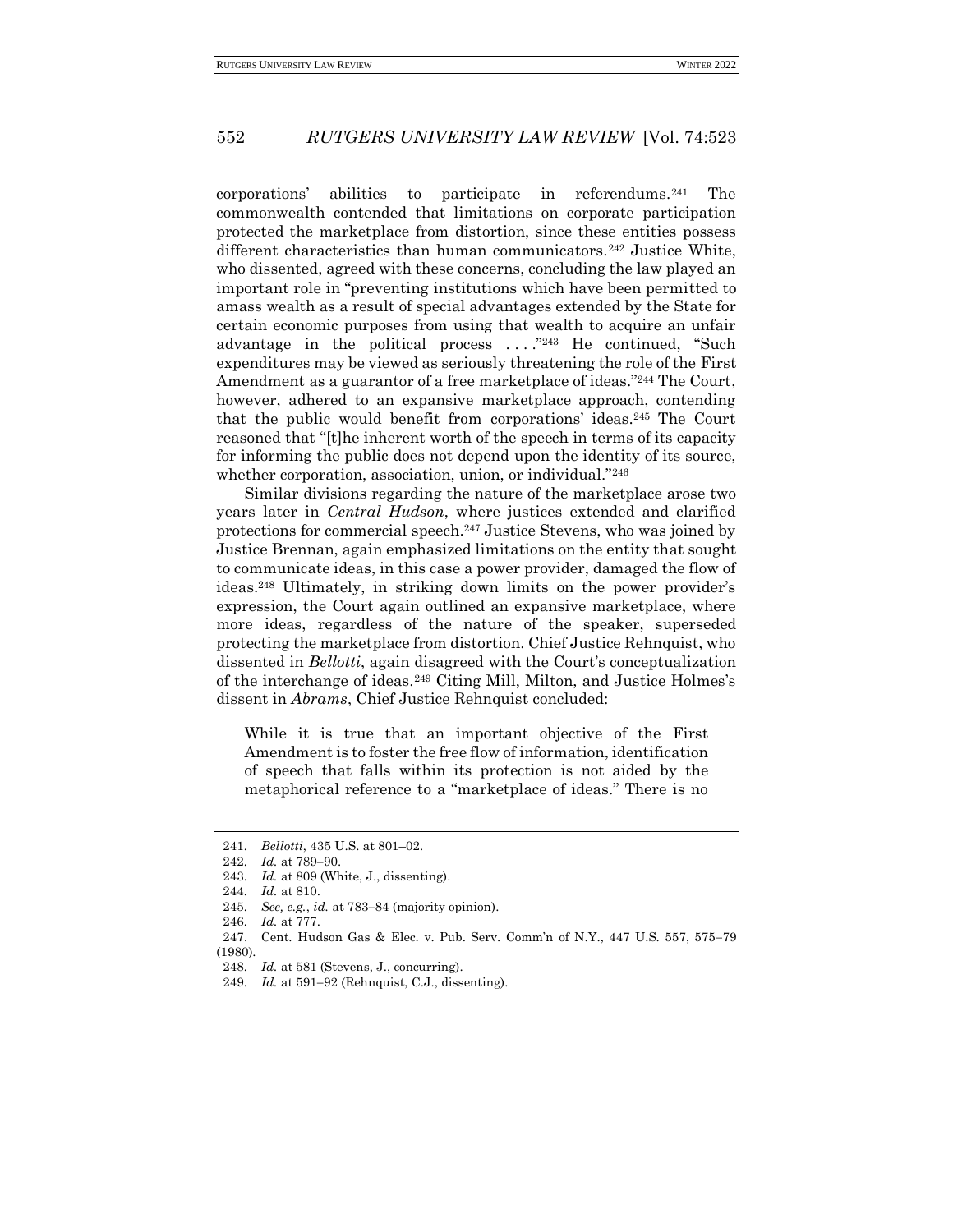corporations' abilities to participate in referendums.[241] The commonwealth contended that limitations on corporate participation protected the marketplace from distortion, since these entities possess different characteristics than human communicators.[242] Justice White, who dissented, agreed with these concerns, concluding the law played an important role in "preventing institutions which have been permitted to amass wealth as a result of special advantages extended by the State for certain economic purposes from using that wealth to acquire an unfair advantage in the political process . . . ."[243] He continued, "Such expenditures may be viewed as seriously threatening the role of the First Amendment as a guarantor of a free marketplace of ideas."[244] The Court, however, adhered to an expansive marketplace approach, contending that the public would benefit from corporations' ideas.[245] The Court reasoned that "[t]he inherent worth of the speech in terms of its capacity for informing the public does not depend upon the identity of its source, whether corporation, association, union, or individual."[246]

Similar divisions regarding the nature of the marketplace arose two years later in *Central Hudson*, where justices extended and clarified protections for commercial speech.[247] Justice Stevens, who was joined by Justice Brennan, again emphasized limitations on the entity that sought to communicate ideas, in this case a power provider, damaged the flow of ideas.[248] Ultimately, in striking down limits on the power provider's expression, the Court again outlined an expansive marketplace, where more ideas, regardless of the nature of the speaker, superseded protecting the marketplace from distortion. Chief Justice Rehnquist, who dissented in *Bellotti*, again disagreed with the Court's conceptualization of the interchange of ideas.[249] Citing Mill, Milton, and Justice Holmes's dissent in *Abrams*, Chief Justice Rehnquist concluded:

> While it is true that an important objective of the First Amendment is to foster the free flow of information, identification of speech that falls within its protection is not aided by the metaphorical reference to a "marketplace of ideas." There is no

---

241. *Bellotti*, 435 U.S. at 801–02.
242. *Id.* at 789–90.
243. *Id.* at 809 (White, J., dissenting).
244. *Id.* at 810.
245. *See, e.g.*, *id.* at 783–84 (majority opinion).
246. *Id.* at 777.
247. Cent. Hudson Gas & Elec. v. Pub. Serv. Comm'n of N.Y., 447 U.S. 557, 575–79 (1980).
248. *Id.* at 581 (Stevens, J., concurring).
249. *Id.* at 591–92 (Rehnquist, C.J., dissenting).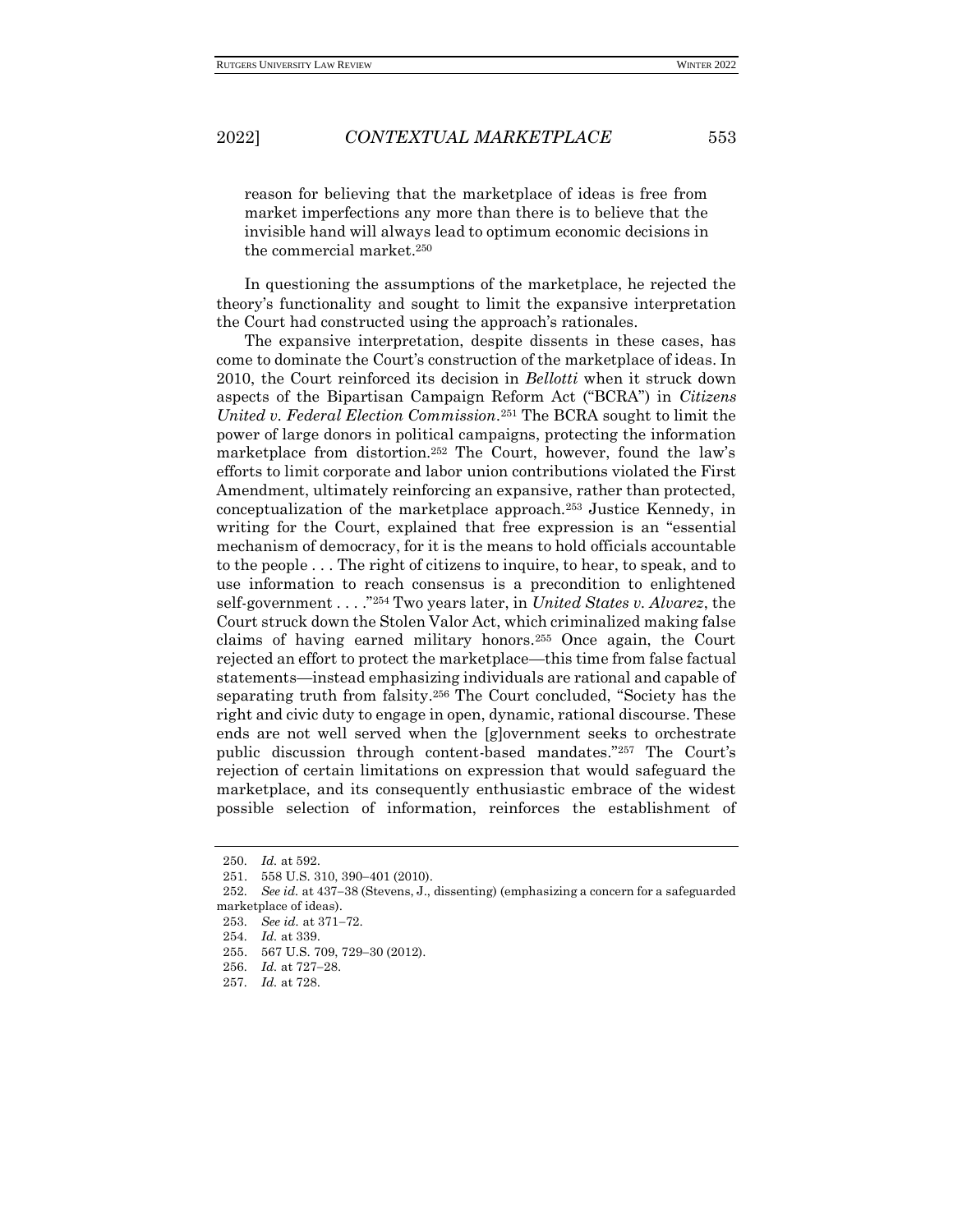> reason for believing that the marketplace of ideas is free from market imperfections any more than there is to believe that the invisible hand will always lead to optimum economic decisions in the commercial market.[250]

In questioning the assumptions of the marketplace, he rejected the theory's functionality and sought to limit the expansive interpretation the Court had constructed using the approach's rationales.

The expansive interpretation, despite dissents in these cases, has come to dominate the Court's construction of the marketplace of ideas. In 2010, the Court reinforced its decision in *Bellotti* when it struck down aspects of the Bipartisan Campaign Reform Act ("BCRA") in *Citizens United v. Federal Election Commission*.[251] The BCRA sought to limit the power of large donors in political campaigns, protecting the information marketplace from distortion.[252] The Court, however, found the law's efforts to limit corporate and labor union contributions violated the First Amendment, ultimately reinforcing an expansive, rather than protected, conceptualization of the marketplace approach.[253] Justice Kennedy, in writing for the Court, explained that free expression is an "essential mechanism of democracy, for it is the means to hold officials accountable to the people . . . The right of citizens to inquire, to hear, to speak, and to use information to reach consensus is a precondition to enlightened self-government . . . ."[254] Two years later, in *United States v. Alvarez*, the Court struck down the Stolen Valor Act, which criminalized making false claims of having earned military honors.[255] Once again, the Court rejected an effort to protect the marketplace—this time from false factual statements—instead emphasizing individuals are rational and capable of separating truth from falsity.[256] The Court concluded, "Society has the right and civic duty to engage in open, dynamic, rational discourse. These ends are not well served when the [g]overnment seeks to orchestrate public discussion through content-based mandates."[257] The Court's rejection of certain limitations on expression that would safeguard the marketplace, and its consequently enthusiastic embrace of the widest possible selection of information, reinforces the establishment of

---

250. *Id.* at 592.

251. 558 U.S. 310, 390–401 (2010).

252. *See id.* at 437–38 (Stevens, J., dissenting) (emphasizing a concern for a safeguarded marketplace of ideas).

253. *See id.* at 371–72.

254. *Id.* at 339.

255. 567 U.S. 709, 729–30 (2012).

256. *Id.* at 727–28.

257. *Id.* at 728.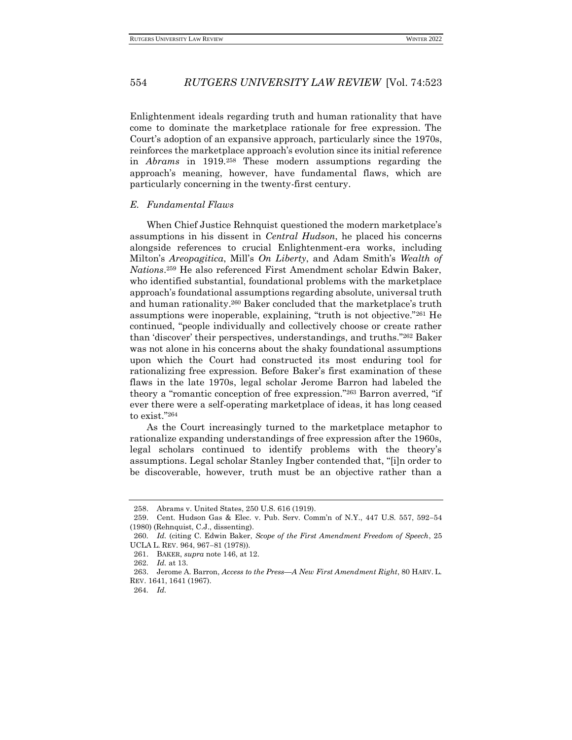Enlightenment ideals regarding truth and human rationality that have come to dominate the marketplace rationale for free expression. The Court's adoption of an expansive approach, particularly since the 1970s, reinforces the marketplace approach's evolution since its initial reference in *Abrams* in 1919.[258] These modern assumptions regarding the approach's meaning, however, have fundamental flaws, which are particularly concerning in the twenty-first century.

### *E. Fundamental Flaws*

When Chief Justice Rehnquist questioned the modern marketplace's assumptions in his dissent in *Central Hudson*, he placed his concerns alongside references to crucial Enlightenment-era works, including Milton's *Areopagitica*, Mill's *On Liberty*, and Adam Smith's *Wealth of Nations*.[259] He also referenced First Amendment scholar Edwin Baker, who identified substantial, foundational problems with the marketplace approach's foundational assumptions regarding absolute, universal truth and human rationality.[260] Baker concluded that the marketplace's truth assumptions were inoperable, explaining, "truth is not objective."[261] He continued, "people individually and collectively choose or create rather than 'discover' their perspectives, understandings, and truths."[262] Baker was not alone in his concerns about the shaky foundational assumptions upon which the Court had constructed its most enduring tool for rationalizing free expression. Before Baker's first examination of these flaws in the late 1970s, legal scholar Jerome Barron had labeled the theory a "romantic conception of free expression."[263] Barron averred, "if ever there were a self-operating marketplace of ideas, it has long ceased to exist."[264]

As the Court increasingly turned to the marketplace metaphor to rationalize expanding understandings of free expression after the 1960s, legal scholars continued to identify problems with the theory's assumptions. Legal scholar Stanley Ingber contended that, "[i]n order to be discoverable, however, truth must be an objective rather than a

---

258. Abrams v. United States, 250 U.S. 616 (1919).

259. Cent. Hudson Gas & Elec. v. Pub. Serv. Comm'n of N.Y., 447 U.S. 557, 592–54 (1980) (Rehnquist, C.J., dissenting).

260. *Id.* (citing C. Edwin Baker, *Scope of the First Amendment Freedom of Speech*, 25 UCLA L. REV. 964, 967–81 (1978)).

261. BAKER, *supra* note 146, at 12.

262. *Id.* at 13.

263. Jerome A. Barron, *Access to the Press—A New First Amendment Right*, 80 HARV. L. REV. 1641, 1641 (1967).

264. *Id.*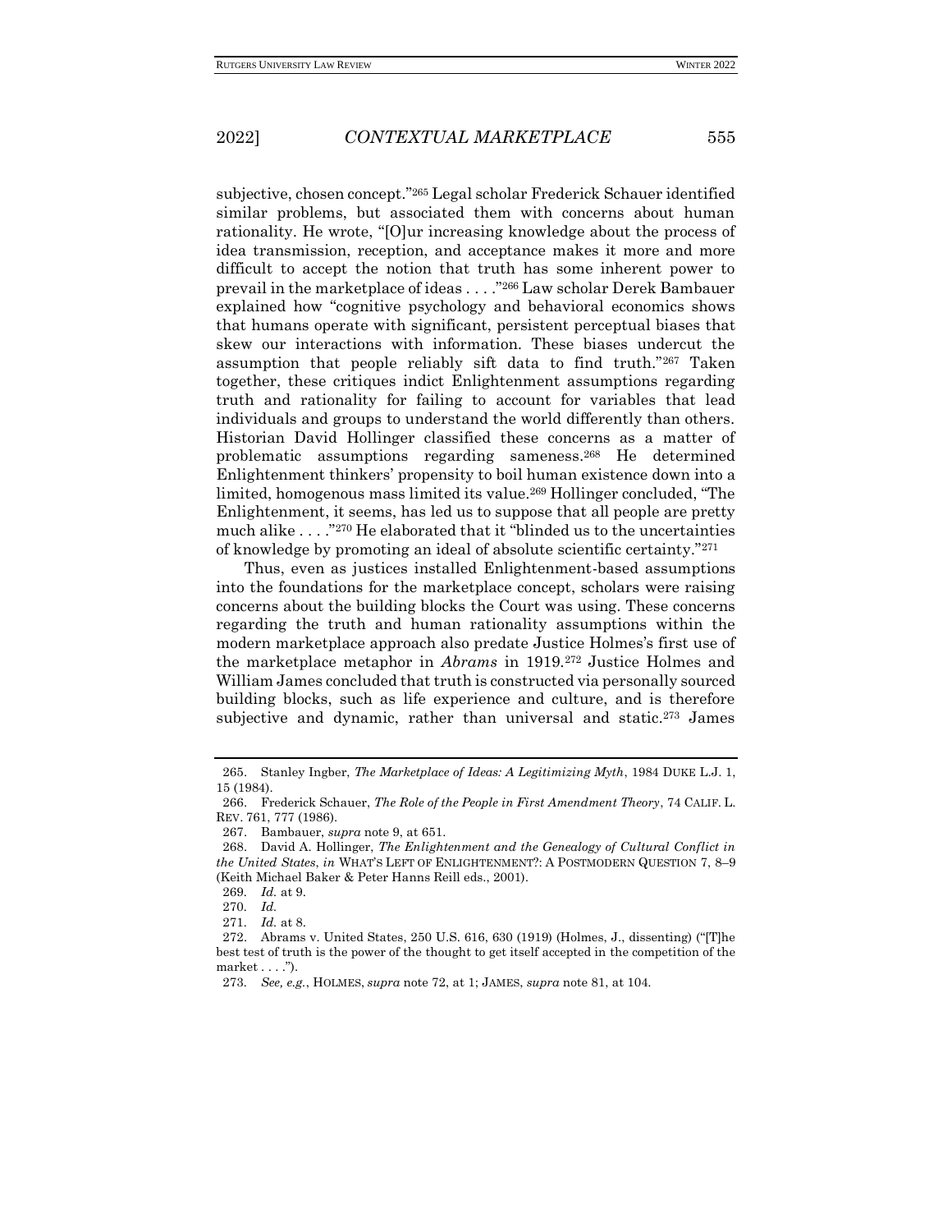subjective, chosen concept."[265] Legal scholar Frederick Schauer identified similar problems, but associated them with concerns about human rationality. He wrote, "[O]ur increasing knowledge about the process of idea transmission, reception, and acceptance makes it more and more difficult to accept the notion that truth has some inherent power to prevail in the marketplace of ideas . . . ."[266] Law scholar Derek Bambauer explained how "cognitive psychology and behavioral economics shows that humans operate with significant, persistent perceptual biases that skew our interactions with information. These biases undercut the assumption that people reliably sift data to find truth."[267] Taken together, these critiques indict Enlightenment assumptions regarding truth and rationality for failing to account for variables that lead individuals and groups to understand the world differently than others. Historian David Hollinger classified these concerns as a matter of problematic assumptions regarding sameness.[268] He determined Enlightenment thinkers' propensity to boil human existence down into a limited, homogenous mass limited its value.[269] Hollinger concluded, "The Enlightenment, it seems, has led us to suppose that all people are pretty much alike . . . ."[270] He elaborated that it "blinded us to the uncertainties of knowledge by promoting an ideal of absolute scientific certainty."[271]

Thus, even as justices installed Enlightenment-based assumptions into the foundations for the marketplace concept, scholars were raising concerns about the building blocks the Court was using. These concerns regarding the truth and human rationality assumptions within the modern marketplace approach also predate Justice Holmes's first use of the marketplace metaphor in *Abrams* in 1919.[272] Justice Holmes and William James concluded that truth is constructed via personally sourced building blocks, such as life experience and culture, and is therefore subjective and dynamic, rather than universal and static.[273] James

---

265. Stanley Ingber, *The Marketplace of Ideas: A Legitimizing Myth*, 1984 DUKE L.J. 1, 15 (1984).

266. Frederick Schauer, *The Role of the People in First Amendment Theory*, 74 CALIF. L. REV. 761, 777 (1986).

267. Bambauer, *supra* note 9, at 651.

268. David A. Hollinger, *The Enlightenment and the Genealogy of Cultural Conflict in the United States*, *in* WHAT'S LEFT OF ENLIGHTENMENT?: A POSTMODERN QUESTION 7, 8–9 (Keith Michael Baker & Peter Hanns Reill eds., 2001).

269. *Id.* at 9.

270. *Id.*

271. *Id.* at 8.

272. Abrams v. United States, 250 U.S. 616, 630 (1919) (Holmes, J., dissenting) ("[T]he best test of truth is the power of the thought to get itself accepted in the competition of the market . . . .").

273. *See, e.g.*, HOLMES, *supra* note 72, at 1; JAMES, *supra* note 81, at 104.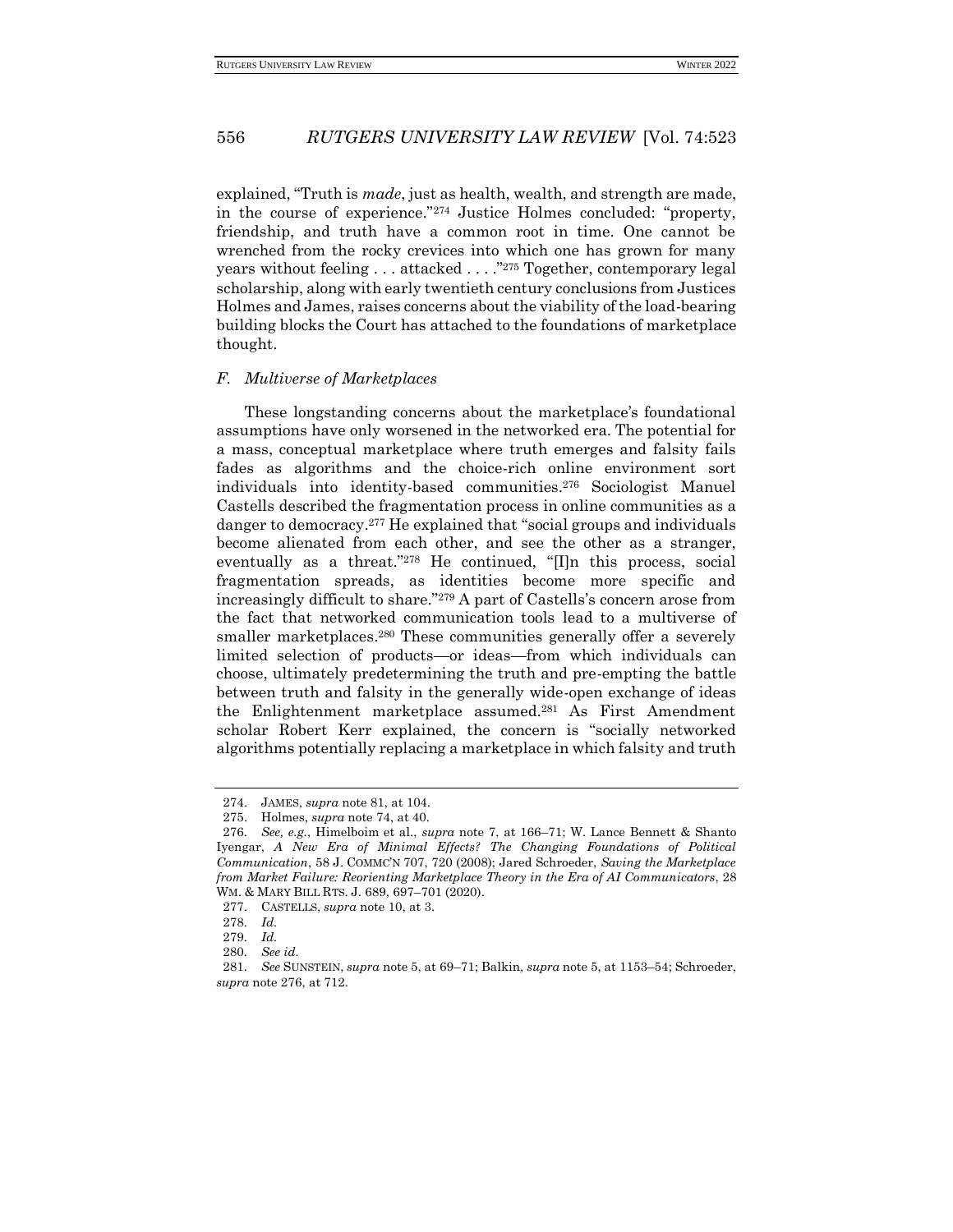explained, "Truth is *made*, just as health, wealth, and strength are made, in the course of experience."[274] Justice Holmes concluded: "property, friendship, and truth have a common root in time. One cannot be wrenched from the rocky crevices into which one has grown for many years without feeling . . . attacked . . . ."[275] Together, contemporary legal scholarship, along with early twentieth century conclusions from Justices Holmes and James, raises concerns about the viability of the load-bearing building blocks the Court has attached to the foundations of marketplace thought.

### *F. Multiverse of Marketplaces*

These longstanding concerns about the marketplace's foundational assumptions have only worsened in the networked era. The potential for a mass, conceptual marketplace where truth emerges and falsity fails fades as algorithms and the choice-rich online environment sort individuals into identity-based communities.[276] Sociologist Manuel Castells described the fragmentation process in online communities as a danger to democracy.[277] He explained that "social groups and individuals become alienated from each other, and see the other as a stranger, eventually as a threat."[278] He continued, "[I]n this process, social fragmentation spreads, as identities become more specific and increasingly difficult to share."[279] A part of Castells's concern arose from the fact that networked communication tools lead to a multiverse of smaller marketplaces.[280] These communities generally offer a severely limited selection of products—or ideas—from which individuals can choose, ultimately predetermining the truth and pre-empting the battle between truth and falsity in the generally wide-open exchange of ideas the Enlightenment marketplace assumed.[281] As First Amendment scholar Robert Kerr explained, the concern is "socially networked algorithms potentially replacing a marketplace in which falsity and truth

---

274. JAMES, *supra* note 81, at 104.

275. Holmes, *supra* note 74, at 40.

276. *See, e.g.*, Himelboim et al., *supra* note 7, at 166–71; W. Lance Bennett & Shanto Iyengar, *A New Era of Minimal Effects? The Changing Foundations of Political Communication*, 58 J. COMMC'N 707, 720 (2008); Jared Schroeder, *Saving the Marketplace from Market Failure: Reorienting Marketplace Theory in the Era of AI Communicators*, 28 WM. & MARY BILL RTS. J. 689, 697–701 (2020).

277. CASTELLS, *supra* note 10, at 3.

278. *Id.*

279. *Id.*

280. *See id.*

281. *See* SUNSTEIN, *supra* note 5, at 69–71; Balkin, *supra* note 5, at 1153–54; Schroeder, *supra* note 276, at 712.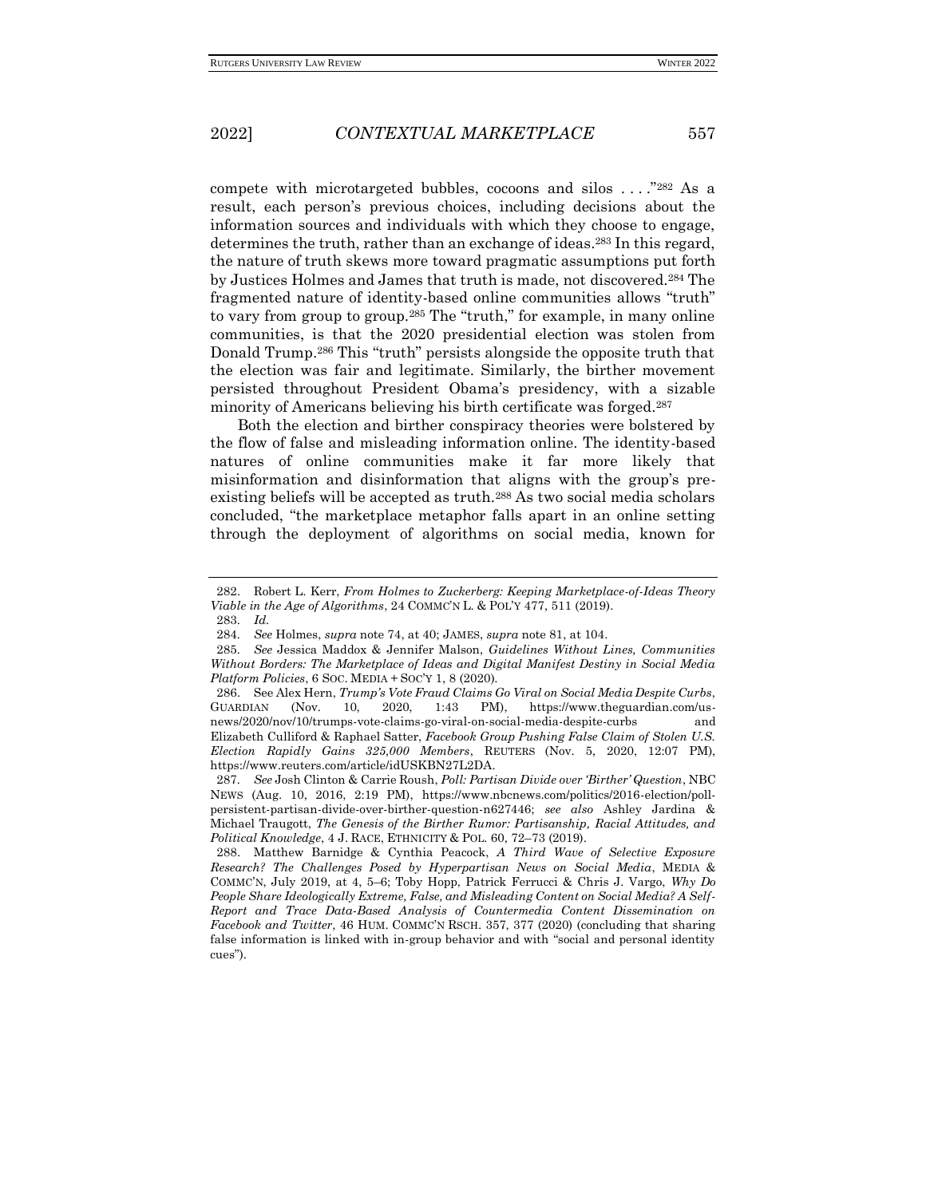compete with microtargeted bubbles, cocoons and silos . . . ."[282] As a result, each person's previous choices, including decisions about the information sources and individuals with which they choose to engage, determines the truth, rather than an exchange of ideas.[283] In this regard, the nature of truth skews more toward pragmatic assumptions put forth by Justices Holmes and James that truth is made, not discovered.[284] The fragmented nature of identity-based online communities allows "truth" to vary from group to group.[285] The "truth," for example, in many online communities, is that the 2020 presidential election was stolen from Donald Trump.[286] This "truth" persists alongside the opposite truth that the election was fair and legitimate. Similarly, the birther movement persisted throughout President Obama's presidency, with a sizable minority of Americans believing his birth certificate was forged.[287]

Both the election and birther conspiracy theories were bolstered by the flow of false and misleading information online. The identity-based natures of online communities make it far more likely that misinformation and disinformation that aligns with the group's pre-existing beliefs will be accepted as truth.[288] As two social media scholars concluded, "the marketplace metaphor falls apart in an online setting through the deployment of algorithms on social media, known for

---

282. Robert L. Kerr, *From Holmes to Zuckerberg: Keeping Marketplace-of-Ideas Theory Viable in the Age of Algorithms*, 24 COMMC'N L. & POL'Y 477, 511 (2019).

283. *Id.*

284. *See* Holmes, *supra* note 74, at 40; JAMES, *supra* note 81, at 104.

285. *See* Jessica Maddox & Jennifer Malson, *Guidelines Without Lines, Communities Without Borders: The Marketplace of Ideas and Digital Manifest Destiny in Social Media Platform Policies*, 6 SOC. MEDIA + SOC'Y 1, 8 (2020).

286. See Alex Hern, *Trump's Vote Fraud Claims Go Viral on Social Media Despite Curbs*, GUARDIAN (Nov. 10, 2020, 1:43 PM), https://www.theguardian.com/us-news/2020/nov/10/trumps-vote-claims-go-viral-on-social-media-despite-curbs and Elizabeth Culliford & Raphael Satter, *Facebook Group Pushing False Claim of Stolen U.S. Election Rapidly Gains 325,000 Members*, REUTERS (Nov. 5, 2020, 12:07 PM), https://www.reuters.com/article/idUSKBN27L2DA.

287. *See* Josh Clinton & Carrie Roush, *Poll: Partisan Divide over 'Birther' Question*, NBC NEWS (Aug. 10, 2016, 2:19 PM), https://www.nbcnews.com/politics/2016-election/poll-persistent-partisan-divide-over-birther-question-n627446; *see also* Ashley Jardina & Michael Traugott, *The Genesis of the Birther Rumor: Partisanship, Racial Attitudes, and Political Knowledge*, 4 J. RACE, ETHNICITY & POL. 60, 72–73 (2019).

288. Matthew Barnidge & Cynthia Peacock, *A Third Wave of Selective Exposure Research? The Challenges Posed by Hyperpartisan News on Social Media*, MEDIA & COMMC'N, July 2019, at 4, 5–6; Toby Hopp, Patrick Ferrucci & Chris J. Vargo, *Why Do People Share Ideologically Extreme, False, and Misleading Content on Social Media? A Self-Report and Trace Data-Based Analysis of Countermedia Content Dissemination on Facebook and Twitter*, 46 HUM. COMMC'N RSCH. 357, 377 (2020) (concluding that sharing false information is linked with in-group behavior and with "social and personal identity cues").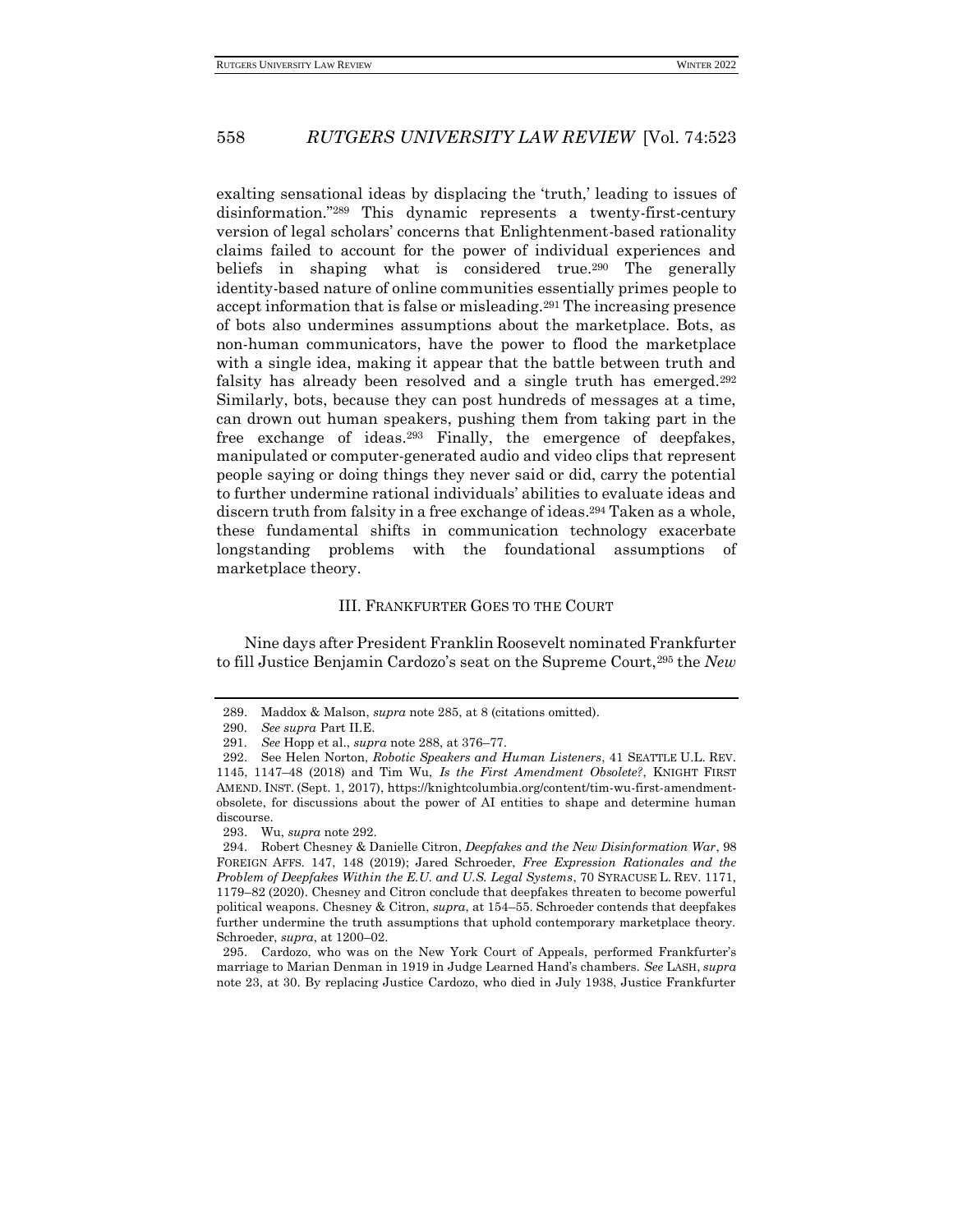exalting sensational ideas by displacing the 'truth,' leading to issues of disinformation."[289] This dynamic represents a twenty-first-century version of legal scholars' concerns that Enlightenment-based rationality claims failed to account for the power of individual experiences and beliefs in shaping what is considered true.[290] The generally identity-based nature of online communities essentially primes people to accept information that is false or misleading.[291] The increasing presence of bots also undermines assumptions about the marketplace. Bots, as non-human communicators, have the power to flood the marketplace with a single idea, making it appear that the battle between truth and falsity has already been resolved and a single truth has emerged.[292] Similarly, bots, because they can post hundreds of messages at a time, can drown out human speakers, pushing them from taking part in the free exchange of ideas.[293] Finally, the emergence of deepfakes, manipulated or computer-generated audio and video clips that represent people saying or doing things they never said or did, carry the potential to further undermine rational individuals' abilities to evaluate ideas and discern truth from falsity in a free exchange of ideas.[294] Taken as a whole, these fundamental shifts in communication technology exacerbate longstanding problems with the foundational assumptions of marketplace theory.

## III. FRANKFURTER GOES TO THE COURT

Nine days after President Franklin Roosevelt nominated Frankfurter to fill Justice Benjamin Cardozo's seat on the Supreme Court,[295] the *New*

---

289. Maddox & Malson, *supra* note 285, at 8 (citations omitted).

290. *See supra* Part II.E.

291. *See* Hopp et al., *supra* note 288, at 376–77.

292. See Helen Norton, *Robotic Speakers and Human Listeners*, 41 SEATTLE U.L. REV. 1145, 1147–48 (2018) and Tim Wu, *Is the First Amendment Obsolete?*, KNIGHT FIRST AMEND. INST. (Sept. 1, 2017), https://knightcolumbia.org/content/tim-wu-first-amendment-obsolete, for discussions about the power of AI entities to shape and determine human discourse.

293. Wu, *supra* note 292.

294. Robert Chesney & Danielle Citron, *Deepfakes and the New Disinformation War*, 98 FOREIGN AFFS. 147, 148 (2019); Jared Schroeder, *Free Expression Rationales and the Problem of Deepfakes Within the E.U. and U.S. Legal Systems*, 70 SYRACUSE L. REV. 1171, 1179–82 (2020). Chesney and Citron conclude that deepfakes threaten to become powerful political weapons. Chesney & Citron, *supra*, at 154–55. Schroeder contends that deepfakes further undermine the truth assumptions that uphold contemporary marketplace theory. Schroeder, *supra*, at 1200–02.

295. Cardozo, who was on the New York Court of Appeals, performed Frankfurter's marriage to Marian Denman in 1919 in Judge Learned Hand's chambers. *See* LASH, *supra* note 23, at 30. By replacing Justice Cardozo, who died in July 1938, Justice Frankfurter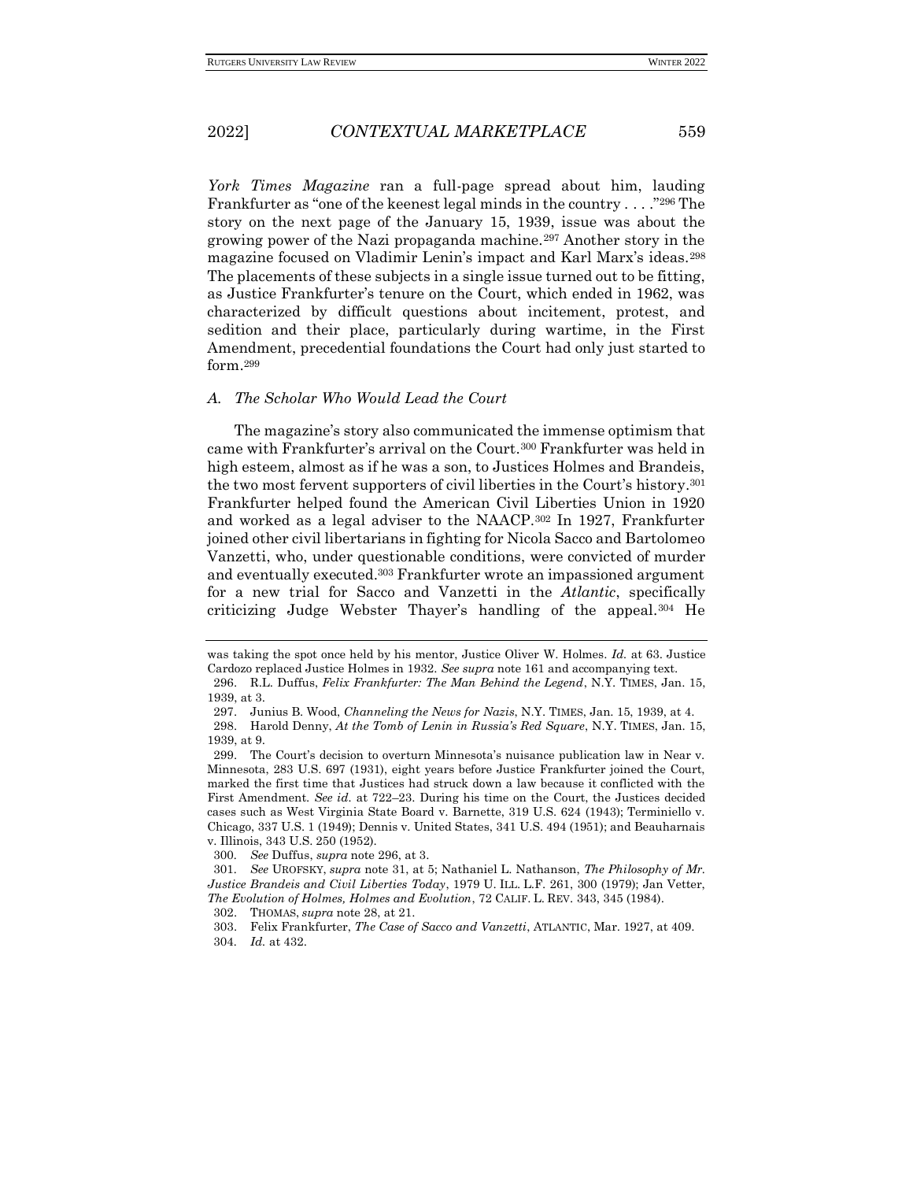*York Times Magazine* ran a full-page spread about him, lauding Frankfurter as "one of the keenest legal minds in the country . . . ."[296] The story on the next page of the January 15, 1939, issue was about the growing power of the Nazi propaganda machine.[297] Another story in the magazine focused on Vladimir Lenin's impact and Karl Marx's ideas.[298] The placements of these subjects in a single issue turned out to be fitting, as Justice Frankfurter's tenure on the Court, which ended in 1962, was characterized by difficult questions about incitement, protest, and sedition and their place, particularly during wartime, in the First Amendment, precedential foundations the Court had only just started to form.[299]

### *A. The Scholar Who Would Lead the Court*

The magazine's story also communicated the immense optimism that came with Frankfurter's arrival on the Court.[300] Frankfurter was held in high esteem, almost as if he was a son, to Justices Holmes and Brandeis, the two most fervent supporters of civil liberties in the Court's history.[301] Frankfurter helped found the American Civil Liberties Union in 1920 and worked as a legal adviser to the NAACP.[302] In 1927, Frankfurter joined other civil libertarians in fighting for Nicola Sacco and Bartolomeo Vanzetti, who, under questionable conditions, were convicted of murder and eventually executed.[303] Frankfurter wrote an impassioned argument for a new trial for Sacco and Vanzetti in the *Atlantic*, specifically criticizing Judge Webster Thayer's handling of the appeal.[304] He

---

was taking the spot once held by his mentor, Justice Oliver W. Holmes. *Id.* at 63. Justice Cardozo replaced Justice Holmes in 1932. *See supra* note 161 and accompanying text.

296. R.L. Duffus, *Felix Frankfurter: The Man Behind the Legend*, N.Y. TIMES, Jan. 15, 1939, at 3.

297. Junius B. Wood, *Channeling the News for Nazis*, N.Y. TIMES, Jan. 15, 1939, at 4.

298. Harold Denny, *At the Tomb of Lenin in Russia's Red Square*, N.Y. TIMES, Jan. 15, 1939, at 9.

299. The Court's decision to overturn Minnesota's nuisance publication law in Near v. Minnesota, 283 U.S. 697 (1931), eight years before Justice Frankfurter joined the Court, marked the first time that Justices had struck down a law because it conflicted with the First Amendment. *See id.* at 722–23. During his time on the Court, the Justices decided cases such as West Virginia State Board v. Barnette, 319 U.S. 624 (1943); Terminiello v. Chicago, 337 U.S. 1 (1949); Dennis v. United States, 341 U.S. 494 (1951); and Beauharnais v. Illinois, 343 U.S. 250 (1952).

300. *See* Duffus, *supra* note 296, at 3.

301. *See* UROFSKY, *supra* note 31, at 5; Nathaniel L. Nathanson, *The Philosophy of Mr. Justice Brandeis and Civil Liberties Today*, 1979 U. ILL. L.F. 261, 300 (1979); Jan Vetter, *The Evolution of Holmes, Holmes and Evolution*, 72 CALIF. L. REV. 343, 345 (1984).

302. THOMAS, *supra* note 28, at 21.

303. Felix Frankfurter, *The Case of Sacco and Vanzetti*, ATLANTIC, Mar. 1927, at 409.

304. *Id.* at 432.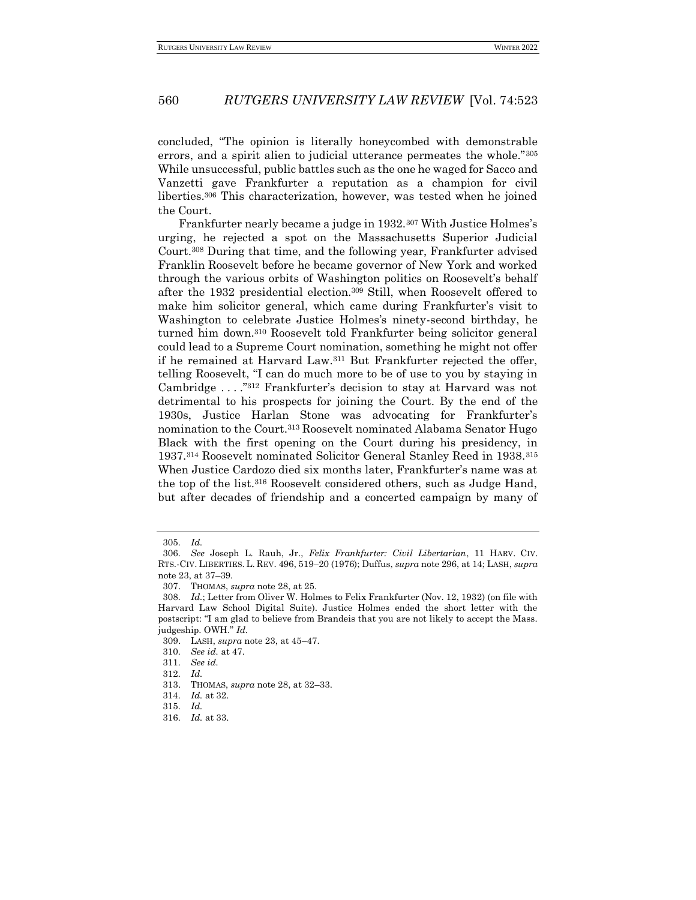concluded, "The opinion is literally honeycombed with demonstrable errors, and a spirit alien to judicial utterance permeates the whole."[305] While unsuccessful, public battles such as the one he waged for Sacco and Vanzetti gave Frankfurter a reputation as a champion for civil liberties.[306] This characterization, however, was tested when he joined the Court.

Frankfurter nearly became a judge in 1932.[307] With Justice Holmes's urging, he rejected a spot on the Massachusetts Superior Judicial Court.[308] During that time, and the following year, Frankfurter advised Franklin Roosevelt before he became governor of New York and worked through the various orbits of Washington politics on Roosevelt's behalf after the 1932 presidential election.[309] Still, when Roosevelt offered to make him solicitor general, which came during Frankfurter's visit to Washington to celebrate Justice Holmes's ninety-second birthday, he turned him down.[310] Roosevelt told Frankfurter being solicitor general could lead to a Supreme Court nomination, something he might not offer if he remained at Harvard Law.[311] But Frankfurter rejected the offer, telling Roosevelt, "I can do much more to be of use to you by staying in Cambridge . . . ."[312] Frankfurter's decision to stay at Harvard was not detrimental to his prospects for joining the Court. By the end of the 1930s, Justice Harlan Stone was advocating for Frankfurter's nomination to the Court.[313] Roosevelt nominated Alabama Senator Hugo Black with the first opening on the Court during his presidency, in 1937.[314] Roosevelt nominated Solicitor General Stanley Reed in 1938.[315] When Justice Cardozo died six months later, Frankfurter's name was at the top of the list.[316] Roosevelt considered others, such as Judge Hand, but after decades of friendship and a concerted campaign by many of

---

305. *Id.*

306. *See* Joseph L. Rauh, Jr., *Felix Frankfurter: Civil Libertarian*, 11 HARV. CIV. RTS.-CIV. LIBERTIES. L. REV. 496, 519–20 (1976); Duffus, *supra* note 296, at 14; LASH, *supra* note 23, at 37–39.

307. THOMAS, *supra* note 28, at 25.

308. *Id.*; Letter from Oliver W. Holmes to Felix Frankfurter (Nov. 12, 1932) (on file with Harvard Law School Digital Suite). Justice Holmes ended the short letter with the postscript: "I am glad to believe from Brandeis that you are not likely to accept the Mass. judgeship. OWH." *Id.*

309. LASH, *supra* note 23, at 45–47.

310. *See id.* at 47.

311. *See id.*

312. *Id.*

313. THOMAS, *supra* note 28, at 32–33.

314. *Id.* at 32.

315. *Id.*

316. *Id.* at 33.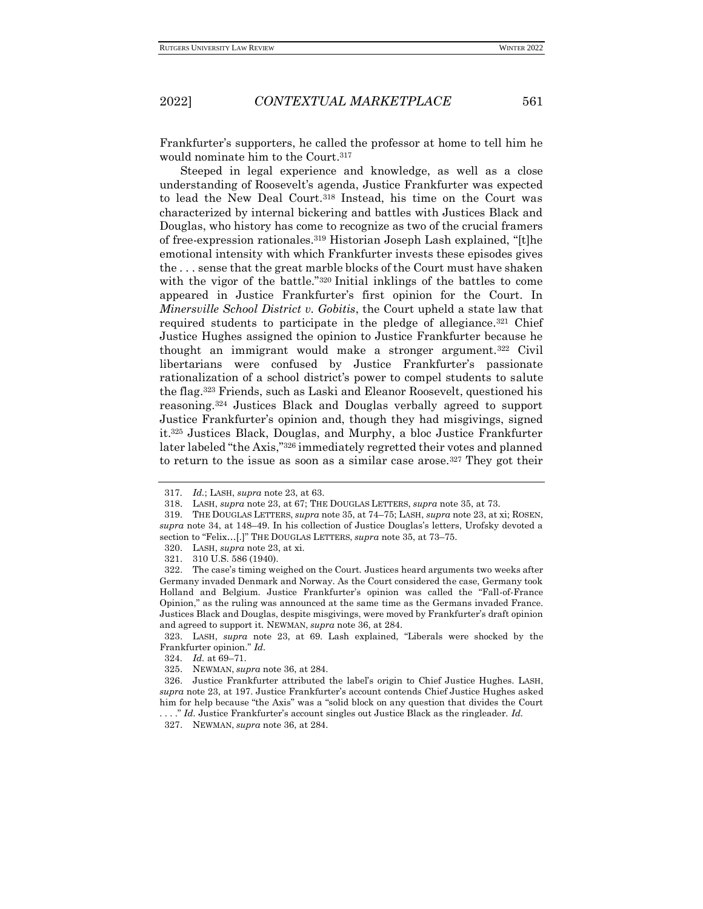Frankfurter's supporters, he called the professor at home to tell him he would nominate him to the Court.[317]

Steeped in legal experience and knowledge, as well as a close understanding of Roosevelt's agenda, Justice Frankfurter was expected to lead the New Deal Court.[318] Instead, his time on the Court was characterized by internal bickering and battles with Justices Black and Douglas, who history has come to recognize as two of the crucial framers of free-expression rationales.[319] Historian Joseph Lash explained, "[t]he emotional intensity with which Frankfurter invests these episodes gives the . . . sense that the great marble blocks of the Court must have shaken with the vigor of the battle."[320] Initial inklings of the battles to come appeared in Justice Frankfurter's first opinion for the Court. In *Minersville School District v. Gobitis*, the Court upheld a state law that required students to participate in the pledge of allegiance.[321] Chief Justice Hughes assigned the opinion to Justice Frankfurter because he thought an immigrant would make a stronger argument.[322] Civil libertarians were confused by Justice Frankfurter's passionate rationalization of a school district's power to compel students to salute the flag.[323] Friends, such as Laski and Eleanor Roosevelt, questioned his reasoning.[324] Justices Black and Douglas verbally agreed to support Justice Frankfurter's opinion and, though they had misgivings, signed it.[325] Justices Black, Douglas, and Murphy, a bloc Justice Frankfurter later labeled "the Axis,"[326] immediately regretted their votes and planned to return to the issue as soon as a similar case arose.[327] They got their

---

317. *Id.*; LASH, *supra* note 23, at 63.

318. LASH, *supra* note 23, at 67; THE DOUGLAS LETTERS, *supra* note 35, at 73.

319. THE DOUGLAS LETTERS, *supra* note 35, at 74–75; LASH, *supra* note 23, at xi; ROSEN, *supra* note 34, at 148–49. In his collection of Justice Douglas's letters, Urofsky devoted a section to "Felix…[.]" THE DOUGLAS LETTERS, *supra* note 35, at 73–75.

320. LASH, *supra* note 23, at xi.

321. 310 U.S. 586 (1940).

322. The case's timing weighed on the Court. Justices heard arguments two weeks after Germany invaded Denmark and Norway. As the Court considered the case, Germany took Holland and Belgium. Justice Frankfurter's opinion was called the "Fall-of-France Opinion," as the ruling was announced at the same time as the Germans invaded France. Justices Black and Douglas, despite misgivings, were moved by Frankfurter's draft opinion and agreed to support it. NEWMAN, *supra* note 36, at 284.

323. LASH, *supra* note 23, at 69. Lash explained, "Liberals were shocked by the Frankfurter opinion." *Id.*

324. *Id.* at 69–71.

325. NEWMAN, *supra* note 36, at 284.

326. Justice Frankfurter attributed the label's origin to Chief Justice Hughes. LASH, *supra* note 23, at 197. Justice Frankfurter's account contends Chief Justice Hughes asked him for help because "the Axis" was a "solid block on any question that divides the Court . . . ." *Id.* Justice Frankfurter's account singles out Justice Black as the ringleader. *Id.*

327. NEWMAN, *supra* note 36, at 284.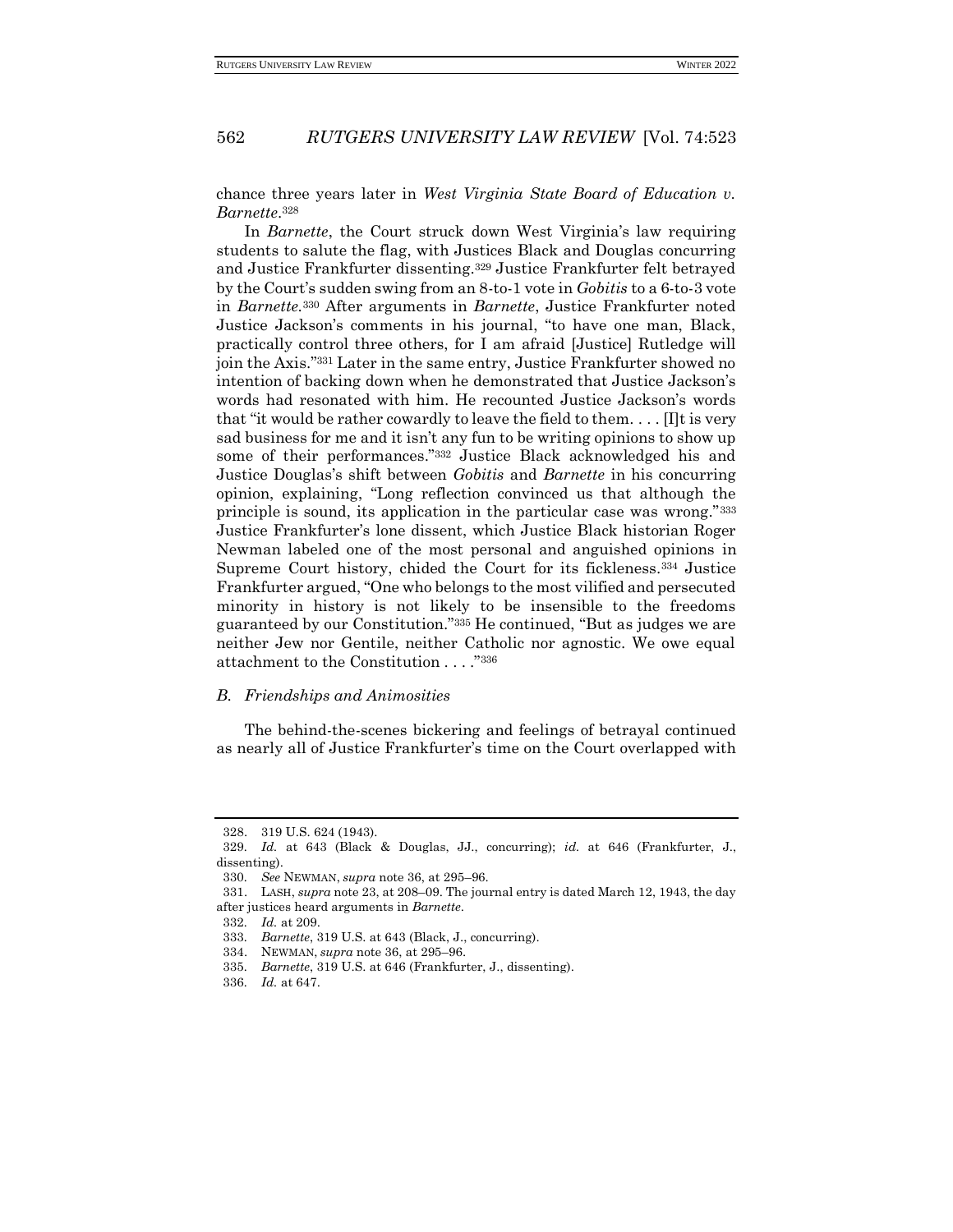chance three years later in *West Virginia State Board of Education v. Barnette*.[328]

In *Barnette*, the Court struck down West Virginia's law requiring students to salute the flag, with Justices Black and Douglas concurring and Justice Frankfurter dissenting.[329] Justice Frankfurter felt betrayed by the Court's sudden swing from an 8-to-1 vote in *Gobitis* to a 6-to-3 vote in *Barnette*.[330] After arguments in *Barnette*, Justice Frankfurter noted Justice Jackson's comments in his journal, "to have one man, Black, practically control three others, for I am afraid [Justice] Rutledge will join the Axis."[331] Later in the same entry, Justice Frankfurter showed no intention of backing down when he demonstrated that Justice Jackson's words had resonated with him. He recounted Justice Jackson's words that "it would be rather cowardly to leave the field to them. . . . [I]t is very sad business for me and it isn't any fun to be writing opinions to show up some of their performances."[332] Justice Black acknowledged his and Justice Douglas's shift between *Gobitis* and *Barnette* in his concurring opinion, explaining, "Long reflection convinced us that although the principle is sound, its application in the particular case was wrong."[333] Justice Frankfurter's lone dissent, which Justice Black historian Roger Newman labeled one of the most personal and anguished opinions in Supreme Court history, chided the Court for its fickleness.[334] Justice Frankfurter argued, "One who belongs to the most vilified and persecuted minority in history is not likely to be insensible to the freedoms guaranteed by our Constitution."[335] He continued, "But as judges we are neither Jew nor Gentile, neither Catholic nor agnostic. We owe equal attachment to the Constitution . . . ."[336]

### *B. Friendships and Animosities*

The behind-the-scenes bickering and feelings of betrayal continued as nearly all of Justice Frankfurter's time on the Court overlapped with

---

328. 319 U.S. 624 (1943).

329. *Id.* at 643 (Black & Douglas, JJ., concurring); *id.* at 646 (Frankfurter, J., dissenting).

330. *See* NEWMAN, *supra* note 36, at 295–96.

331. LASH, *supra* note 23, at 208–09. The journal entry is dated March 12, 1943, the day after justices heard arguments in *Barnette*.

332. *Id.* at 209.

333. *Barnette*, 319 U.S. at 643 (Black, J., concurring).

334. NEWMAN, *supra* note 36, at 295–96.

335. *Barnette*, 319 U.S. at 646 (Frankfurter, J., dissenting).

336. *Id.* at 647.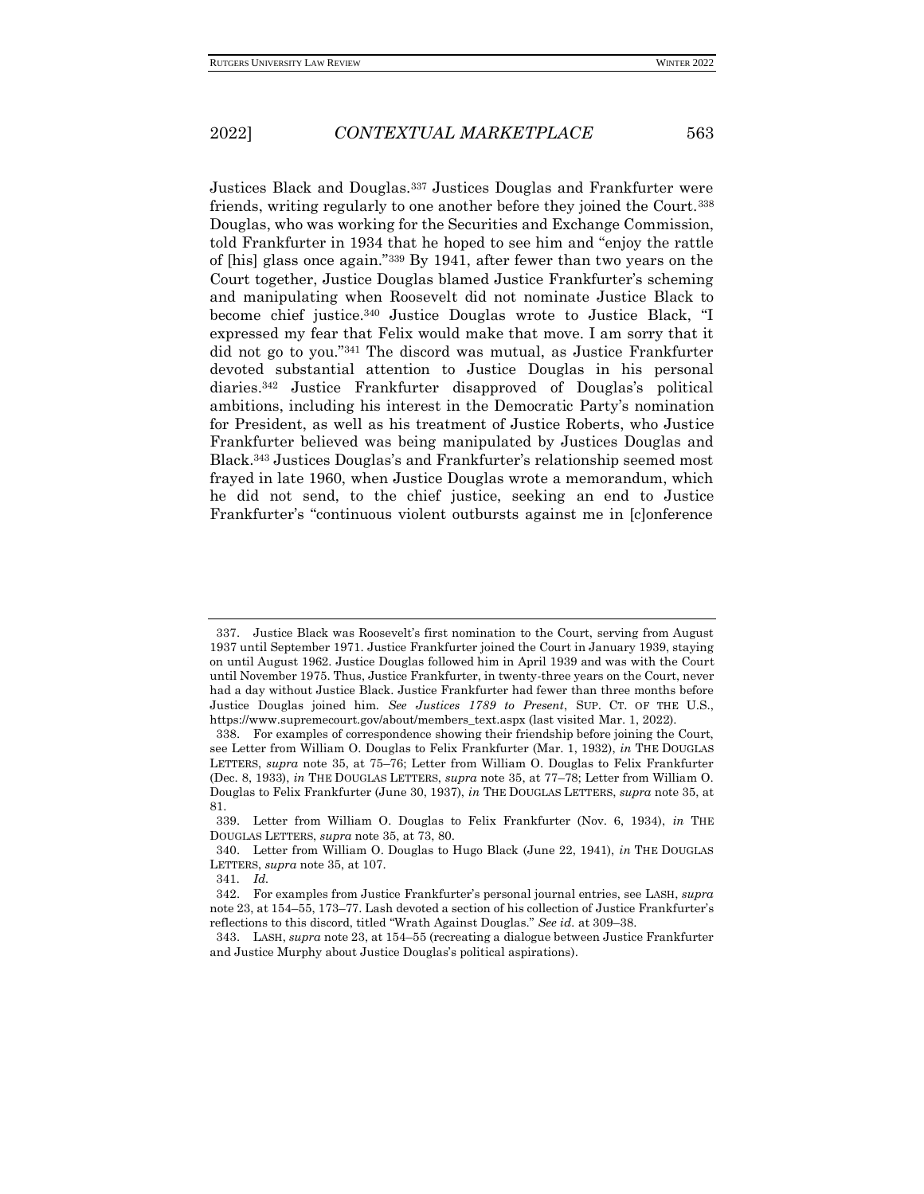Justices Black and Douglas.[337] Justices Douglas and Frankfurter were friends, writing regularly to one another before they joined the Court.[338] Douglas, who was working for the Securities and Exchange Commission, told Frankfurter in 1934 that he hoped to see him and "enjoy the rattle of [his] glass once again."[339] By 1941, after fewer than two years on the Court together, Justice Douglas blamed Justice Frankfurter's scheming and manipulating when Roosevelt did not nominate Justice Black to become chief justice.[340] Justice Douglas wrote to Justice Black, "I expressed my fear that Felix would make that move. I am sorry that it did not go to you."[341] The discord was mutual, as Justice Frankfurter devoted substantial attention to Justice Douglas in his personal diaries.[342] Justice Frankfurter disapproved of Douglas's political ambitions, including his interest in the Democratic Party's nomination for President, as well as his treatment of Justice Roberts, who Justice Frankfurter believed was being manipulated by Justices Douglas and Black.[343] Justices Douglas's and Frankfurter's relationship seemed most frayed in late 1960, when Justice Douglas wrote a memorandum, which he did not send, to the chief justice, seeking an end to Justice Frankfurter's "continuous violent outbursts against me in [c]onference

---

337. Justice Black was Roosevelt's first nomination to the Court, serving from August 1937 until September 1971. Justice Frankfurter joined the Court in January 1939, staying on until August 1962. Justice Douglas followed him in April 1939 and was with the Court until November 1975. Thus, Justice Frankfurter, in twenty-three years on the Court, never had a day without Justice Black. Justice Frankfurter had fewer than three months before Justice Douglas joined him. *See Justices 1789 to Present*, SUP. CT. OF THE U.S., https://www.supremecourt.gov/about/members_text.aspx (last visited Mar. 1, 2022).

338. For examples of correspondence showing their friendship before joining the Court, see Letter from William O. Douglas to Felix Frankfurter (Mar. 1, 1932), *in* THE DOUGLAS LETTERS, *supra* note 35, at 75–76; Letter from William O. Douglas to Felix Frankfurter (Dec. 8, 1933), *in* THE DOUGLAS LETTERS, *supra* note 35, at 77–78; Letter from William O. Douglas to Felix Frankfurter (June 30, 1937), *in* THE DOUGLAS LETTERS, *supra* note 35, at 81.

339. Letter from William O. Douglas to Felix Frankfurter (Nov. 6, 1934), *in* THE DOUGLAS LETTERS, *supra* note 35, at 73, 80.

340. Letter from William O. Douglas to Hugo Black (June 22, 1941), *in* THE DOUGLAS LETTERS, *supra* note 35, at 107.

341. *Id.*

342. For examples from Justice Frankfurter's personal journal entries, see LASH, *supra* note 23, at 154–55, 173–77. Lash devoted a section of his collection of Justice Frankfurter's reflections to this discord, titled "Wrath Against Douglas." *See id.* at 309–38.

343. LASH, *supra* note 23, at 154–55 (recreating a dialogue between Justice Frankfurter and Justice Murphy about Justice Douglas's political aspirations).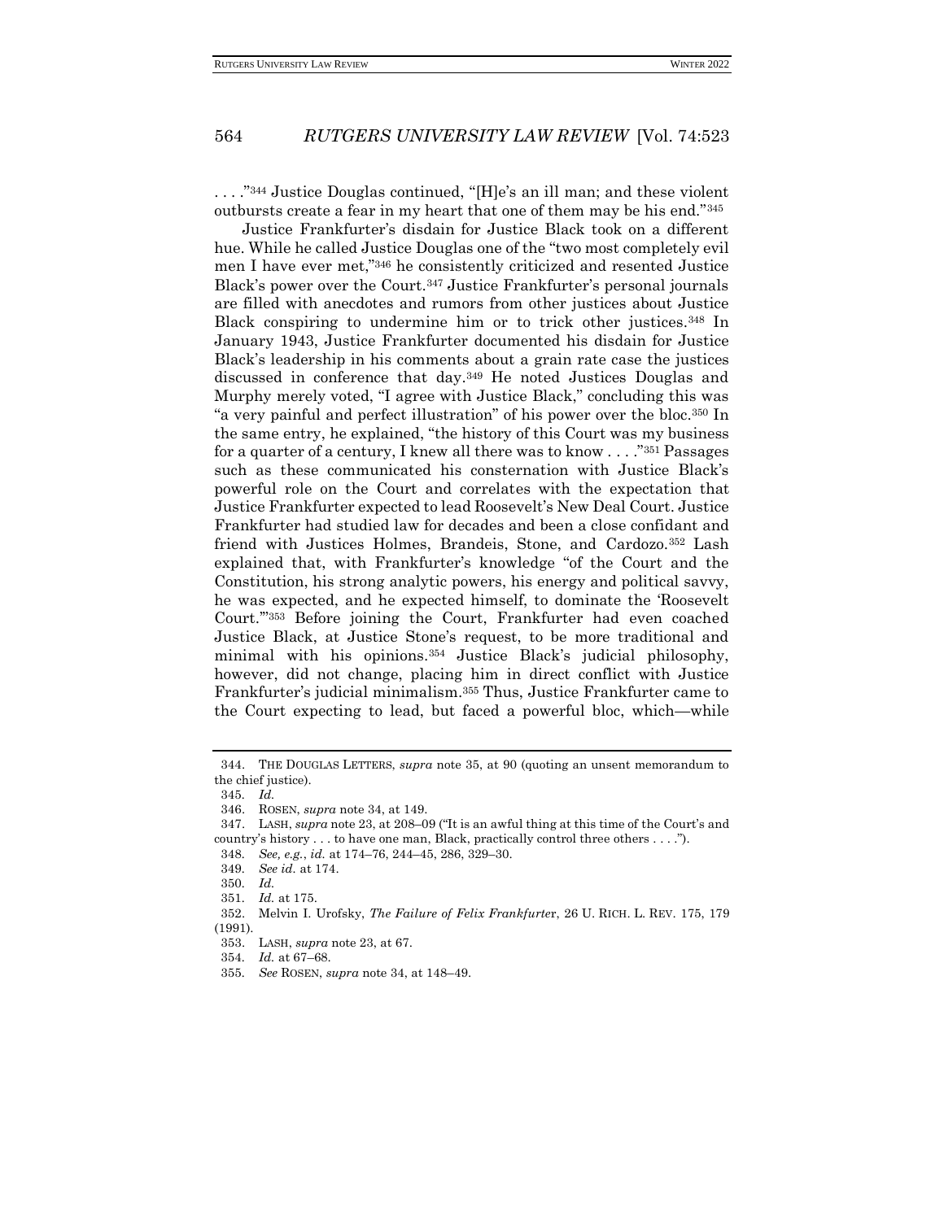. . . ."[344] Justice Douglas continued, "[H]e's an ill man; and these violent outbursts create a fear in my heart that one of them may be his end."[345]

Justice Frankfurter's disdain for Justice Black took on a different hue. While he called Justice Douglas one of the "two most completely evil men I have ever met,"[346] he consistently criticized and resented Justice Black's power over the Court.[347] Justice Frankfurter's personal journals are filled with anecdotes and rumors from other justices about Justice Black conspiring to undermine him or to trick other justices.[348] In January 1943, Justice Frankfurter documented his disdain for Justice Black's leadership in his comments about a grain rate case the justices discussed in conference that day.[349] He noted Justices Douglas and Murphy merely voted, "I agree with Justice Black," concluding this was "a very painful and perfect illustration" of his power over the bloc.[350] In the same entry, he explained, "the history of this Court was my business for a quarter of a century, I knew all there was to know . . . ."[351] Passages such as these communicated his consternation with Justice Black's powerful role on the Court and correlates with the expectation that Justice Frankfurter expected to lead Roosevelt's New Deal Court. Justice Frankfurter had studied law for decades and been a close confidant and friend with Justices Holmes, Brandeis, Stone, and Cardozo.[352] Lash explained that, with Frankfurter's knowledge "of the Court and the Constitution, his strong analytic powers, his energy and political savvy, he was expected, and he expected himself, to dominate the 'Roosevelt Court.'"[353] Before joining the Court, Frankfurter had even coached Justice Black, at Justice Stone's request, to be more traditional and minimal with his opinions.[354] Justice Black's judicial philosophy, however, did not change, placing him in direct conflict with Justice Frankfurter's judicial minimalism.[355] Thus, Justice Frankfurter came to the Court expecting to lead, but faced a powerful bloc, which—while

---

344. THE DOUGLAS LETTERS, *supra* note 35, at 90 (quoting an unsent memorandum to the chief justice).

345. *Id.*

346. ROSEN, *supra* note 34, at 149.

347. LASH, *supra* note 23, at 208–09 ("It is an awful thing at this time of the Court's and country's history . . . to have one man, Black, practically control three others . . . .").

348. *See, e.g.*, *id.* at 174–76, 244–45, 286, 329–30.

349. *See id.* at 174.

350. *Id.*

351. *Id.* at 175.

352. Melvin I. Urofsky, *The Failure of Felix Frankfurter*, 26 U. RICH. L. REV. 175, 179 (1991).

353. LASH, *supra* note 23, at 67.

354. *Id.* at 67–68.

355. *See* ROSEN, *supra* note 34, at 148–49.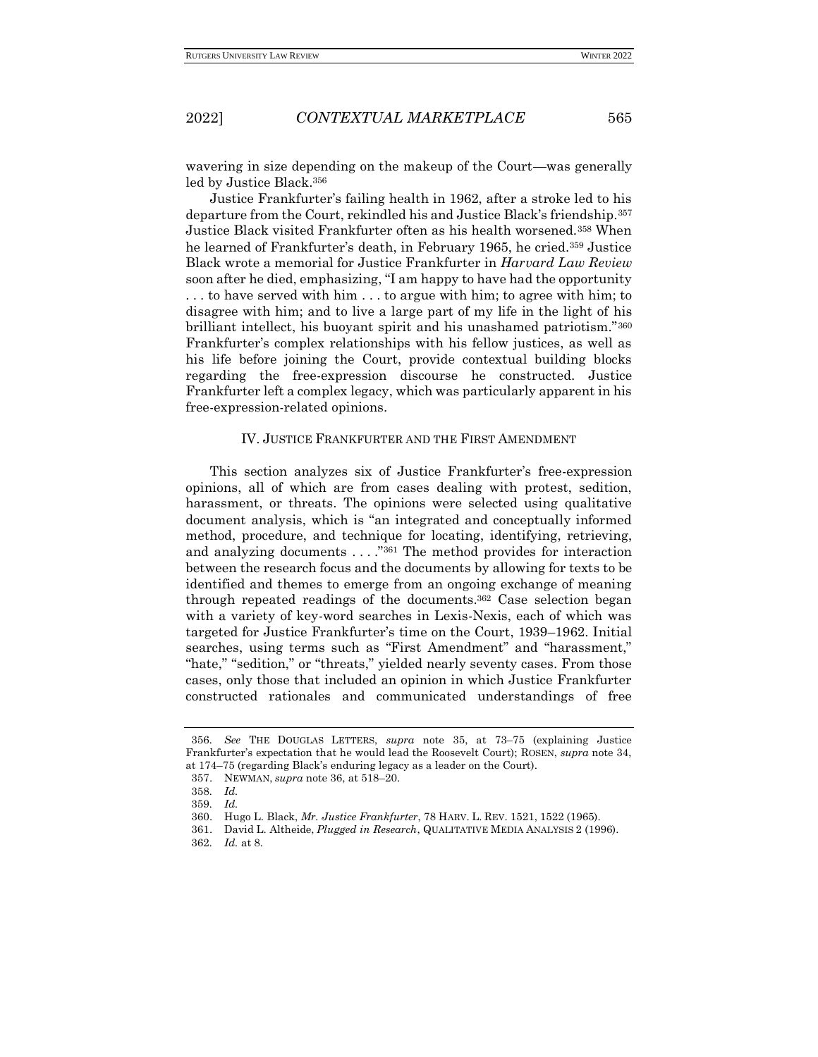wavering in size depending on the makeup of the Court—was generally led by Justice Black.[356]

Justice Frankfurter's failing health in 1962, after a stroke led to his departure from the Court, rekindled his and Justice Black's friendship.[357] Justice Black visited Frankfurter often as his health worsened.[358] When he learned of Frankfurter's death, in February 1965, he cried.[359] Justice Black wrote a memorial for Justice Frankfurter in *Harvard Law Review* soon after he died, emphasizing, "I am happy to have had the opportunity . . . to have served with him . . . to argue with him; to agree with him; to disagree with him; and to live a large part of my life in the light of his brilliant intellect, his buoyant spirit and his unashamed patriotism."[360] Frankfurter's complex relationships with his fellow justices, as well as his life before joining the Court, provide contextual building blocks regarding the free-expression discourse he constructed. Justice Frankfurter left a complex legacy, which was particularly apparent in his free-expression-related opinions.

## IV. JUSTICE FRANKFURTER AND THE FIRST AMENDMENT

This section analyzes six of Justice Frankfurter's free-expression opinions, all of which are from cases dealing with protest, sedition, harassment, or threats. The opinions were selected using qualitative document analysis, which is "an integrated and conceptually informed method, procedure, and technique for locating, identifying, retrieving, and analyzing documents . . . ."[361] The method provides for interaction between the research focus and the documents by allowing for texts to be identified and themes to emerge from an ongoing exchange of meaning through repeated readings of the documents.[362] Case selection began with a variety of key-word searches in Lexis-Nexis, each of which was targeted for Justice Frankfurter's time on the Court, 1939–1962. Initial searches, using terms such as "First Amendment" and "harassment," "hate," "sedition," or "threats," yielded nearly seventy cases. From those cases, only those that included an opinion in which Justice Frankfurter constructed rationales and communicated understandings of free

---

356. *See* THE DOUGLAS LETTERS, *supra* note 35, at 73–75 (explaining Justice Frankfurter's expectation that he would lead the Roosevelt Court); ROSEN, *supra* note 34, at 174–75 (regarding Black's enduring legacy as a leader on the Court).

357. NEWMAN, *supra* note 36, at 518–20.

358. *Id.*

359. *Id.*

360. Hugo L. Black, *Mr. Justice Frankfurter*, 78 HARV. L. REV. 1521, 1522 (1965).

361. David L. Altheide, *Plugged in Research*, QUALITATIVE MEDIA ANALYSIS 2 (1996).

362. *Id.* at 8.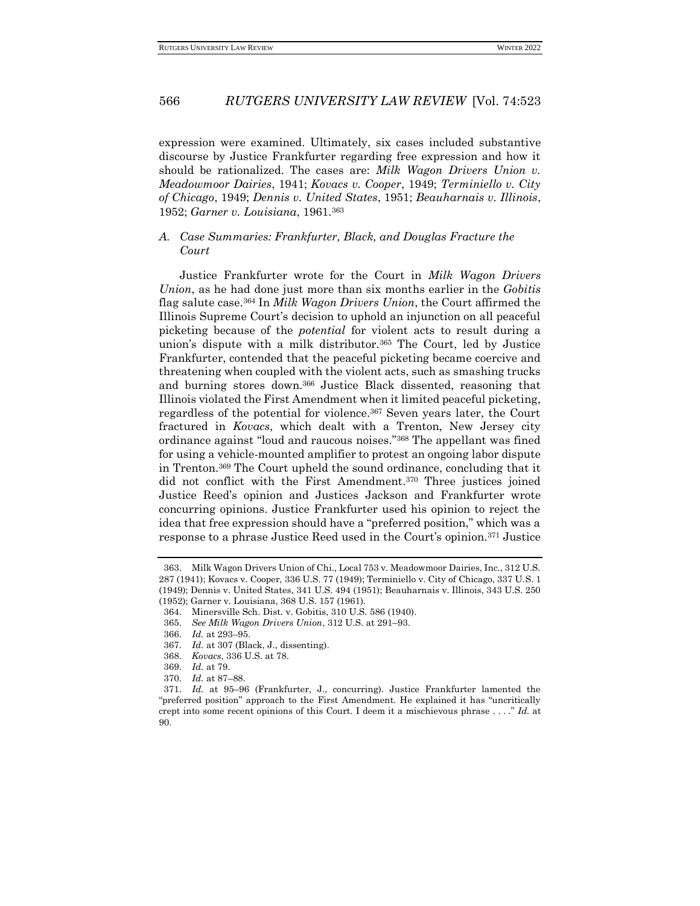expression were examined. Ultimately, six cases included substantive discourse by Justice Frankfurter regarding free expression and how it should be rationalized. The cases are: *Milk Wagon Drivers Union v. Meadowmoor Dairies*, 1941; *Kovacs v. Cooper*, 1949; *Terminiello v. City of Chicago*, 1949; *Dennis v. United States*, 1951; *Beauharnais v. Illinois*, 1952; *Garner v. Louisiana*, 1961.[363]

### A. *Case Summaries: Frankfurter, Black, and Douglas Fracture the Court*

Justice Frankfurter wrote for the Court in *Milk Wagon Drivers Union*, as he had done just more than six months earlier in the *Gobitis* flag salute case.[364] In *Milk Wagon Drivers Union*, the Court affirmed the Illinois Supreme Court's decision to uphold an injunction on all peaceful picketing because of the *potential* for violent acts to result during a union's dispute with a milk distributor.[365] The Court, led by Justice Frankfurter, contended that the peaceful picketing became coercive and threatening when coupled with the violent acts, such as smashing trucks and burning stores down.[366] Justice Black dissented, reasoning that Illinois violated the First Amendment when it limited peaceful picketing, regardless of the potential for violence.[367] Seven years later, the Court fractured in *Kovacs*, which dealt with a Trenton, New Jersey city ordinance against "loud and raucous noises."[368] The appellant was fined for using a vehicle-mounted amplifier to protest an ongoing labor dispute in Trenton.[369] The Court upheld the sound ordinance, concluding that it did not conflict with the First Amendment.[370] Three justices joined Justice Reed's opinion and Justices Jackson and Frankfurter wrote concurring opinions. Justice Frankfurter used his opinion to reject the idea that free expression should have a "preferred position," which was a response to a phrase Justice Reed used in the Court's opinion.[371] Justice

---

363. Milk Wagon Drivers Union of Chi., Local 753 v. Meadowmoor Dairies, Inc., 312 U.S. 287 (1941); Kovacs v. Cooper, 336 U.S. 77 (1949); Terminiello v. City of Chicago, 337 U.S. 1 (1949); Dennis v. United States, 341 U.S. 494 (1951); Beauharnais v. Illinois, 343 U.S. 250 (1952); Garner v. Louisiana, 368 U.S. 157 (1961).

364. Minersville Sch. Dist. v. Gobitis, 310 U.S. 586 (1940).

365. *See Milk Wagon Drivers Union*, 312 U.S. at 291–93.

366. *Id.* at 293–95.

367. *Id.* at 307 (Black, J., dissenting).

368. *Kovacs*, 336 U.S. at 78.

369. *Id.* at 79.

370. *Id.* at 87–88.

371. *Id.* at 95–96 (Frankfurter, J., concurring). Justice Frankfurter lamented the "preferred position" approach to the First Amendment. He explained it has "uncritically crept into some recent opinions of this Court. I deem it a mischievous phrase . . . ." *Id.* at 90.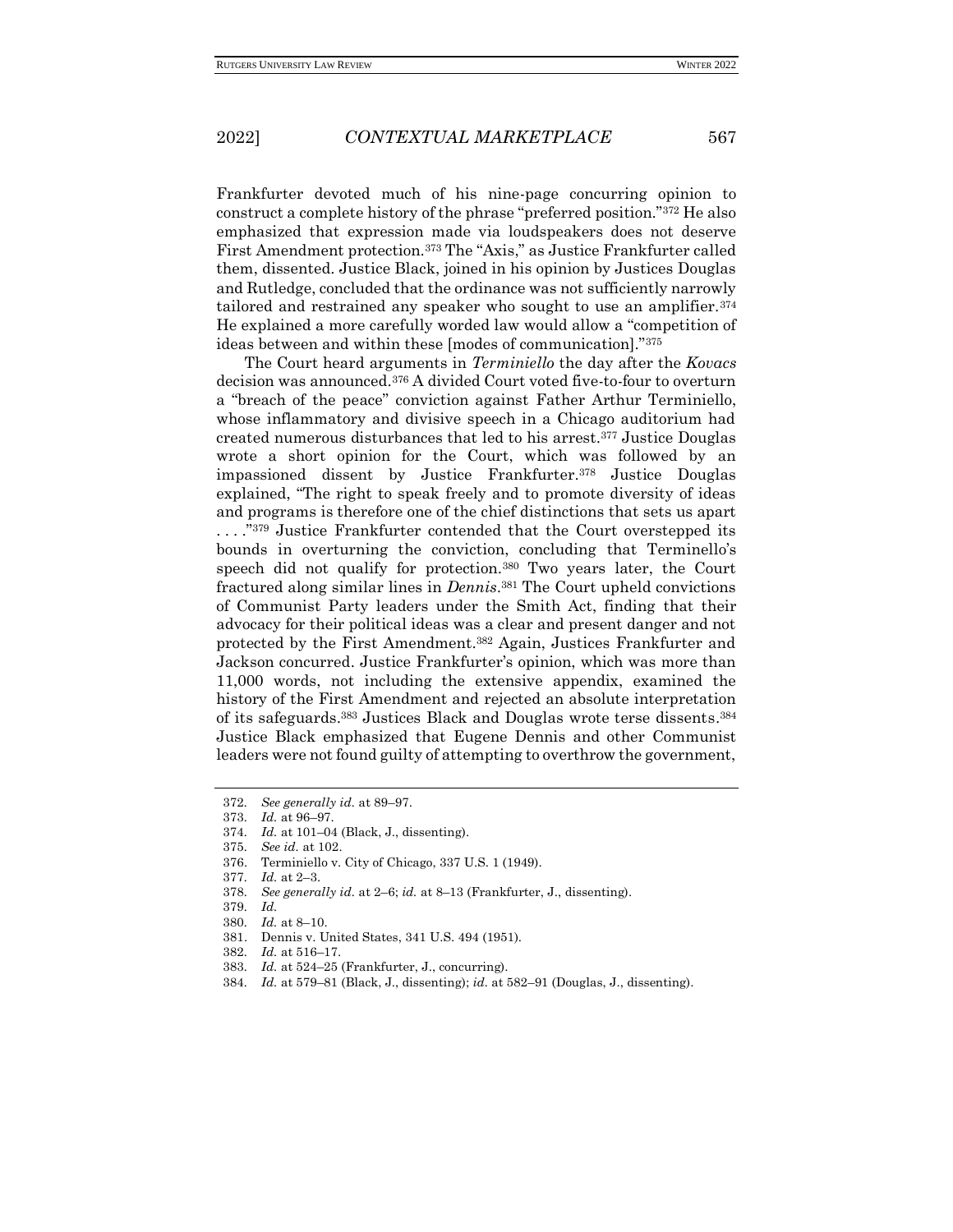Frankfurter devoted much of his nine-page concurring opinion to construct a complete history of the phrase "preferred position."[372] He also emphasized that expression made via loudspeakers does not deserve First Amendment protection.[373] The "Axis," as Justice Frankfurter called them, dissented. Justice Black, joined in his opinion by Justices Douglas and Rutledge, concluded that the ordinance was not sufficiently narrowly tailored and restrained any speaker who sought to use an amplifier.[374] He explained a more carefully worded law would allow a "competition of ideas between and within these [modes of communication]."[375]

The Court heard arguments in *Terminiello* the day after the *Kovacs* decision was announced.[376] A divided Court voted five-to-four to overturn a "breach of the peace" conviction against Father Arthur Terminiello, whose inflammatory and divisive speech in a Chicago auditorium had created numerous disturbances that led to his arrest.[377] Justice Douglas wrote a short opinion for the Court, which was followed by an impassioned dissent by Justice Frankfurter.[378] Justice Douglas explained, "The right to speak freely and to promote diversity of ideas and programs is therefore one of the chief distinctions that sets us apart . . . ."[379] Justice Frankfurter contended that the Court overstepped its bounds in overturning the conviction, concluding that Terminello's speech did not qualify for protection.[380] Two years later, the Court fractured along similar lines in *Dennis*.[381] The Court upheld convictions of Communist Party leaders under the Smith Act, finding that their advocacy for their political ideas was a clear and present danger and not protected by the First Amendment.[382] Again, Justices Frankfurter and Jackson concurred. Justice Frankfurter's opinion, which was more than 11,000 words, not including the extensive appendix, examined the history of the First Amendment and rejected an absolute interpretation of its safeguards.[383] Justices Black and Douglas wrote terse dissents.[384] Justice Black emphasized that Eugene Dennis and other Communist leaders were not found guilty of attempting to overthrow the government,

---

372. *See generally id.* at 89–97.

373. *Id.* at 96–97.

374. *Id.* at 101–04 (Black, J., dissenting).

375. *See id.* at 102.

376. Terminiello v. City of Chicago, 337 U.S. 1 (1949).

377. *Id.* at 2–3.

378. *See generally id.* at 2–6; *id.* at 8–13 (Frankfurter, J., dissenting).

379. *Id.*

380. *Id.* at 8–10.

381. Dennis v. United States, 341 U.S. 494 (1951).

382. *Id.* at 516–17.

383. *Id.* at 524–25 (Frankfurter, J., concurring).

384. *Id.* at 579–81 (Black, J., dissenting); *id.* at 582–91 (Douglas, J., dissenting).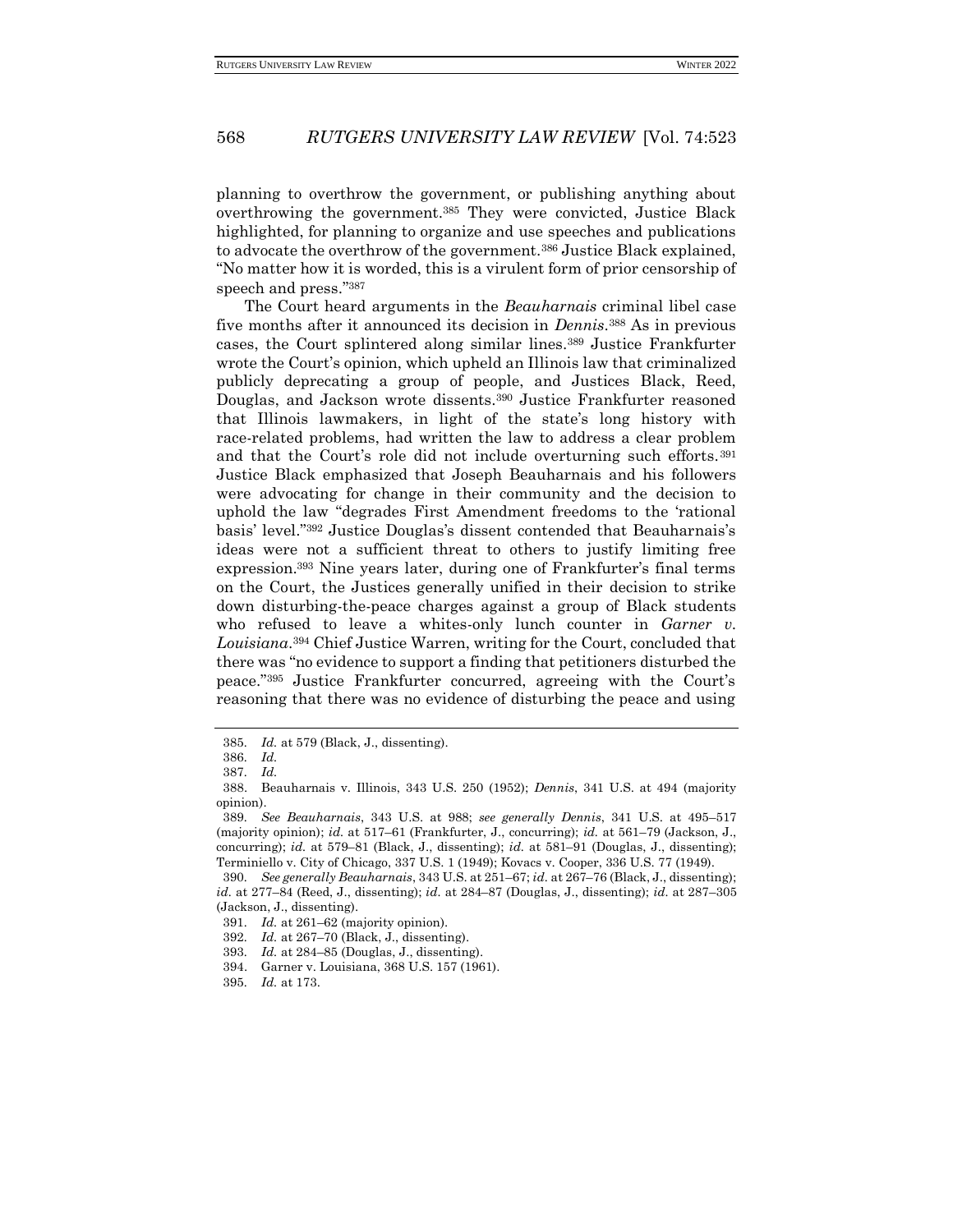planning to overthrow the government, or publishing anything about overthrowing the government.[385] They were convicted, Justice Black highlighted, for planning to organize and use speeches and publications to advocate the overthrow of the government.[386] Justice Black explained, "No matter how it is worded, this is a virulent form of prior censorship of speech and press."[387]

The Court heard arguments in the *Beauharnais* criminal libel case five months after it announced its decision in *Dennis*.[388] As in previous cases, the Court splintered along similar lines.[389] Justice Frankfurter wrote the Court's opinion, which upheld an Illinois law that criminalized publicly deprecating a group of people, and Justices Black, Reed, Douglas, and Jackson wrote dissents.[390] Justice Frankfurter reasoned that Illinois lawmakers, in light of the state's long history with race-related problems, had written the law to address a clear problem and that the Court's role did not include overturning such efforts.[391] Justice Black emphasized that Joseph Beauharnais and his followers were advocating for change in their community and the decision to uphold the law "degrades First Amendment freedoms to the 'rational basis' level."[392] Justice Douglas's dissent contended that Beauharnais's ideas were not a sufficient threat to others to justify limiting free expression.[393] Nine years later, during one of Frankfurter's final terms on the Court, the Justices generally unified in their decision to strike down disturbing-the-peace charges against a group of Black students who refused to leave a whites-only lunch counter in *Garner v. Louisiana*.[394] Chief Justice Warren, writing for the Court, concluded that there was "no evidence to support a finding that petitioners disturbed the peace."[395] Justice Frankfurter concurred, agreeing with the Court's reasoning that there was no evidence of disturbing the peace and using

---

385. *Id.* at 579 (Black, J., dissenting).

386. *Id.*

387. *Id.*

388. Beauharnais v. Illinois, 343 U.S. 250 (1952); *Dennis*, 341 U.S. at 494 (majority opinion).

389. *See Beauharnais*, 343 U.S. at 988; *see generally Dennis*, 341 U.S. at 495–517 (majority opinion); *id.* at 517–61 (Frankfurter, J., concurring); *id.* at 561–79 (Jackson, J., concurring); *id.* at 579–81 (Black, J., dissenting); *id.* at 581–91 (Douglas, J., dissenting); Terminiello v. City of Chicago, 337 U.S. 1 (1949); Kovacs v. Cooper, 336 U.S. 77 (1949).

390. *See generally Beauharnais*, 343 U.S. at 251–67; *id.* at 267–76 (Black, J., dissenting); *id.* at 277–84 (Reed, J., dissenting); *id.* at 284–87 (Douglas, J., dissenting); *id.* at 287–305 (Jackson, J., dissenting).

391. *Id.* at 261–62 (majority opinion).

392. *Id.* at 267–70 (Black, J., dissenting).

393. *Id.* at 284–85 (Douglas, J., dissenting).

394. Garner v. Louisiana, 368 U.S. 157 (1961).

395. *Id.* at 173.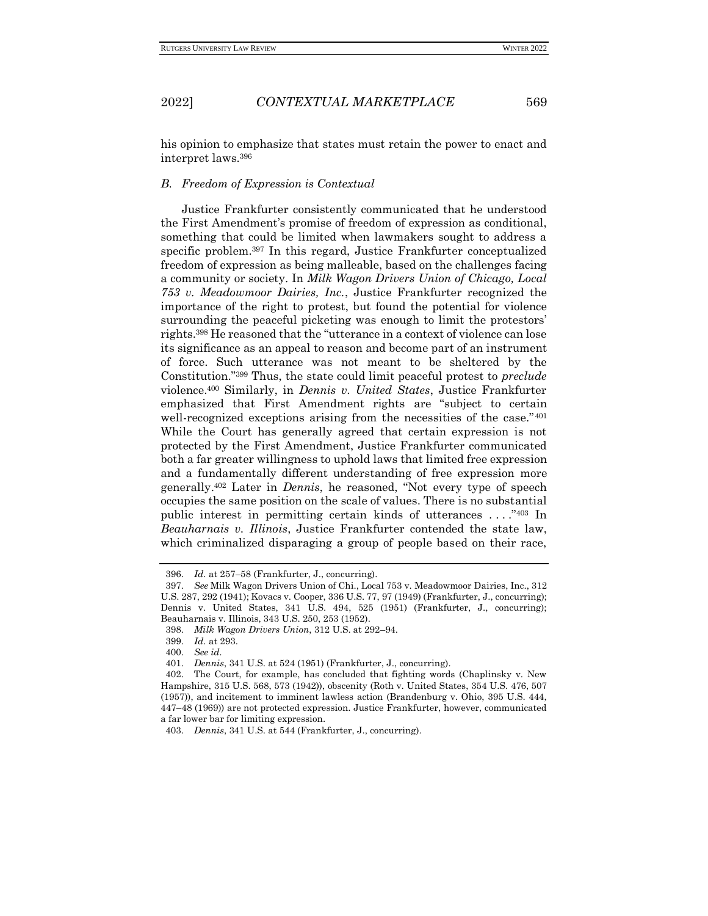his opinion to emphasize that states must retain the power to enact and interpret laws.[396]

### *B. Freedom of Expression is Contextual*

Justice Frankfurter consistently communicated that he understood the First Amendment's promise of freedom of expression as conditional, something that could be limited when lawmakers sought to address a specific problem.[397] In this regard, Justice Frankfurter conceptualized freedom of expression as being malleable, based on the challenges facing a community or society. In *Milk Wagon Drivers Union of Chicago, Local 753 v. Meadowmoor Dairies, Inc.*, Justice Frankfurter recognized the importance of the right to protest, but found the potential for violence surrounding the peaceful picketing was enough to limit the protestors' rights.[398] He reasoned that the "utterance in a context of violence can lose its significance as an appeal to reason and become part of an instrument of force. Such utterance was not meant to be sheltered by the Constitution."[399] Thus, the state could limit peaceful protest to *preclude* violence.[400] Similarly, in *Dennis v. United States*, Justice Frankfurter emphasized that First Amendment rights are "subject to certain well-recognized exceptions arising from the necessities of the case."[401] While the Court has generally agreed that certain expression is not protected by the First Amendment, Justice Frankfurter communicated both a far greater willingness to uphold laws that limited free expression and a fundamentally different understanding of free expression more generally.[402] Later in *Dennis*, he reasoned, "Not every type of speech occupies the same position on the scale of values. There is no substantial public interest in permitting certain kinds of utterances . . . ."[403] In *Beauharnais v. Illinois*, Justice Frankfurter contended the state law, which criminalized disparaging a group of people based on their race,

---

396. *Id.* at 257–58 (Frankfurter, J., concurring).

397. *See* Milk Wagon Drivers Union of Chi., Local 753 v. Meadowmoor Dairies, Inc., 312 U.S. 287, 292 (1941); Kovacs v. Cooper, 336 U.S. 77, 97 (1949) (Frankfurter, J., concurring); Dennis v. United States, 341 U.S. 494, 525 (1951) (Frankfurter, J., concurring); Beauharnais v. Illinois, 343 U.S. 250, 253 (1952).

398. *Milk Wagon Drivers Union*, 312 U.S. at 292–94.

399. *Id.* at 293.

400. *See id.*

401. *Dennis*, 341 U.S. at 524 (1951) (Frankfurter, J., concurring).

402. The Court, for example, has concluded that fighting words (Chaplinsky v. New Hampshire, 315 U.S. 568, 573 (1942)), obscenity (Roth v. United States, 354 U.S. 476, 507 (1957)), and incitement to imminent lawless action (Brandenburg v. Ohio, 395 U.S. 444, 447–48 (1969)) are not protected expression. Justice Frankfurter, however, communicated a far lower bar for limiting expression.

403. *Dennis*, 341 U.S. at 544 (Frankfurter, J., concurring).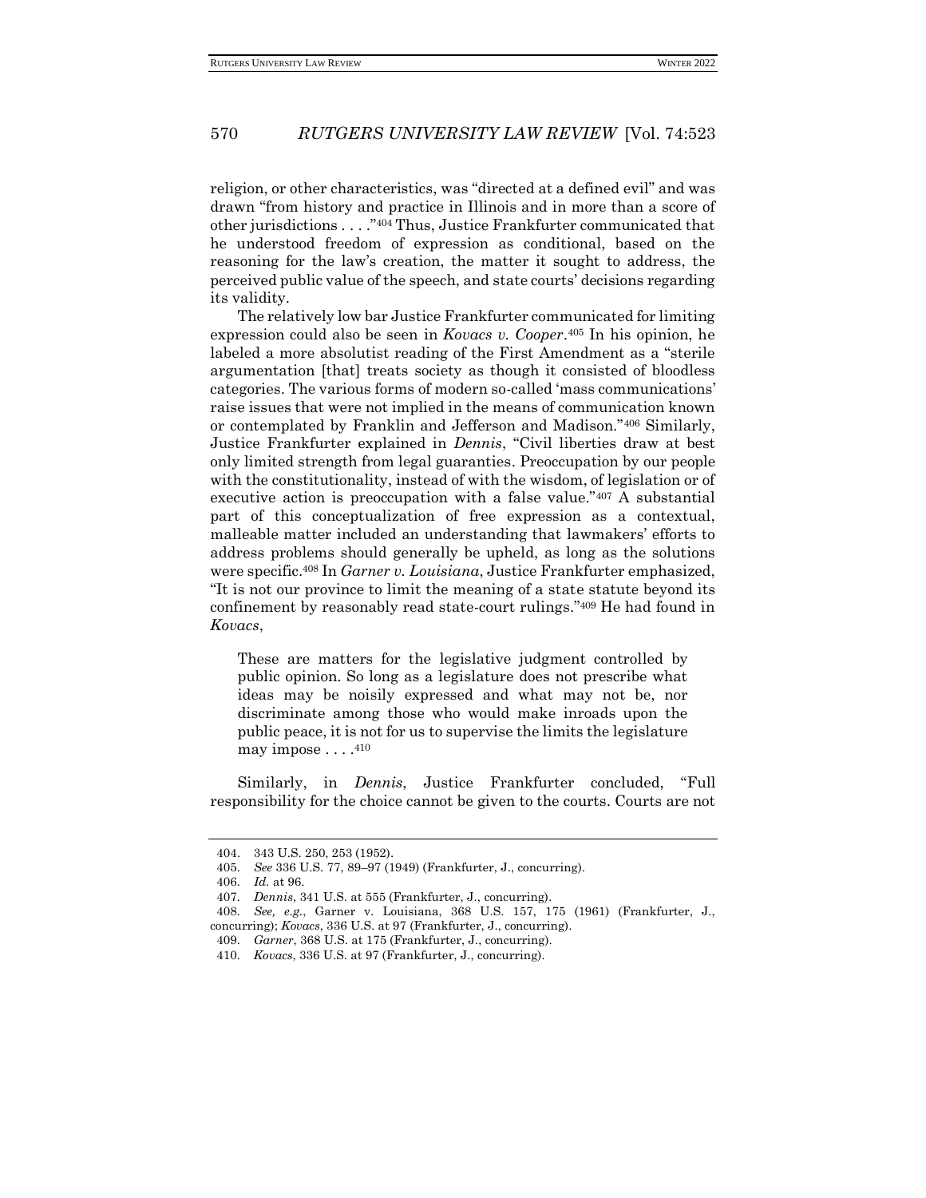religion, or other characteristics, was "directed at a defined evil" and was drawn "from history and practice in Illinois and in more than a score of other jurisdictions . . . ."[404] Thus, Justice Frankfurter communicated that he understood freedom of expression as conditional, based on the reasoning for the law's creation, the matter it sought to address, the perceived public value of the speech, and state courts' decisions regarding its validity.

The relatively low bar Justice Frankfurter communicated for limiting expression could also be seen in *Kovacs v. Cooper*.[405] In his opinion, he labeled a more absolutist reading of the First Amendment as a "sterile argumentation [that] treats society as though it consisted of bloodless categories. The various forms of modern so-called 'mass communications' raise issues that were not implied in the means of communication known or contemplated by Franklin and Jefferson and Madison."[406] Similarly, Justice Frankfurter explained in *Dennis*, "Civil liberties draw at best only limited strength from legal guaranties. Preoccupation by our people with the constitutionality, instead of with the wisdom, of legislation or of executive action is preoccupation with a false value."[407] A substantial part of this conceptualization of free expression as a contextual, malleable matter included an understanding that lawmakers' efforts to address problems should generally be upheld, as long as the solutions were specific.[408] In *Garner v. Louisiana*, Justice Frankfurter emphasized, "It is not our province to limit the meaning of a state statute beyond its confinement by reasonably read state-court rulings."[409] He had found in *Kovacs*,

> These are matters for the legislative judgment controlled by public opinion. So long as a legislature does not prescribe what ideas may be noisily expressed and what may not be, nor discriminate among those who would make inroads upon the public peace, it is not for us to supervise the limits the legislature may impose . . . .[410]

Similarly, in *Dennis*, Justice Frankfurter concluded, "Full responsibility for the choice cannot be given to the courts. Courts are not

---

404. 343 U.S. 250, 253 (1952).

405. *See* 336 U.S. 77, 89–97 (1949) (Frankfurter, J., concurring).

406. *Id.* at 96.

407. *Dennis*, 341 U.S. at 555 (Frankfurter, J., concurring).

408. *See, e.g.*, Garner v. Louisiana, 368 U.S. 157, 175 (1961) (Frankfurter, J., concurring); *Kovacs*, 336 U.S. at 97 (Frankfurter, J., concurring).

409. *Garner*, 368 U.S. at 175 (Frankfurter, J., concurring).

410. *Kovacs*, 336 U.S. at 97 (Frankfurter, J., concurring).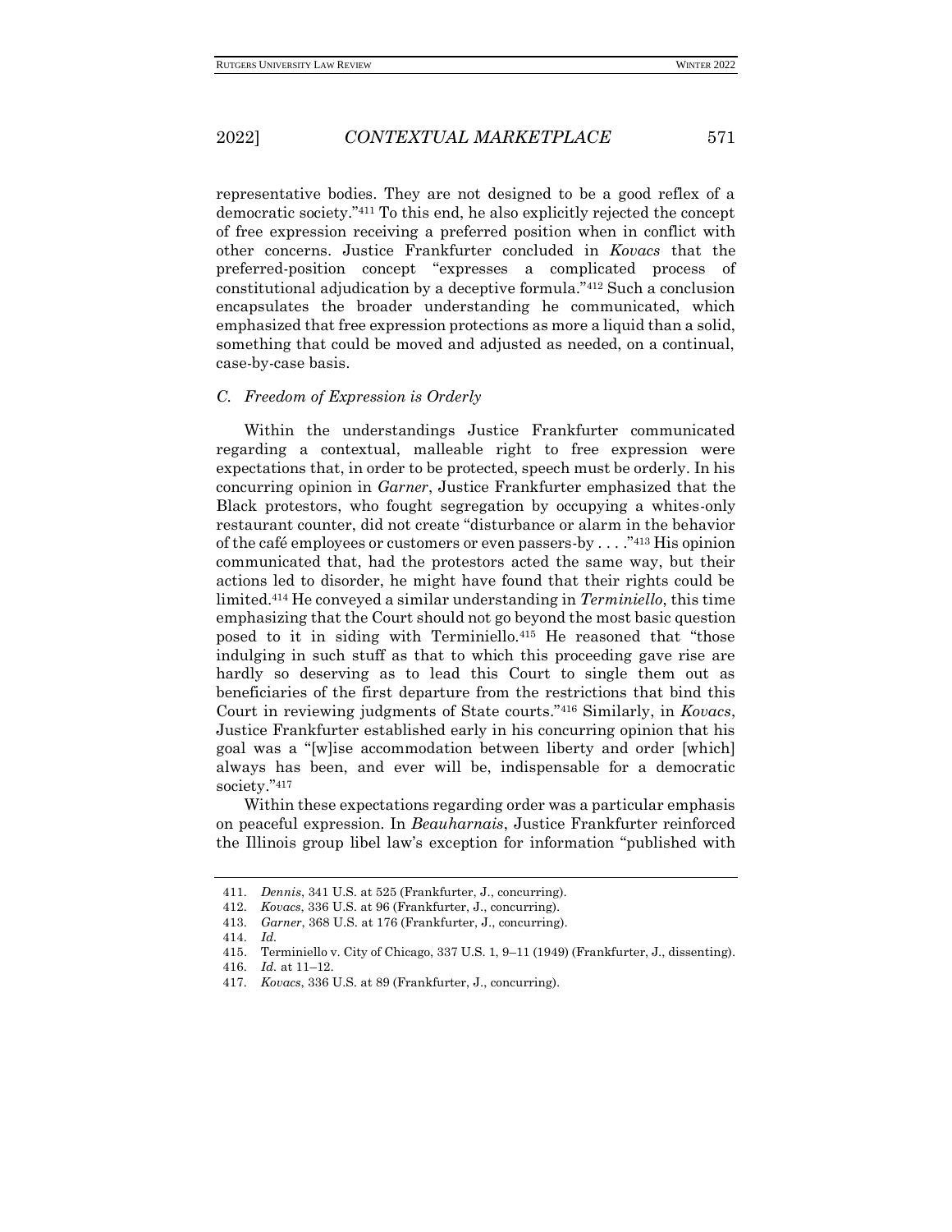representative bodies. They are not designed to be a good reflex of a democratic society."[411] To this end, he also explicitly rejected the concept of free expression receiving a preferred position when in conflict with other concerns. Justice Frankfurter concluded in *Kovacs* that the preferred-position concept "expresses a complicated process of constitutional adjudication by a deceptive formula."[412] Such a conclusion encapsulates the broader understanding he communicated, which emphasized that free expression protections as more a liquid than a solid, something that could be moved and adjusted as needed, on a continual, case-by-case basis.

### *C. Freedom of Expression is Orderly*

Within the understandings Justice Frankfurter communicated regarding a contextual, malleable right to free expression were expectations that, in order to be protected, speech must be orderly. In his concurring opinion in *Garner*, Justice Frankfurter emphasized that the Black protestors, who fought segregation by occupying a whites-only restaurant counter, did not create "disturbance or alarm in the behavior of the café employees or customers or even passers-by . . . ."[413] His opinion communicated that, had the protestors acted the same way, but their actions led to disorder, he might have found that their rights could be limited.[414] He conveyed a similar understanding in *Terminiello*, this time emphasizing that the Court should not go beyond the most basic question posed to it in siding with Terminiello.[415] He reasoned that "those indulging in such stuff as that to which this proceeding gave rise are hardly so deserving as to lead this Court to single them out as beneficiaries of the first departure from the restrictions that bind this Court in reviewing judgments of State courts."[416] Similarly, in *Kovacs*, Justice Frankfurter established early in his concurring opinion that his goal was a "[w]ise accommodation between liberty and order [which] always has been, and ever will be, indispensable for a democratic society."[417]

Within these expectations regarding order was a particular emphasis on peaceful expression. In *Beauharnais*, Justice Frankfurter reinforced the Illinois group libel law's exception for information "published with

411. *Dennis*, 341 U.S. at 525 (Frankfurter, J., concurring).
412. *Kovacs*, 336 U.S. at 96 (Frankfurter, J., concurring).
413. *Garner*, 368 U.S. at 176 (Frankfurter, J., concurring).
414. *Id.*
415. Terminiello v. City of Chicago, 337 U.S. 1, 9–11 (1949) (Frankfurter, J., dissenting).
416. *Id.* at 11–12.
417. *Kovacs*, 336 U.S. at 89 (Frankfurter, J., concurring).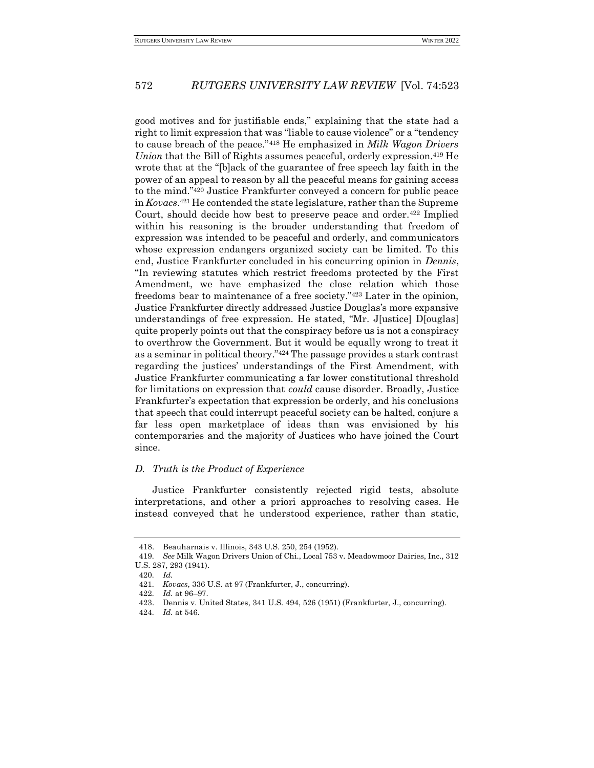good motives and for justifiable ends," explaining that the state had a right to limit expression that was "liable to cause violence" or a "tendency to cause breach of the peace."[418] He emphasized in *Milk Wagon Drivers Union* that the Bill of Rights assumes peaceful, orderly expression.[419] He wrote that at the "[b]ack of the guarantee of free speech lay faith in the power of an appeal to reason by all the peaceful means for gaining access to the mind."[420] Justice Frankfurter conveyed a concern for public peace in *Kovacs*.[421] He contended the state legislature, rather than the Supreme Court, should decide how best to preserve peace and order.[422] Implied within his reasoning is the broader understanding that freedom of expression was intended to be peaceful and orderly, and communicators whose expression endangers organized society can be limited. To this end, Justice Frankfurter concluded in his concurring opinion in *Dennis*, "In reviewing statutes which restrict freedoms protected by the First Amendment, we have emphasized the close relation which those freedoms bear to maintenance of a free society."[423] Later in the opinion, Justice Frankfurter directly addressed Justice Douglas's more expansive understandings of free expression. He stated, "Mr. J[ustice] D[ouglas] quite properly points out that the conspiracy before us is not a conspiracy to overthrow the Government. But it would be equally wrong to treat it as a seminar in political theory."[424] The passage provides a stark contrast regarding the justices' understandings of the First Amendment, with Justice Frankfurter communicating a far lower constitutional threshold for limitations on expression that *could* cause disorder. Broadly, Justice Frankfurter's expectation that expression be orderly, and his conclusions that speech that could interrupt peaceful society can be halted, conjure a far less open marketplace of ideas than was envisioned by his contemporaries and the majority of Justices who have joined the Court since.

### *D. Truth is the Product of Experience*

Justice Frankfurter consistently rejected rigid tests, absolute interpretations, and other a priori approaches to resolving cases. He instead conveyed that he understood experience, rather than static,

---

418. Beauharnais v. Illinois, 343 U.S. 250, 254 (1952).

419. *See* Milk Wagon Drivers Union of Chi., Local 753 v. Meadowmoor Dairies, Inc., 312 U.S. 287, 293 (1941).

420. *Id.*

421. *Kovacs*, 336 U.S. at 97 (Frankfurter, J., concurring).

422. *Id.* at 96–97.

423. Dennis v. United States, 341 U.S. 494, 526 (1951) (Frankfurter, J., concurring).

424. *Id.* at 546.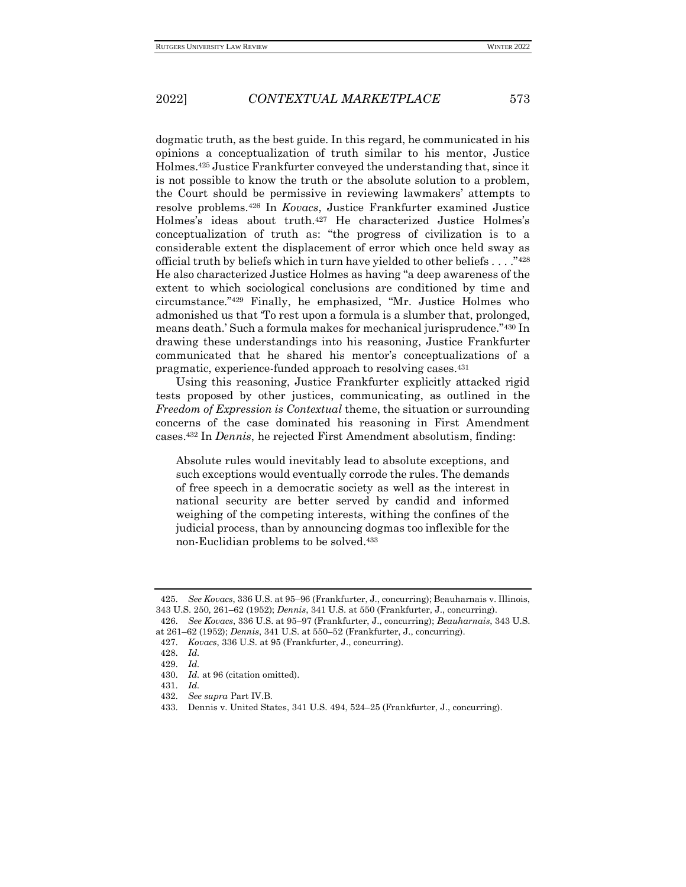dogmatic truth, as the best guide. In this regard, he communicated in his opinions a conceptualization of truth similar to his mentor, Justice Holmes.[425] Justice Frankfurter conveyed the understanding that, since it is not possible to know the truth or the absolute solution to a problem, the Court should be permissive in reviewing lawmakers' attempts to resolve problems.[426] In *Kovacs*, Justice Frankfurter examined Justice Holmes's ideas about truth.[427] He characterized Justice Holmes's conceptualization of truth as: "the progress of civilization is to a considerable extent the displacement of error which once held sway as official truth by beliefs which in turn have yielded to other beliefs . . . ."[428] He also characterized Justice Holmes as having "a deep awareness of the extent to which sociological conclusions are conditioned by time and circumstance."[429] Finally, he emphasized, "Mr. Justice Holmes who admonished us that 'To rest upon a formula is a slumber that, prolonged, means death.' Such a formula makes for mechanical jurisprudence."[430] In drawing these understandings into his reasoning, Justice Frankfurter communicated that he shared his mentor's conceptualizations of a pragmatic, experience-funded approach to resolving cases.[431]

Using this reasoning, Justice Frankfurter explicitly attacked rigid tests proposed by other justices, communicating, as outlined in the *Freedom of Expression is Contextual* theme, the situation or surrounding concerns of the case dominated his reasoning in First Amendment cases.[432] In *Dennis*, he rejected First Amendment absolutism, finding:

> Absolute rules would inevitably lead to absolute exceptions, and such exceptions would eventually corrode the rules. The demands of free speech in a democratic society as well as the interest in national security are better served by candid and informed weighing of the competing interests, withing the confines of the judicial process, than by announcing dogmas too inflexible for the non-Euclidian problems to be solved.[433]

---

425. *See Kovacs*, 336 U.S. at 95–96 (Frankfurter, J., concurring); Beauharnais v. Illinois, 343 U.S. 250, 261–62 (1952); *Dennis*, 341 U.S. at 550 (Frankfurter, J., concurring).

426. *See Kovacs*, 336 U.S. at 95–97 (Frankfurter, J., concurring); *Beauharnais*, 343 U.S. at 261–62 (1952); *Dennis*, 341 U.S. at 550–52 (Frankfurter, J., concurring).

427. *Kovacs*, 336 U.S. at 95 (Frankfurter, J., concurring).

428. *Id.*

429. *Id.*

430. *Id.* at 96 (citation omitted).

431. *Id.*

432. *See supra* Part IV.B.

433. Dennis v. United States, 341 U.S. 494, 524–25 (Frankfurter, J., concurring).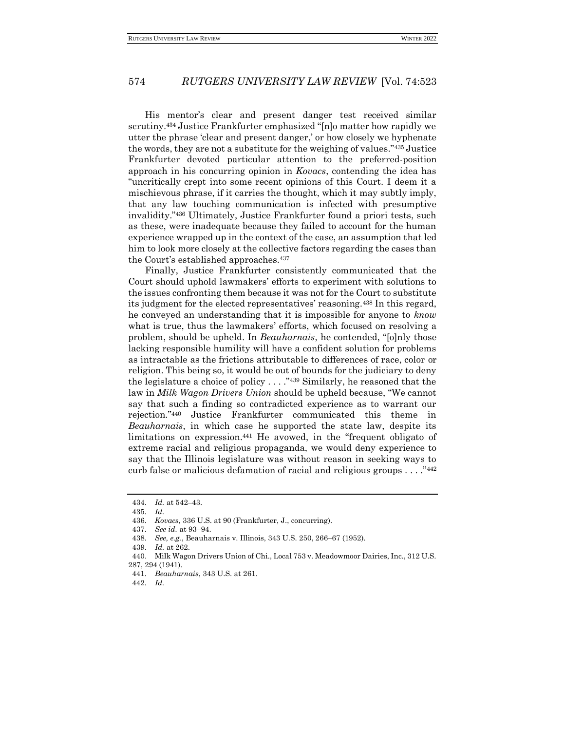His mentor's clear and present danger test received similar scrutiny.[434] Justice Frankfurter emphasized "[n]o matter how rapidly we utter the phrase 'clear and present danger,' or how closely we hyphenate the words, they are not a substitute for the weighing of values."[435] Justice Frankfurter devoted particular attention to the preferred-position approach in his concurring opinion in *Kovacs*, contending the idea has "uncritically crept into some recent opinions of this Court. I deem it a mischievous phrase, if it carries the thought, which it may subtly imply, that any law touching communication is infected with presumptive invalidity."[436] Ultimately, Justice Frankfurter found a priori tests, such as these, were inadequate because they failed to account for the human experience wrapped up in the context of the case, an assumption that led him to look more closely at the collective factors regarding the cases than the Court's established approaches.[437]

Finally, Justice Frankfurter consistently communicated that the Court should uphold lawmakers' efforts to experiment with solutions to the issues confronting them because it was not for the Court to substitute its judgment for the elected representatives' reasoning.[438] In this regard, he conveyed an understanding that it is impossible for anyone to *know* what is true, thus the lawmakers' efforts, which focused on resolving a problem, should be upheld. In *Beauharnais*, he contended, "[o]nly those lacking responsible humility will have a confident solution for problems as intractable as the frictions attributable to differences of race, color or religion. This being so, it would be out of bounds for the judiciary to deny the legislature a choice of policy . . . ."[439] Similarly, he reasoned that the law in *Milk Wagon Drivers Union* should be upheld because, "We cannot say that such a finding so contradicted experience as to warrant our rejection."[440] Justice Frankfurter communicated this theme in *Beauharnais*, in which case he supported the state law, despite its limitations on expression.[441] He avowed, in the "frequent obligato of extreme racial and religious propaganda, we would deny experience to say that the Illinois legislature was without reason in seeking ways to curb false or malicious defamation of racial and religious groups . . . ."[442]

---

434. *Id.* at 542–43.

435. *Id.*

436. *Kovacs*, 336 U.S. at 90 (Frankfurter, J., concurring).

437. *See id.* at 93–94.

438. *See, e.g.*, Beauharnais v. Illinois, 343 U.S. 250, 266–67 (1952).

439. *Id.* at 262.

440. Milk Wagon Drivers Union of Chi., Local 753 v. Meadowmoor Dairies, Inc., 312 U.S. 287, 294 (1941).

441. *Beauharnais*, 343 U.S. at 261.

442. *Id.*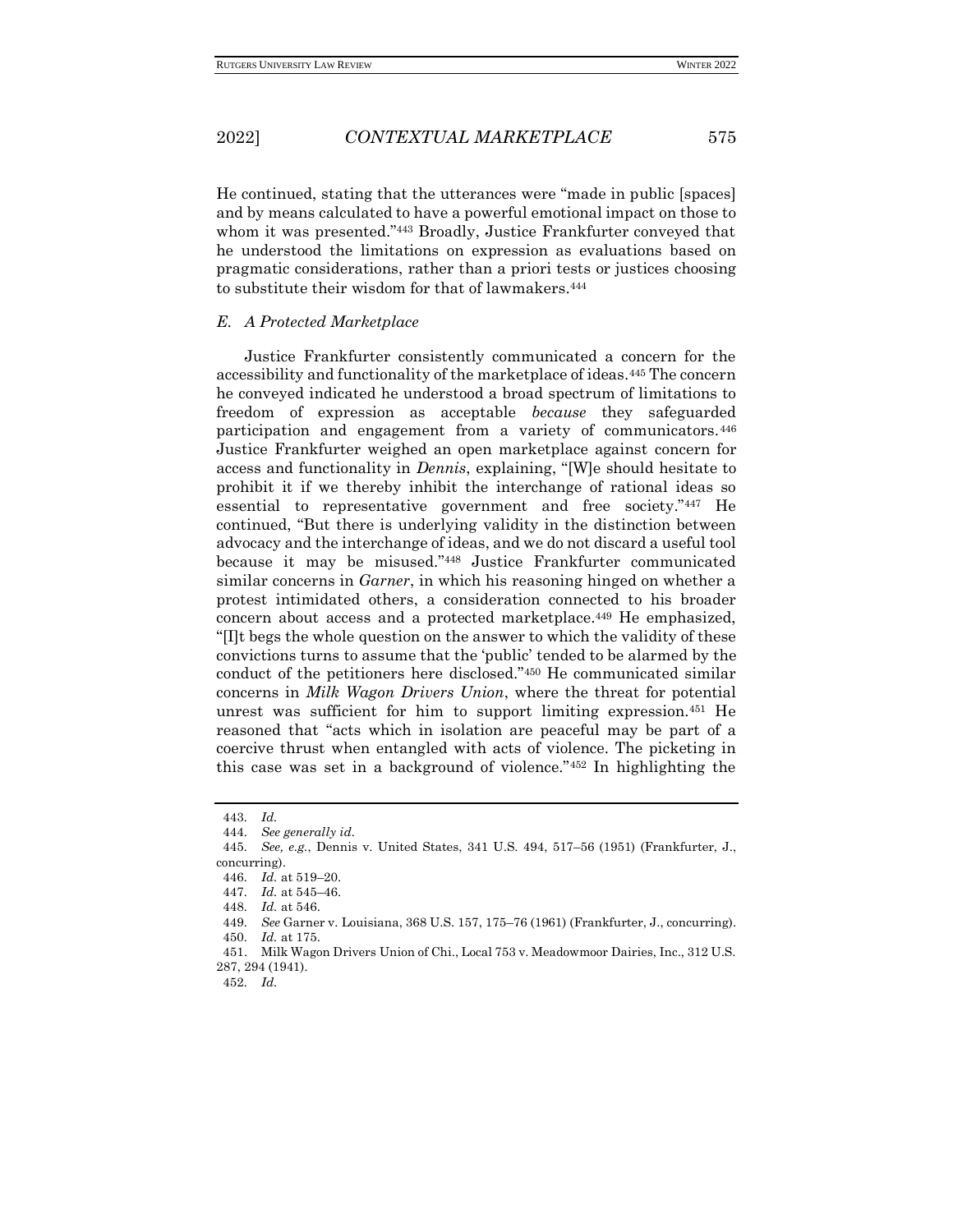He continued, stating that the utterances were "made in public [spaces] and by means calculated to have a powerful emotional impact on those to whom it was presented."[443] Broadly, Justice Frankfurter conveyed that he understood the limitations on expression as evaluations based on pragmatic considerations, rather than a priori tests or justices choosing to substitute their wisdom for that of lawmakers.[444]

### *E. A Protected Marketplace*

Justice Frankfurter consistently communicated a concern for the accessibility and functionality of the marketplace of ideas.[445] The concern he conveyed indicated he understood a broad spectrum of limitations to freedom of expression as acceptable *because* they safeguarded participation and engagement from a variety of communicators.[446] Justice Frankfurter weighed an open marketplace against concern for access and functionality in *Dennis*, explaining, "[W]e should hesitate to prohibit it if we thereby inhibit the interchange of rational ideas so essential to representative government and free society."[447] He continued, "But there is underlying validity in the distinction between advocacy and the interchange of ideas, and we do not discard a useful tool because it may be misused."[448] Justice Frankfurter communicated similar concerns in *Garner*, in which his reasoning hinged on whether a protest intimidated others, a consideration connected to his broader concern about access and a protected marketplace.[449] He emphasized, "[I]t begs the whole question on the answer to which the validity of these convictions turns to assume that the 'public' tended to be alarmed by the conduct of the petitioners here disclosed."[450] He communicated similar concerns in *Milk Wagon Drivers Union*, where the threat for potential unrest was sufficient for him to support limiting expression.[451] He reasoned that "acts which in isolation are peaceful may be part of a coercive thrust when entangled with acts of violence. The picketing in this case was set in a background of violence."[452] In highlighting the

---

443. *Id.*

444. *See generally id.*

445. *See, e.g.*, Dennis v. United States, 341 U.S. 494, 517–56 (1951) (Frankfurter, J., concurring).

446. *Id.* at 519–20.

447. *Id.* at 545–46.

448. *Id.* at 546.

449. *See* Garner v. Louisiana, 368 U.S. 157, 175–76 (1961) (Frankfurter, J., concurring).

450. *Id.* at 175.

451. Milk Wagon Drivers Union of Chi., Local 753 v. Meadowmoor Dairies, Inc., 312 U.S. 287, 294 (1941).

452. *Id.*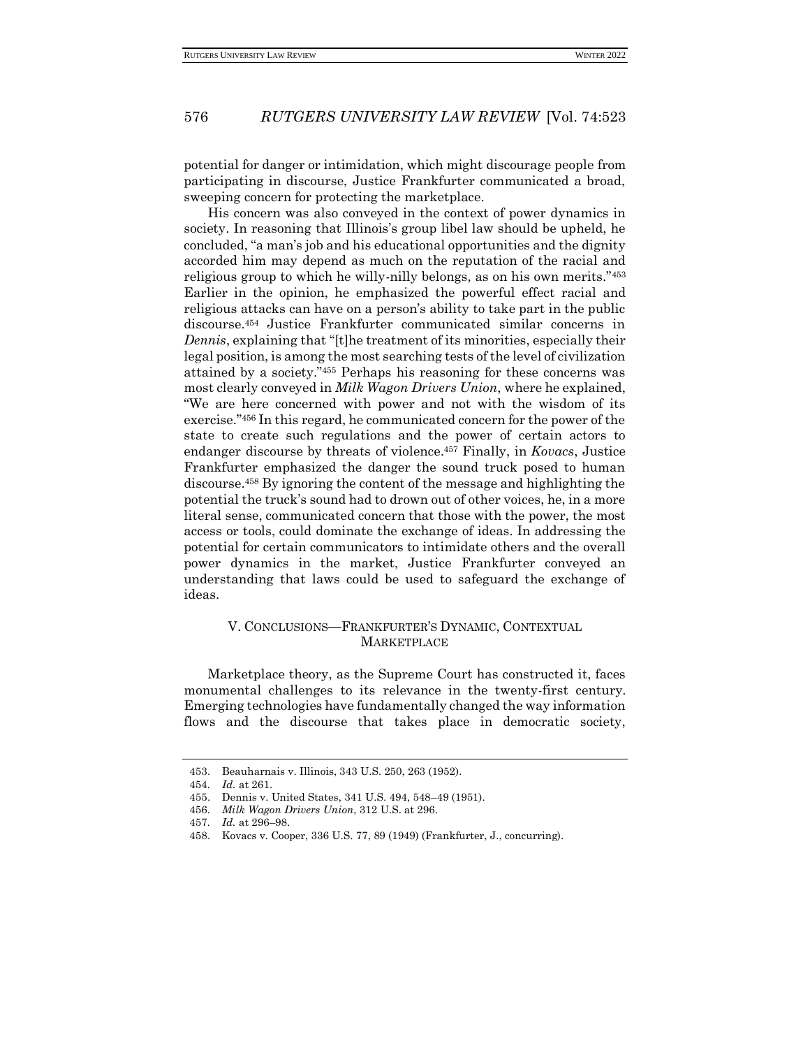potential for danger or intimidation, which might discourage people from participating in discourse, Justice Frankfurter communicated a broad, sweeping concern for protecting the marketplace.

His concern was also conveyed in the context of power dynamics in society. In reasoning that Illinois's group libel law should be upheld, he concluded, "a man's job and his educational opportunities and the dignity accorded him may depend as much on the reputation of the racial and religious group to which he willy-nilly belongs, as on his own merits."[453] Earlier in the opinion, he emphasized the powerful effect racial and religious attacks can have on a person's ability to take part in the public discourse.[454] Justice Frankfurter communicated similar concerns in *Dennis*, explaining that "[t]he treatment of its minorities, especially their legal position, is among the most searching tests of the level of civilization attained by a society."[455] Perhaps his reasoning for these concerns was most clearly conveyed in *Milk Wagon Drivers Union*, where he explained, "We are here concerned with power and not with the wisdom of its exercise."[456] In this regard, he communicated concern for the power of the state to create such regulations and the power of certain actors to endanger discourse by threats of violence.[457] Finally, in *Kovacs*, Justice Frankfurter emphasized the danger the sound truck posed to human discourse.[458] By ignoring the content of the message and highlighting the potential the truck's sound had to drown out of other voices, he, in a more literal sense, communicated concern that those with the power, the most access or tools, could dominate the exchange of ideas. In addressing the potential for certain communicators to intimidate others and the overall power dynamics in the market, Justice Frankfurter conveyed an understanding that laws could be used to safeguard the exchange of ideas.

## V. Conclusions—Frankfurter's Dynamic, Contextual Marketplace

Marketplace theory, as the Supreme Court has constructed it, faces monumental challenges to its relevance in the twenty-first century. Emerging technologies have fundamentally changed the way information flows and the discourse that takes place in democratic society,

---

453. Beauharnais v. Illinois, 343 U.S. 250, 263 (1952).

454. *Id.* at 261.

455. Dennis v. United States, 341 U.S. 494, 548–49 (1951).

456. *Milk Wagon Drivers Union*, 312 U.S. at 296.

457. *Id.* at 296–98.

458. Kovacs v. Cooper, 336 U.S. 77, 89 (1949) (Frankfurter, J., concurring).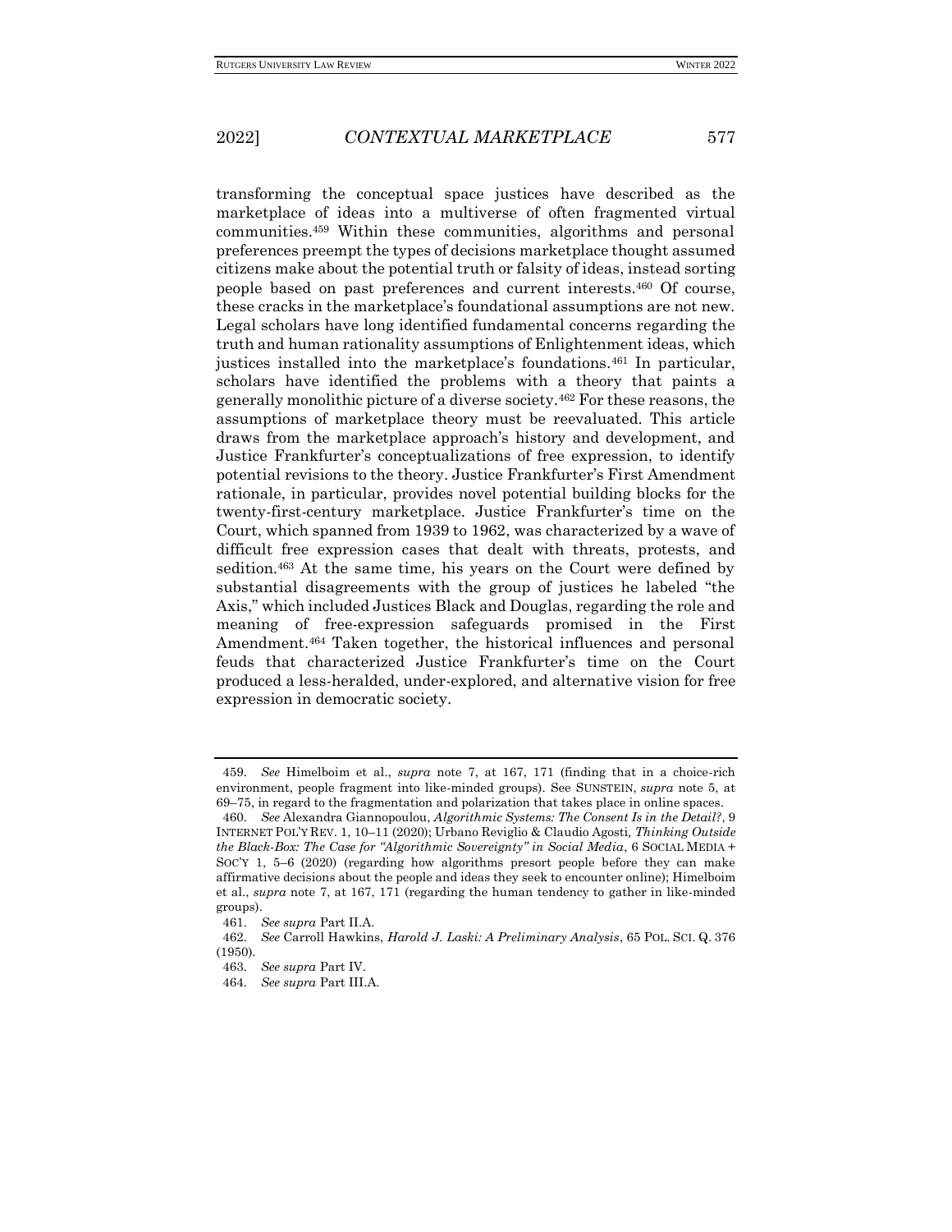transforming the conceptual space justices have described as the marketplace of ideas into a multiverse of often fragmented virtual communities.[459] Within these communities, algorithms and personal preferences preempt the types of decisions marketplace thought assumed citizens make about the potential truth or falsity of ideas, instead sorting people based on past preferences and current interests.[460] Of course, these cracks in the marketplace's foundational assumptions are not new. Legal scholars have long identified fundamental concerns regarding the truth and human rationality assumptions of Enlightenment ideas, which justices installed into the marketplace's foundations.[461] In particular, scholars have identified the problems with a theory that paints a generally monolithic picture of a diverse society.[462] For these reasons, the assumptions of marketplace theory must be reevaluated. This article draws from the marketplace approach's history and development, and Justice Frankfurter's conceptualizations of free expression, to identify potential revisions to the theory. Justice Frankfurter's First Amendment rationale, in particular, provides novel potential building blocks for the twenty-first-century marketplace. Justice Frankfurter's time on the Court, which spanned from 1939 to 1962, was characterized by a wave of difficult free expression cases that dealt with threats, protests, and sedition.[463] At the same time, his years on the Court were defined by substantial disagreements with the group of justices he labeled "the Axis," which included Justices Black and Douglas, regarding the role and meaning of free-expression safeguards promised in the First Amendment.[464] Taken together, the historical influences and personal feuds that characterized Justice Frankfurter's time on the Court produced a less-heralded, under-explored, and alternative vision for free expression in democratic society.

---

459. *See* Himelboim et al., *supra* note 7, at 167, 171 (finding that in a choice-rich environment, people fragment into like-minded groups). See SUNSTEIN, *supra* note 5, at 69–75, in regard to the fragmentation and polarization that takes place in online spaces.

460. *See* Alexandra Giannopoulou, *Algorithmic Systems: The Consent Is in the Detail?*, 9 INTERNET POL'Y REV. 1, 10–11 (2020); Urbano Reviglio & Claudio Agosti, *Thinking Outside the Black-Box: The Case for "Algorithmic Sovereignty" in Social Media*, 6 SOCIAL MEDIA + SOC'Y 1, 5–6 (2020) (regarding how algorithms presort people before they can make affirmative decisions about the people and ideas they seek to encounter online); Himelboim et al., *supra* note 7, at 167, 171 (regarding the human tendency to gather in like-minded groups).

461. *See supra* Part II.A.

462. *See* Carroll Hawkins, *Harold J. Laski: A Preliminary Analysis*, 65 POL. SCI. Q. 376 (1950).

463. *See supra* Part IV.

464. *See supra* Part III.A.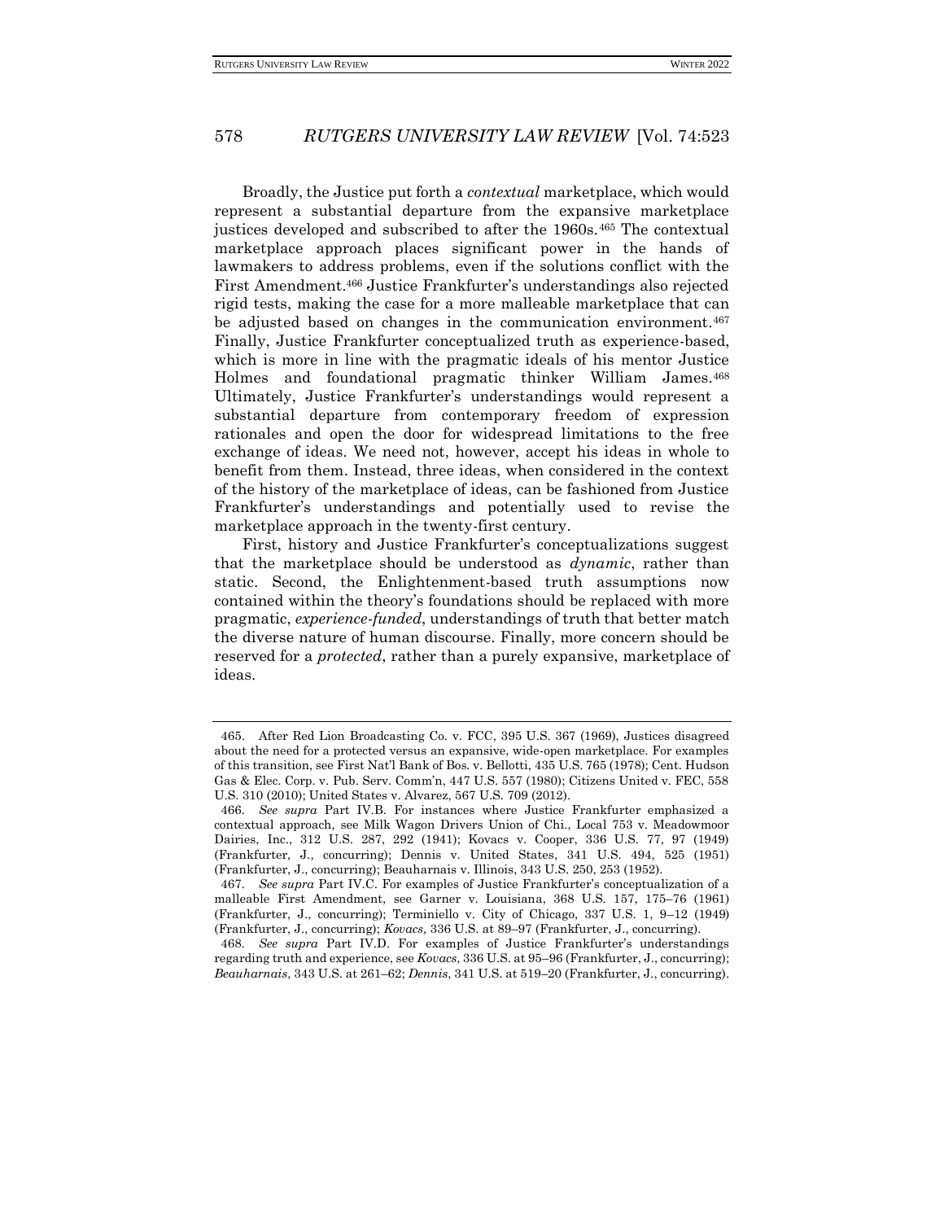Broadly, the Justice put forth a *contextual* marketplace, which would represent a substantial departure from the expansive marketplace justices developed and subscribed to after the 1960s.[465] The contextual marketplace approach places significant power in the hands of lawmakers to address problems, even if the solutions conflict with the First Amendment.[466] Justice Frankfurter's understandings also rejected rigid tests, making the case for a more malleable marketplace that can be adjusted based on changes in the communication environment.[467] Finally, Justice Frankfurter conceptualized truth as experience-based, which is more in line with the pragmatic ideals of his mentor Justice Holmes and foundational pragmatic thinker William James.[468] Ultimately, Justice Frankfurter's understandings would represent a substantial departure from contemporary freedom of expression rationales and open the door for widespread limitations to the free exchange of ideas. We need not, however, accept his ideas in whole to benefit from them. Instead, three ideas, when considered in the context of the history of the marketplace of ideas, can be fashioned from Justice Frankfurter's understandings and potentially used to revise the marketplace approach in the twenty-first century.

First, history and Justice Frankfurter's conceptualizations suggest that the marketplace should be understood as *dynamic*, rather than static. Second, the Enlightenment-based truth assumptions now contained within the theory's foundations should be replaced with more pragmatic, *experience-funded*, understandings of truth that better match the diverse nature of human discourse. Finally, more concern should be reserved for a *protected*, rather than a purely expansive, marketplace of ideas.

---

465. After Red Lion Broadcasting Co. v. FCC, 395 U.S. 367 (1969), Justices disagreed about the need for a protected versus an expansive, wide-open marketplace. For examples of this transition, see First Nat'l Bank of Bos. v. Bellotti, 435 U.S. 765 (1978); Cent. Hudson Gas & Elec. Corp. v. Pub. Serv. Comm'n, 447 U.S. 557 (1980); Citizens United v. FEC, 558 U.S. 310 (2010); United States v. Alvarez, 567 U.S. 709 (2012).

466. *See supra* Part IV.B. For instances where Justice Frankfurter emphasized a contextual approach, see Milk Wagon Drivers Union of Chi., Local 753 v. Meadowmoor Dairies, Inc., 312 U.S. 287, 292 (1941); Kovacs v. Cooper, 336 U.S. 77, 97 (1949) (Frankfurter, J., concurring); Dennis v. United States, 341 U.S. 494, 525 (1951) (Frankfurter, J., concurring); Beauharnais v. Illinois, 343 U.S. 250, 253 (1952).

467. *See supra* Part IV.C. For examples of Justice Frankfurter's conceptualization of a malleable First Amendment, see Garner v. Louisiana, 368 U.S. 157, 175–76 (1961) (Frankfurter, J., concurring); Terminiello v. City of Chicago, 337 U.S. 1, 9–12 (1949) (Frankfurter, J., concurring); *Kovacs*, 336 U.S. at 89–97 (Frankfurter, J., concurring).

468. *See supra* Part IV.D. For examples of Justice Frankfurter's understandings regarding truth and experience, see *Kovacs*, 336 U.S. at 95–96 (Frankfurter, J., concurring); *Beauharnais*, 343 U.S. at 261–62; *Dennis*, 341 U.S. at 519–20 (Frankfurter, J., concurring).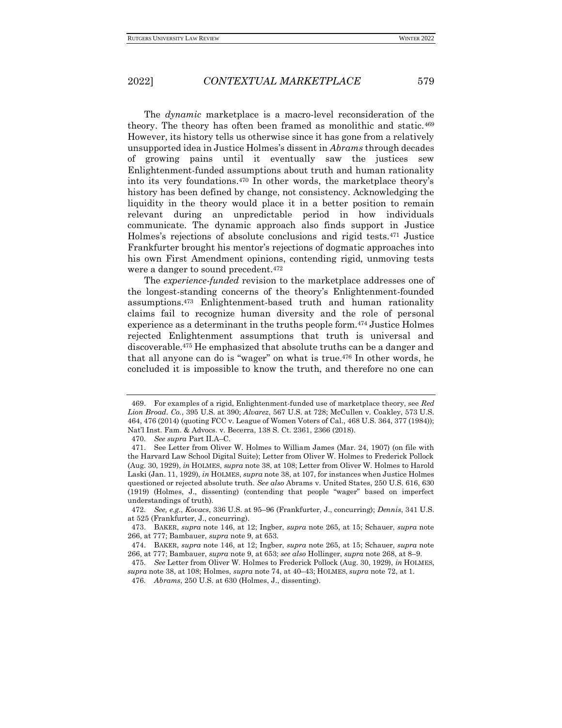The *dynamic* marketplace is a macro-level reconsideration of the theory. The theory has often been framed as monolithic and static.[469] However, its history tells us otherwise since it has gone from a relatively unsupported idea in Justice Holmes's dissent in *Abrams* through decades of growing pains until it eventually saw the justices sew Enlightenment-funded assumptions about truth and human rationality into its very foundations.[470] In other words, the marketplace theory's history has been defined by change, not consistency. Acknowledging the liquidity in the theory would place it in a better position to remain relevant during an unpredictable period in how individuals communicate. The dynamic approach also finds support in Justice Holmes's rejections of absolute conclusions and rigid tests.[471] Justice Frankfurter brought his mentor's rejections of dogmatic approaches into his own First Amendment opinions, contending rigid, unmoving tests were a danger to sound precedent.[472]

The *experience-funded* revision to the marketplace addresses one of the longest-standing concerns of the theory's Enlightenment-founded assumptions.[473] Enlightenment-based truth and human rationality claims fail to recognize human diversity and the role of personal experience as a determinant in the truths people form.[474] Justice Holmes rejected Enlightenment assumptions that truth is universal and discoverable.[475] He emphasized that absolute truths can be a danger and that all anyone can do is "wager" on what is true.[476] In other words, he concluded it is impossible to know the truth, and therefore no one can

---

469. For examples of a rigid, Enlightenment-funded use of marketplace theory, see *Red Lion Broad. Co.*, 395 U.S. at 390; *Alvarez*, 567 U.S. at 728; McCullen v. Coakley, 573 U.S. 464, 476 (2014) (quoting FCC v. League of Women Voters of Cal., 468 U.S. 364, 377 (1984)); Nat'l Inst. Fam. & Advocs. v. Becerra, 138 S. Ct. 2361, 2366 (2018).

470. *See supra* Part II.A–C.

471. See Letter from Oliver W. Holmes to William James (Mar. 24, 1907) (on file with the Harvard Law School Digital Suite); Letter from Oliver W. Holmes to Frederick Pollock (Aug. 30, 1929), *in* HOLMES, *supra* note 38, at 108; Letter from Oliver W. Holmes to Harold Laski (Jan. 11, 1929), *in* HOLMES, *supra* note 38, at 107, for instances when Justice Holmes questioned or rejected absolute truth. *See also* Abrams v. United States, 250 U.S. 616, 630 (1919) (Holmes, J., dissenting) (contending that people "wager" based on imperfect understandings of truth).

472. *See, e.g.*, *Kovacs*, 336 U.S. at 95–96 (Frankfurter, J., concurring); *Dennis*, 341 U.S. at 525 (Frankfurter, J., concurring).

473. BAKER, *supra* note 146, at 12; Ingber, *supra* note 265, at 15; Schauer, *supra* note 266, at 777; Bambauer, *supra* note 9, at 653.

474. BAKER, *supra* note 146, at 12; Ingber, *supra* note 265, at 15; Schauer, *supra* note 266, at 777; Bambauer, *supra* note 9, at 653; *see also* Hollinger, *supra* note 268, at 8–9.

475. *See* Letter from Oliver W. Holmes to Frederick Pollock (Aug. 30, 1929), *in* HOLMES, *supra* note 38, at 108; Holmes, *supra* note 74, at 40–43; HOLMES, *supra* note 72, at 1.

476. *Abrams*, 250 U.S. at 630 (Holmes, J., dissenting).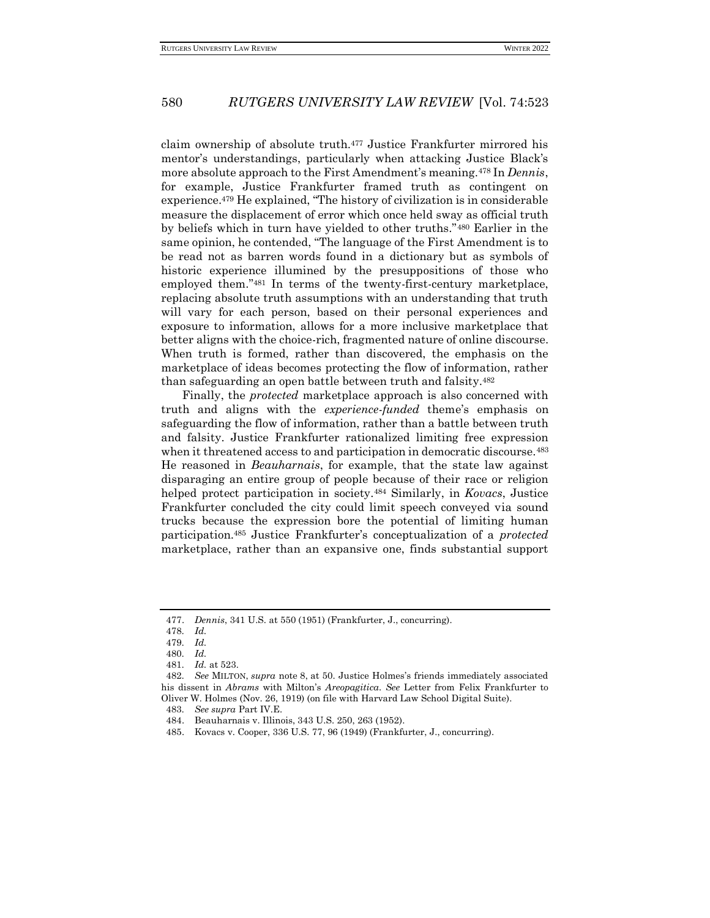claim ownership of absolute truth.[477] Justice Frankfurter mirrored his mentor's understandings, particularly when attacking Justice Black's more absolute approach to the First Amendment's meaning.[478] In *Dennis*, for example, Justice Frankfurter framed truth as contingent on experience.[479] He explained, "The history of civilization is in considerable measure the displacement of error which once held sway as official truth by beliefs which in turn have yielded to other truths."[480] Earlier in the same opinion, he contended, "The language of the First Amendment is to be read not as barren words found in a dictionary but as symbols of historic experience illumined by the presuppositions of those who employed them."[481] In terms of the twenty-first-century marketplace, replacing absolute truth assumptions with an understanding that truth will vary for each person, based on their personal experiences and exposure to information, allows for a more inclusive marketplace that better aligns with the choice-rich, fragmented nature of online discourse. When truth is formed, rather than discovered, the emphasis on the marketplace of ideas becomes protecting the flow of information, rather than safeguarding an open battle between truth and falsity.[482]

Finally, the *protected* marketplace approach is also concerned with truth and aligns with the *experience-funded* theme's emphasis on safeguarding the flow of information, rather than a battle between truth and falsity. Justice Frankfurter rationalized limiting free expression when it threatened access to and participation in democratic discourse.[483] He reasoned in *Beauharnais*, for example, that the state law against disparaging an entire group of people because of their race or religion helped protect participation in society.[484] Similarly, in *Kovacs*, Justice Frankfurter concluded the city could limit speech conveyed via sound trucks because the expression bore the potential of limiting human participation.[485] Justice Frankfurter's conceptualization of a *protected* marketplace, rather than an expansive one, finds substantial support

---

477. *Dennis*, 341 U.S. at 550 (1951) (Frankfurter, J., concurring).

478. *Id.*

479. *Id.*

480. *Id.*

481. *Id.* at 523.

482. *See* MILTON, *supra* note 8, at 50. Justice Holmes's friends immediately associated his dissent in *Abrams* with Milton's *Areopagitica*. *See* Letter from Felix Frankfurter to Oliver W. Holmes (Nov. 26, 1919) (on file with Harvard Law School Digital Suite).

483. *See supra* Part IV.E.

484. Beauharnais v. Illinois, 343 U.S. 250, 263 (1952).

485. Kovacs v. Cooper, 336 U.S. 77, 96 (1949) (Frankfurter, J., concurring).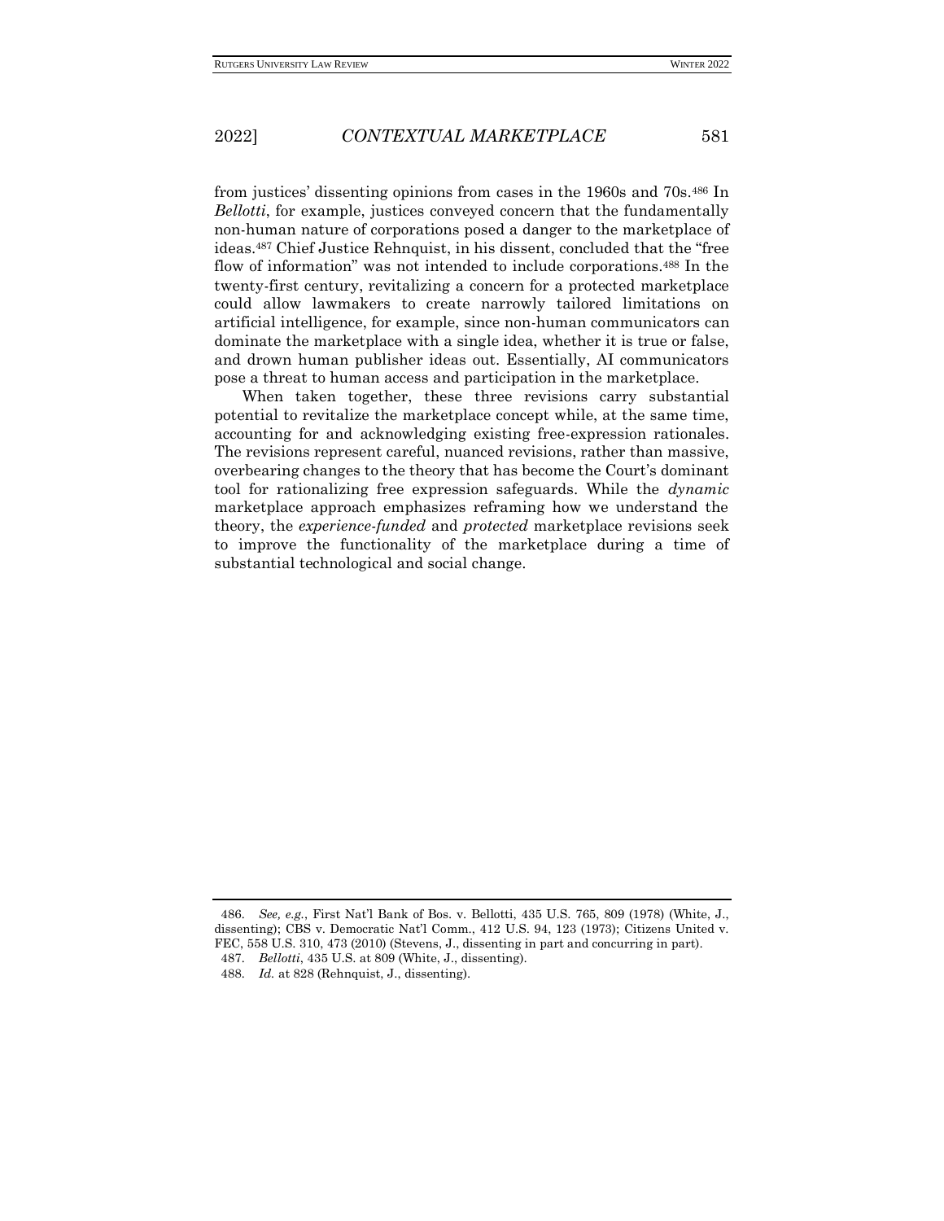from justices' dissenting opinions from cases in the 1960s and 70s.[486] In *Bellotti*, for example, justices conveyed concern that the fundamentally non-human nature of corporations posed a danger to the marketplace of ideas.[487] Chief Justice Rehnquist, in his dissent, concluded that the "free flow of information" was not intended to include corporations.[488] In the twenty-first century, revitalizing a concern for a protected marketplace could allow lawmakers to create narrowly tailored limitations on artificial intelligence, for example, since non-human communicators can dominate the marketplace with a single idea, whether it is true or false, and drown human publisher ideas out. Essentially, AI communicators pose a threat to human access and participation in the marketplace.

When taken together, these three revisions carry substantial potential to revitalize the marketplace concept while, at the same time, accounting for and acknowledging existing free-expression rationales. The revisions represent careful, nuanced revisions, rather than massive, overbearing changes to the theory that has become the Court's dominant tool for rationalizing free expression safeguards. While the *dynamic* marketplace approach emphasizes reframing how we understand the theory, the *experience-funded* and *protected* marketplace revisions seek to improve the functionality of the marketplace during a time of substantial technological and social change.

---

486. *See, e.g.*, First Nat'l Bank of Bos. v. Bellotti, 435 U.S. 765, 809 (1978) (White, J., dissenting); CBS v. Democratic Nat'l Comm., 412 U.S. 94, 123 (1973); Citizens United v. FEC, 558 U.S. 310, 473 (2010) (Stevens, J., dissenting in part and concurring in part).

487. *Bellotti*, 435 U.S. at 809 (White, J., dissenting).

488. *Id.* at 828 (Rehnquist, J., dissenting).